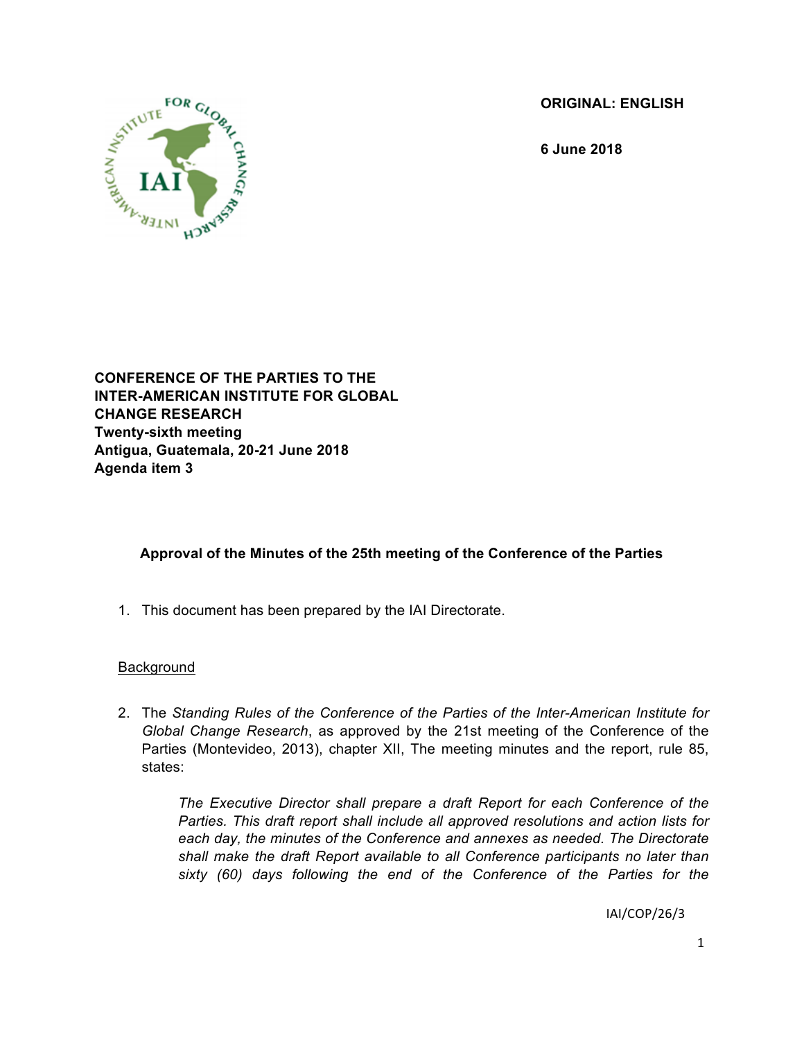ORIGINAL: ENGLISH

6 June 2018

**CONFERENCE OF THE PARTIES TO THE INTER-AMERICAN INSTITUTE FOR GLOBAL CHANGE RESEARCH**
**Twenty-sixth meeting**
**Antigua, Guatemala, 20-21 June 2018**
**Agenda item 3**

## Approval of the Minutes of the 25th meeting of the Conference of the Parties

1. This document has been prepared by the IAI Directorate.

Background

2. The *Standing Rules of the Conference of the Parties of the Inter-American Institute for Global Change Research*, as approved by the 21st meeting of the Conference of the Parties (Montevideo, 2013), chapter XII, The meeting minutes and the report, rule 85, states:

   *The Executive Director shall prepare a draft Report for each Conference of the Parties. This draft report shall include all approved resolutions and action lists for each day, the minutes of the Conference and annexes as needed. The Directorate shall make the draft Report available to all Conference participants no later than sixty (60) days following the end of the Conference of the Parties for the*

IAI/COP/26/3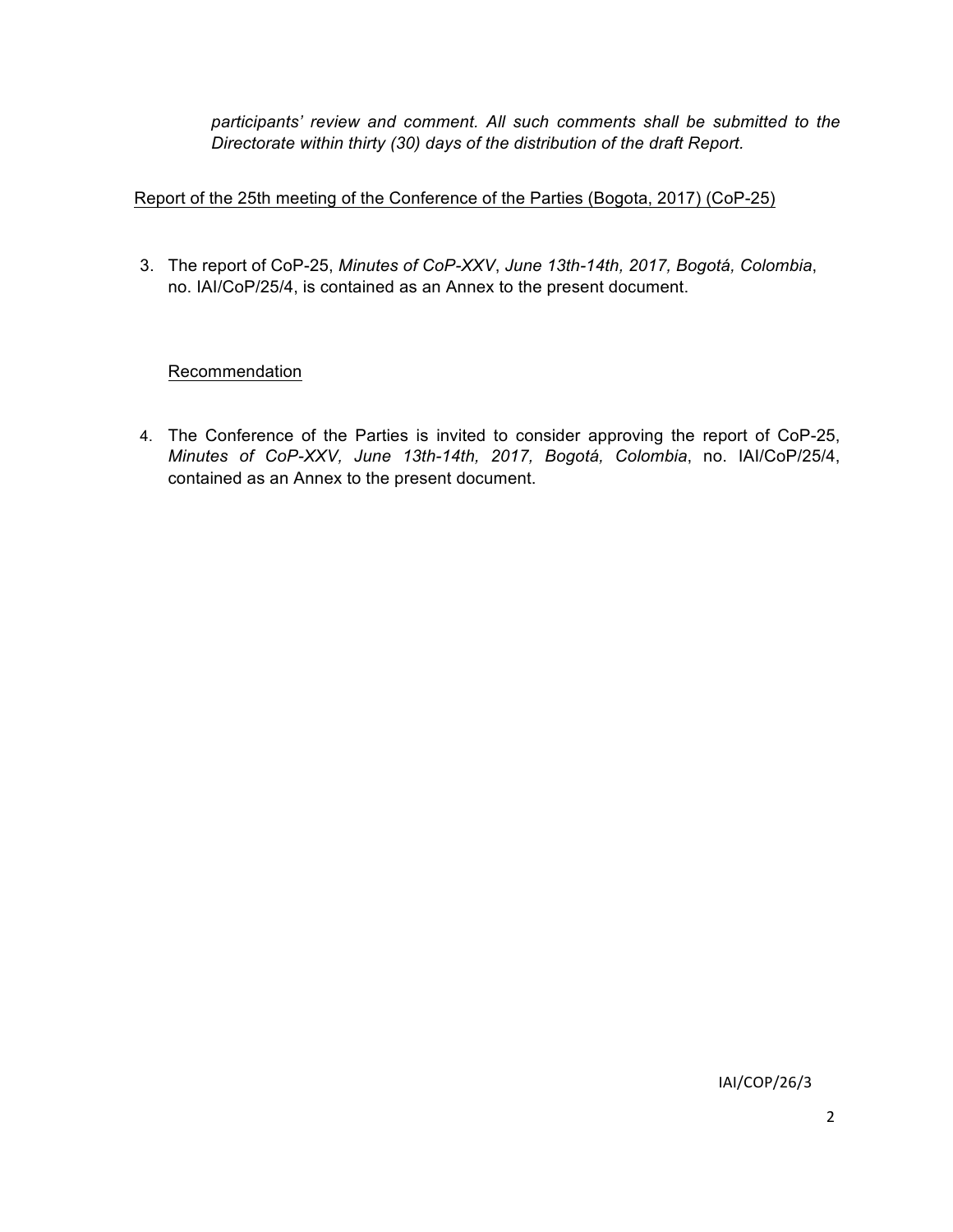*participants' review and comment. All such comments shall be submitted to the Directorate within thirty (30) days of the distribution of the draft Report.*

Report of the 25th meeting of the Conference of the Parties (Bogota, 2017) (CoP-25)

3. The report of CoP-25, *Minutes of CoP-XXV*, *June 13th-14th, 2017, Bogotá, Colombia*, no. IAI/CoP/25/4, is contained as an Annex to the present document.

Recommendation

4. The Conference of the Parties is invited to consider approving the report of CoP-25, *Minutes of CoP-XXV, June 13th-14th, 2017, Bogotá, Colombia*, no. IAI/CoP/25/4, contained as an Annex to the present document.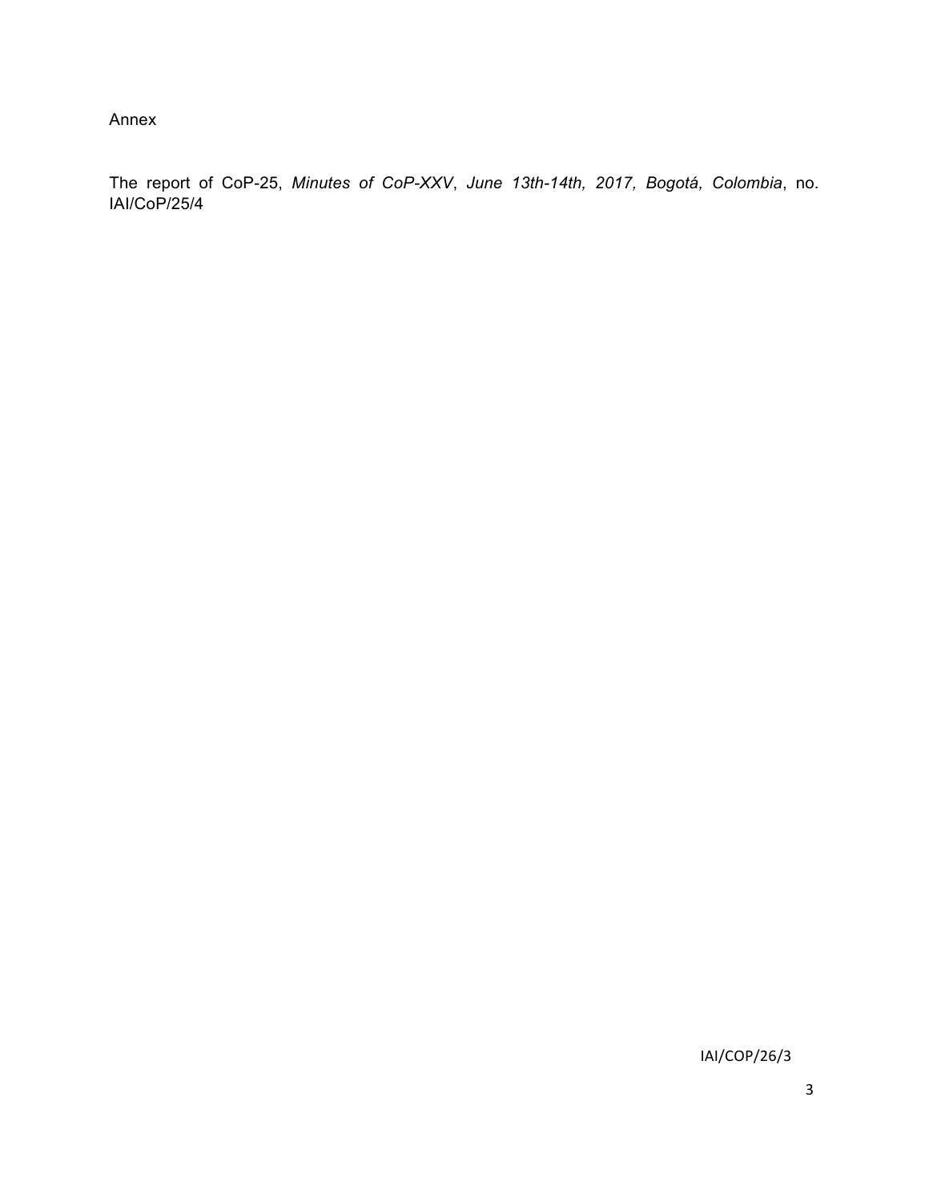Annex

The report of CoP-25, *Minutes of CoP-XXV*, *June 13th-14th, 2017, Bogotá, Colombia*, no. IAI/CoP/25/4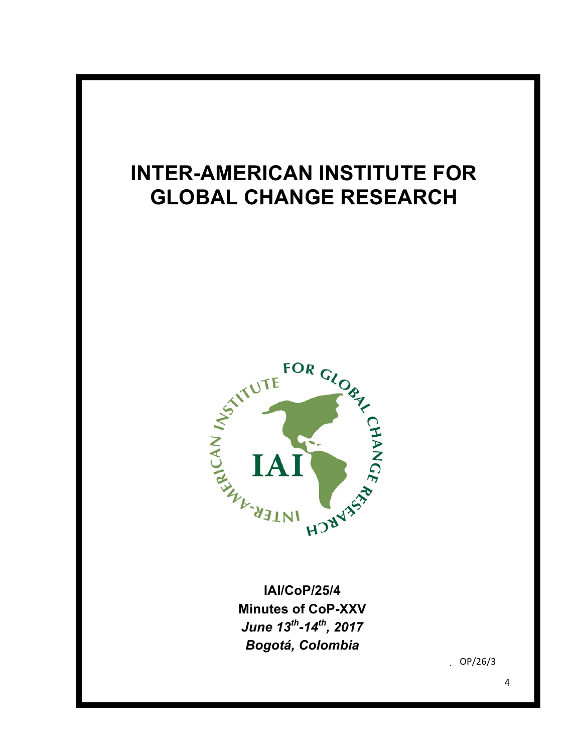# INTER-AMERICAN INSTITUTE FOR GLOBAL CHANGE RESEARCH

**IAI/CoP/25/4**

**Minutes of CoP-XXV**

***June 13th-14th, 2017***

***Bogotá, Colombia***

OP/26/3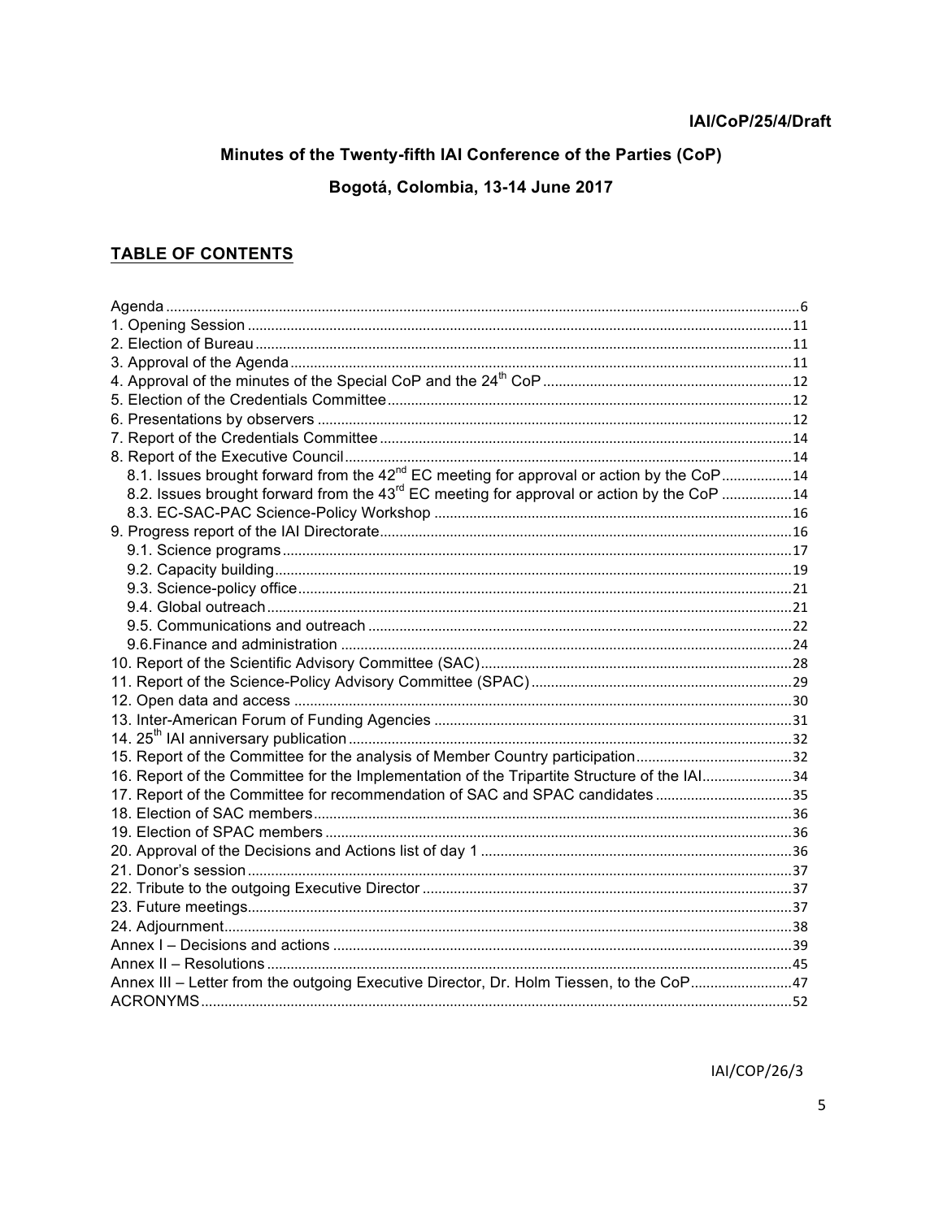**IAI/CoP/25/4/Draft**

# Minutes of the Twenty-fifth IAI Conference of the Parties (CoP)

## Bogotá, Colombia, 13-14 June 2017

## TABLE OF CONTENTS

Agenda ..... 6
1. Opening Session ..... 11
2. Election of Bureau ..... 11
3. Approval of the Agenda ..... 11
4. Approval of the minutes of the Special CoP and the 24th CoP ..... 12
5. Election of the Credentials Committee ..... 12
6. Presentations by observers ..... 12
7. Report of the Credentials Committee ..... 14
8. Report of the Executive Council ..... 14
   - 8.1. Issues brought forward from the 42nd EC meeting for approval or action by the CoP ..... 14
   - 8.2. Issues brought forward from the 43rd EC meeting for approval or action by the CoP ..... 14
   - 8.3. EC-SAC-PAC Science-Policy Workshop ..... 16
9. Progress report of the IAI Directorate ..... 16
   - 9.1. Science programs ..... 17
   - 9.2. Capacity building ..... 19
   - 9.3. Science-policy office ..... 21
   - 9.4. Global outreach ..... 21
   - 9.5. Communications and outreach ..... 22
   - 9.6.Finance and administration ..... 24
10. Report of the Scientific Advisory Committee (SAC) ..... 28
11. Report of the Science-Policy Advisory Committee (SPAC) ..... 29
12. Open data and access ..... 30
13. Inter-American Forum of Funding Agencies ..... 31
14. 25th IAI anniversary publication ..... 32
15. Report of the Committee for the analysis of Member Country participation ..... 32
16. Report of the Committee for the Implementation of the Tripartite Structure of the IAI ..... 34
17. Report of the Committee for recommendation of SAC and SPAC candidates ..... 35
18. Election of SAC members ..... 36
19. Election of SPAC members ..... 36
20. Approval of the Decisions and Actions list of day 1 ..... 36
21. Donor's session ..... 37
22. Tribute to the outgoing Executive Director ..... 37
23. Future meetings ..... 37
24. Adjournment ..... 38

Annex I – Decisions and actions ..... 39
Annex II – Resolutions ..... 45
Annex III – Letter from the outgoing Executive Director, Dr. Holm Tiessen, to the CoP ..... 47
ACRONYMS ..... 52

IAI/COP/26/3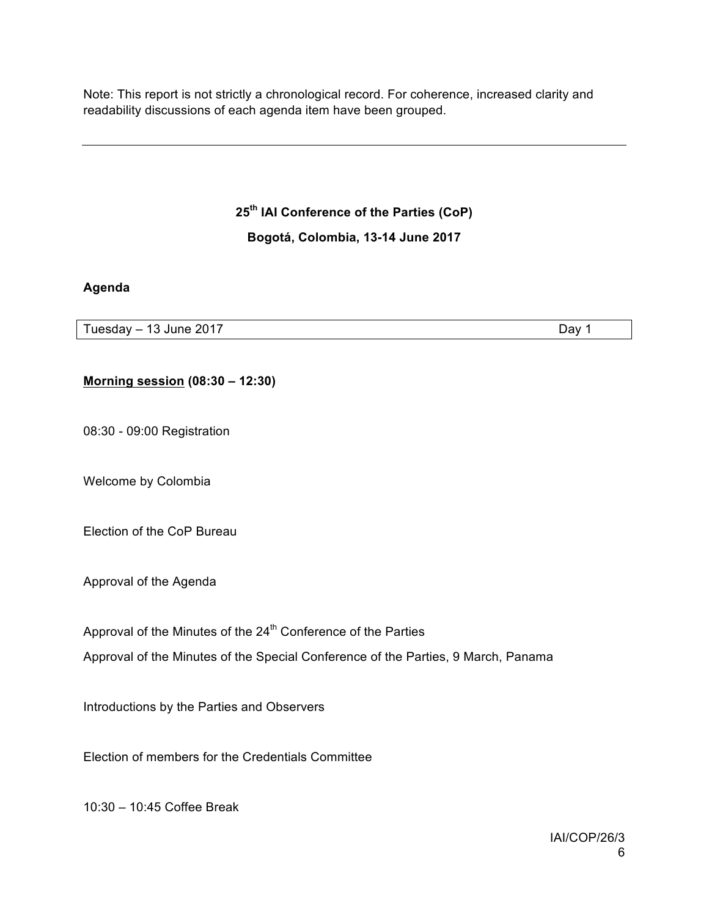Note: This report is not strictly a chronological record. For coherence, increased clarity and readability discussions of each agenda item have been grouped.

---

**25th IAI Conference of the Parties (CoP)**

**Bogotá, Colombia, 13-14 June 2017**

**Agenda**

| Tuesday – 13 June 2017 | Day 1 |
|---|---|

**Morning session (08:30 – 12:30)**

08:30 - 09:00 Registration

Welcome by Colombia

Election of the CoP Bureau

Approval of the Agenda

Approval of the Minutes of the 24th Conference of the Parties

Approval of the Minutes of the Special Conference of the Parties, 9 March, Panama

Introductions by the Parties and Observers

Election of members for the Credentials Committee

10:30 – 10:45 Coffee Break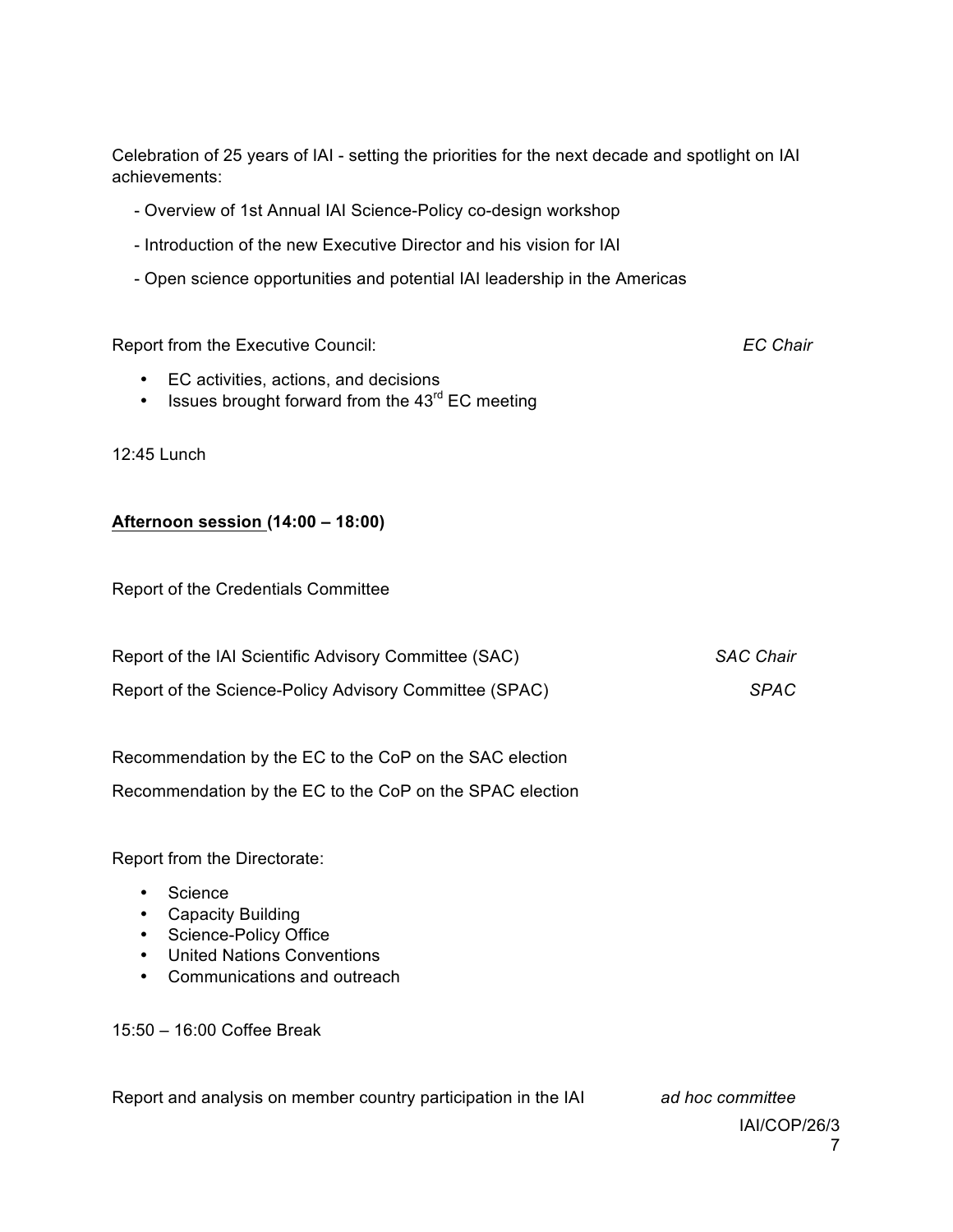Celebration of 25 years of IAI - setting the priorities for the next decade and spotlight on IAI achievements:

- Overview of 1st Annual IAI Science-Policy co-design workshop
- Introduction of the new Executive Director and his vision for IAI
- Open science opportunities and potential IAI leadership in the Americas

Report from the Executive Council: *EC Chair*

- EC activities, actions, and decisions
- Issues brought forward from the 43rd EC meeting

12:45 Lunch

**Afternoon session (14:00 – 18:00)**

Report of the Credentials Committee

Report of the IAI Scientific Advisory Committee (SAC) *SAC Chair*

Report of the Science-Policy Advisory Committee (SPAC) *SPAC*

Recommendation by the EC to the CoP on the SAC election

Recommendation by the EC to the CoP on the SPAC election

Report from the Directorate:

- Science
- Capacity Building
- Science-Policy Office
- United Nations Conventions
- Communications and outreach

15:50 – 16:00 Coffee Break

Report and analysis on member country participation in the IAI *ad hoc committee*

IAI/COP/26/3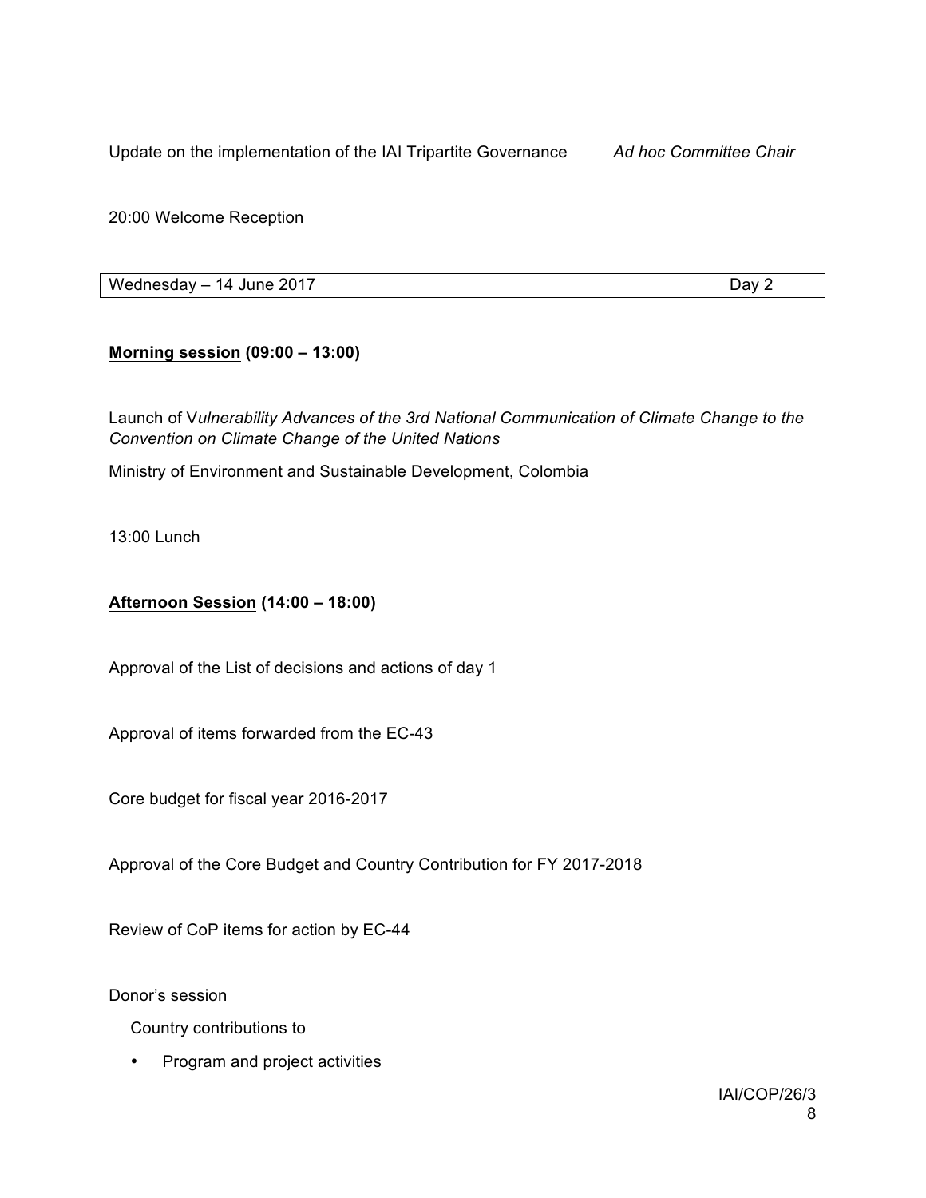Update on the implementation of the IAI Tripartite Governance *Ad hoc Committee Chair*

20:00 Welcome Reception

| Wednesday – 14 June 2017 | Day 2 |
|---|---|

**<u>Morning session</u> (09:00 – 13:00)**

Launch of V*ulnerability Advances of the 3rd National Communication of Climate Change to the Convention on Climate Change of the United Nations*

Ministry of Environment and Sustainable Development, Colombia

13:00 Lunch

**<u>Afternoon Session</u> (14:00 – 18:00)**

Approval of the List of decisions and actions of day 1

Approval of items forwarded from the EC-43

Core budget for fiscal year 2016-2017

Approval of the Core Budget and Country Contribution for FY 2017-2018

Review of CoP items for action by EC-44

Donor's session

Country contributions to

- Program and project activities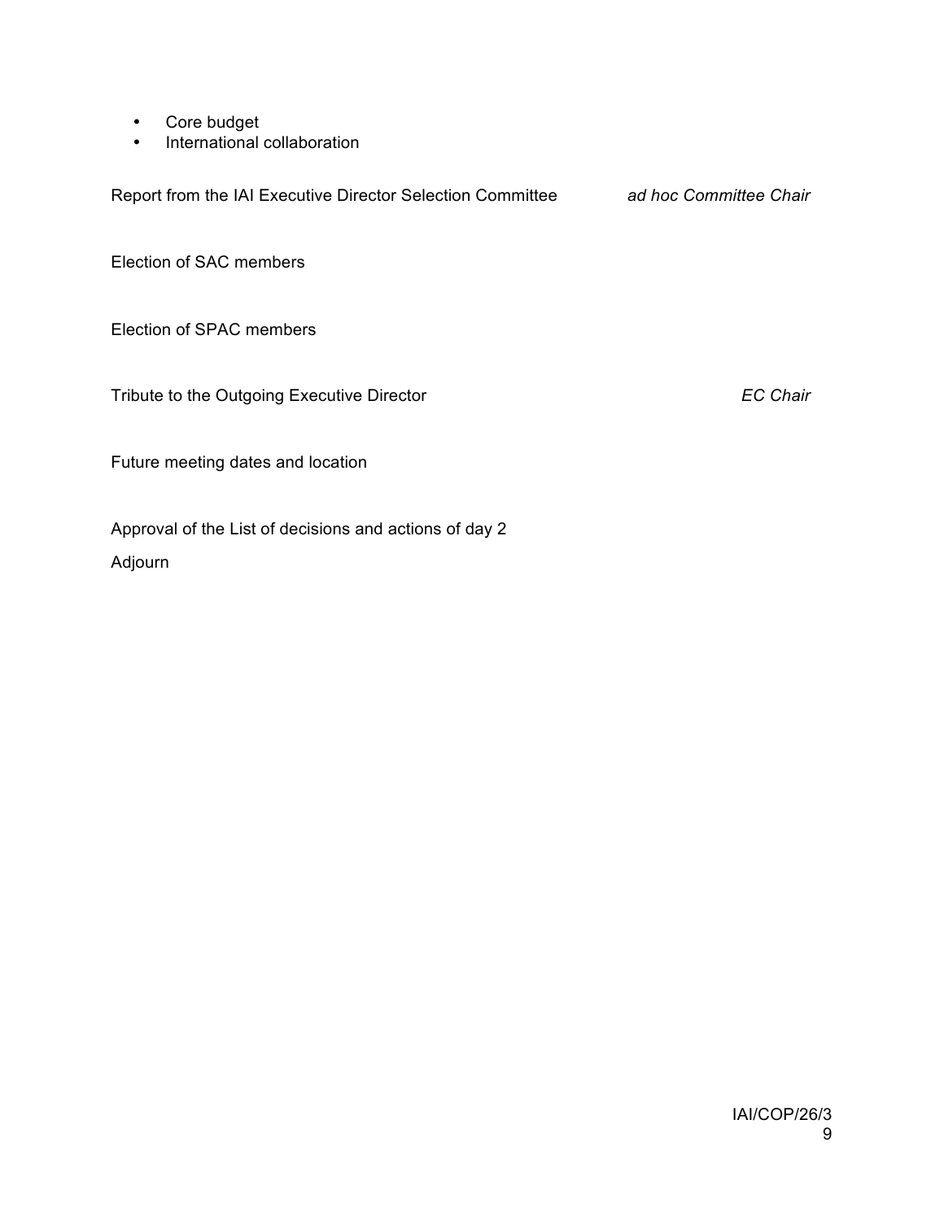- Core budget
- International collaboration

Report from the IAI Executive Director Selection Committee *ad hoc Committee Chair*

Election of SAC members

Election of SPAC members

Tribute to the Outgoing Executive Director *EC Chair*

Future meeting dates and location

Approval of the List of decisions and actions of day 2

Adjourn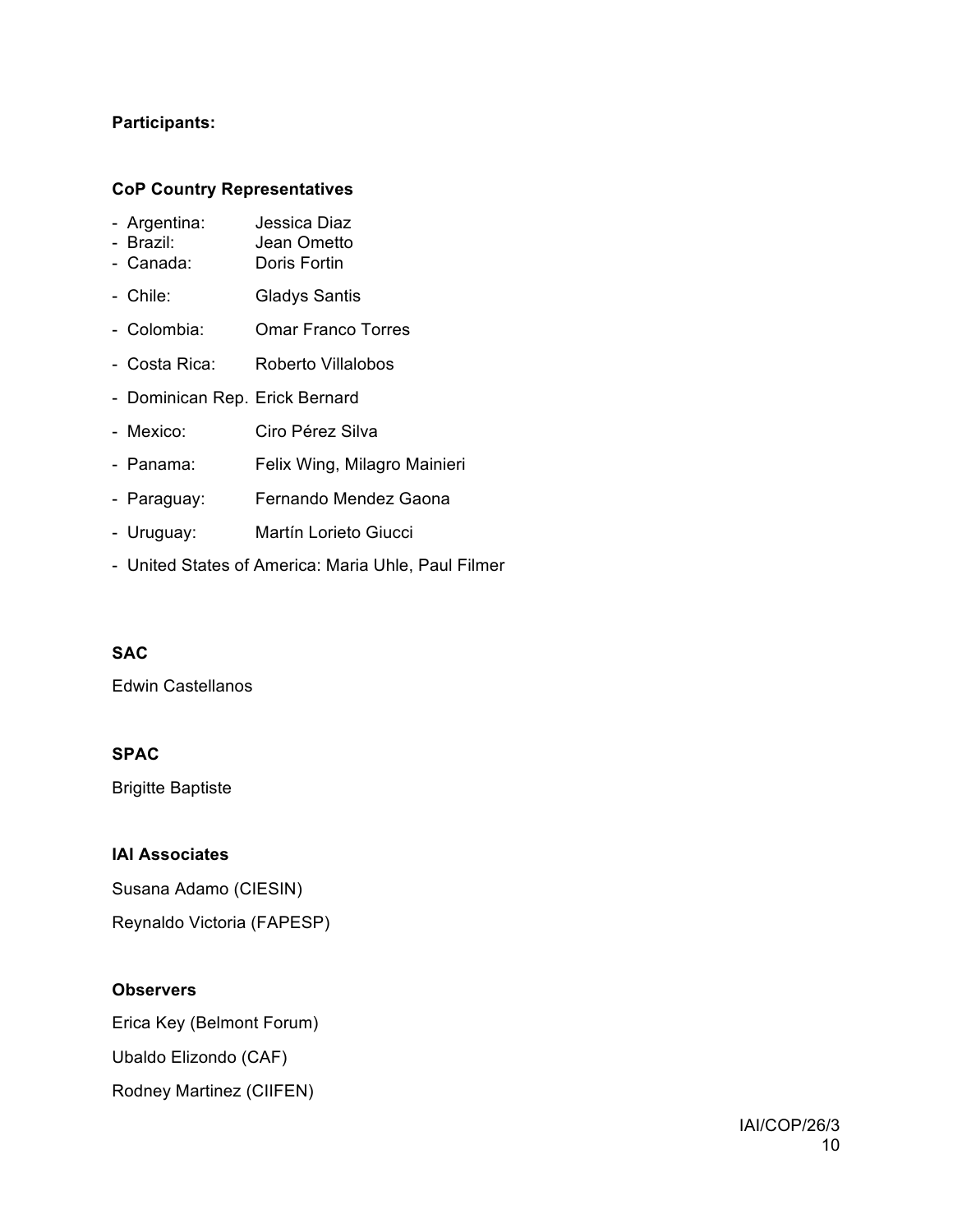**Participants:**

**CoP Country Representatives**

- Argentina: Jessica Diaz
- Brazil: Jean Ometto
- Canada: Doris Fortin
- Chile: Gladys Santis
- Colombia: Omar Franco Torres
- Costa Rica: Roberto Villalobos
- Dominican Rep. Erick Bernard
- Mexico: Ciro Pérez Silva
- Panama: Felix Wing, Milagro Mainieri
- Paraguay: Fernando Mendez Gaona
- Uruguay: Martín Lorieto Giucci
- United States of America: Maria Uhle, Paul Filmer

**SAC**

Edwin Castellanos

**SPAC**

Brigitte Baptiste

**IAI Associates**

Susana Adamo (CIESIN)

Reynaldo Victoria (FAPESP)

**Observers**

Erica Key (Belmont Forum)

Ubaldo Elizondo (CAF)

Rodney Martinez (CIIFEN)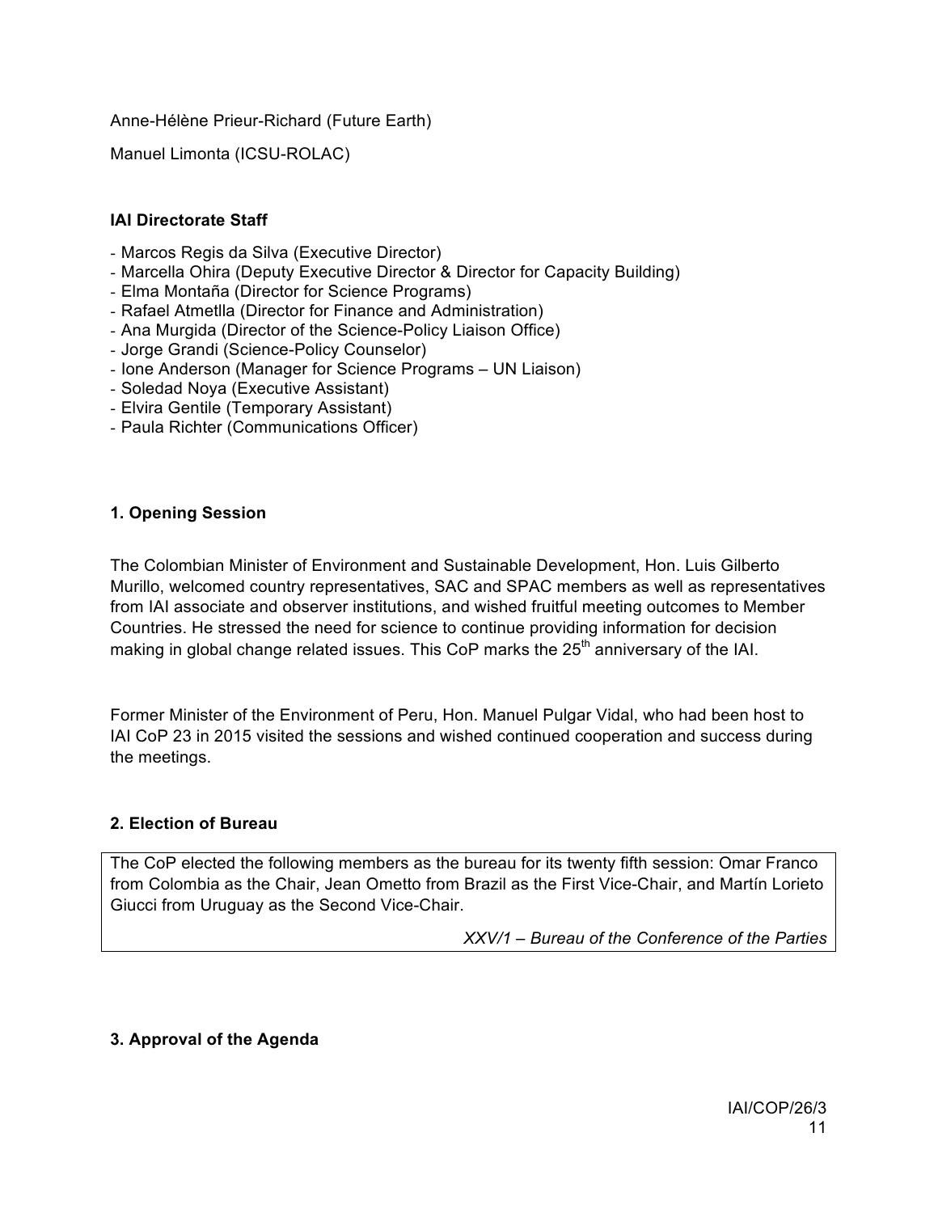Anne-Hélène Prieur-Richard (Future Earth)

Manuel Limonta (ICSU-ROLAC)

**IAI Directorate Staff**

- Marcos Regis da Silva (Executive Director)
- Marcella Ohira (Deputy Executive Director & Director for Capacity Building)
- Elma Montaña (Director for Science Programs)
- Rafael Atmetlla (Director for Finance and Administration)
- Ana Murgida (Director of the Science-Policy Liaison Office)
- Jorge Grandi (Science-Policy Counselor)
- Ione Anderson (Manager for Science Programs – UN Liaison)
- Soledad Noya (Executive Assistant)
- Elvira Gentile (Temporary Assistant)
- Paula Richter (Communications Officer)

## 1. Opening Session

The Colombian Minister of Environment and Sustainable Development, Hon. Luis Gilberto Murillo, welcomed country representatives, SAC and SPAC members as well as representatives from IAI associate and observer institutions, and wished fruitful meeting outcomes to Member Countries. He stressed the need for science to continue providing information for decision making in global change related issues. This CoP marks the 25th anniversary of the IAI.

Former Minister of the Environment of Peru, Hon. Manuel Pulgar Vidal, who had been host to IAI CoP 23 in 2015 visited the sessions and wished continued cooperation and success during the meetings.

## 2. Election of Bureau

The CoP elected the following members as the bureau for its twenty fifth session: Omar Franco from Colombia as the Chair, Jean Ometto from Brazil as the First Vice-Chair, and Martín Lorieto Giucci from Uruguay as the Second Vice-Chair.

*XXV/1 – Bureau of the Conference of the Parties*

## 3. Approval of the Agenda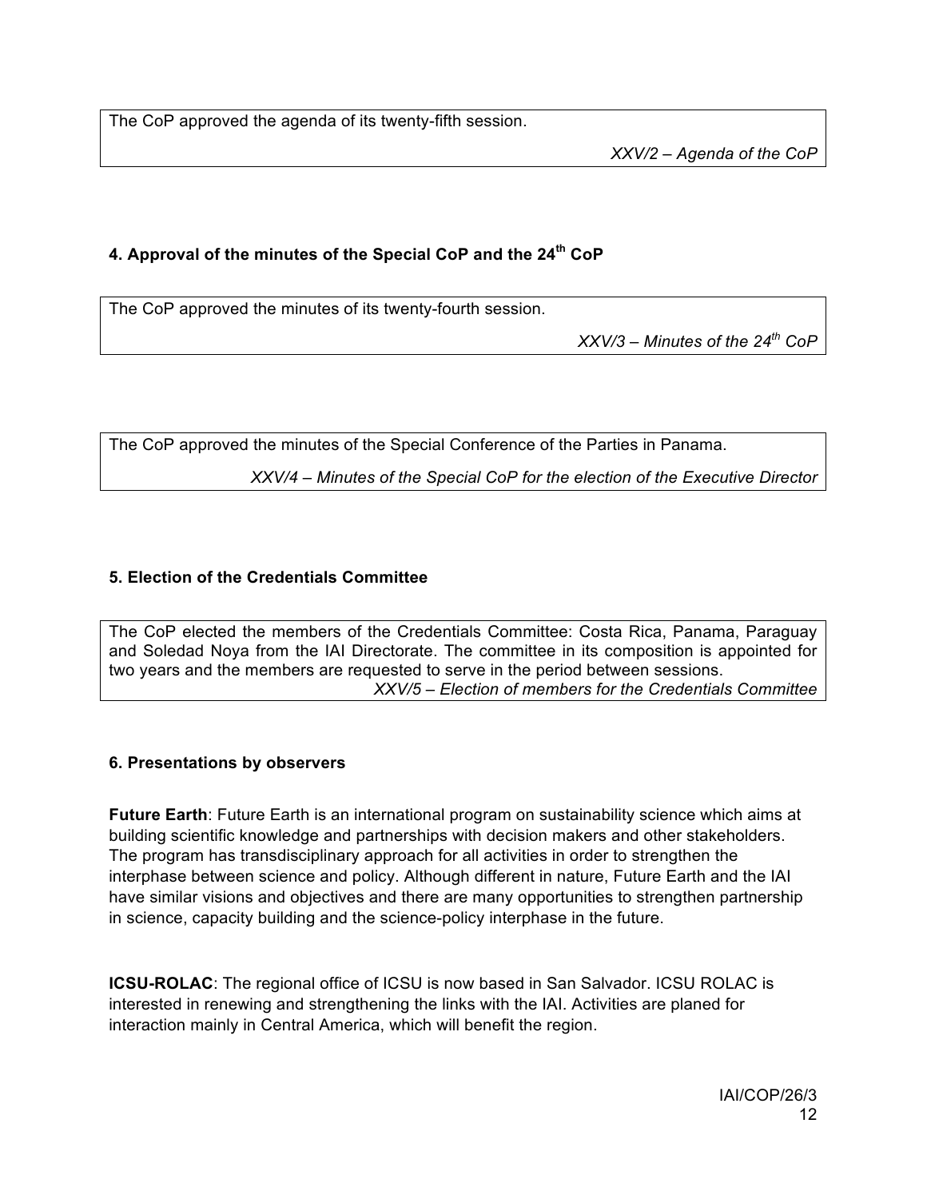The CoP approved the agenda of its twenty-fifth session.

*XXV/2 – Agenda of the CoP*

### 4. Approval of the minutes of the Special CoP and the 24th CoP

The CoP approved the minutes of its twenty-fourth session.

*XXV/3 – Minutes of the 24th CoP*

The CoP approved the minutes of the Special Conference of the Parties in Panama.

*XXV/4 – Minutes of the Special CoP for the election of the Executive Director*

### 5. Election of the Credentials Committee

The CoP elected the members of the Credentials Committee: Costa Rica, Panama, Paraguay and Soledad Noya from the IAI Directorate. The committee in its composition is appointed for two years and the members are requested to serve in the period between sessions.

*XXV/5 – Election of members for the Credentials Committee*

### 6. Presentations by observers

**Future Earth**: Future Earth is an international program on sustainability science which aims at building scientific knowledge and partnerships with decision makers and other stakeholders. The program has transdisciplinary approach for all activities in order to strengthen the interphase between science and policy. Although different in nature, Future Earth and the IAI have similar visions and objectives and there are many opportunities to strengthen partnership in science, capacity building and the science-policy interphase in the future.

**ICSU-ROLAC**: The regional office of ICSU is now based in San Salvador. ICSU ROLAC is interested in renewing and strengthening the links with the IAI. Activities are planed for interaction mainly in Central America, which will benefit the region.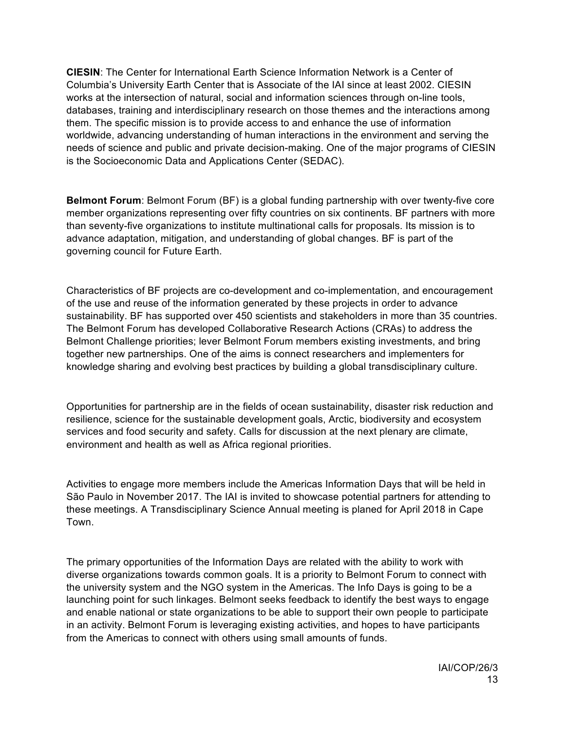**CIESIN**: The Center for International Earth Science Information Network is a Center of Columbia's University Earth Center that is Associate of the IAI since at least 2002. CIESIN works at the intersection of natural, social and information sciences through on-line tools, databases, training and interdisciplinary research on those themes and the interactions among them. The specific mission is to provide access to and enhance the use of information worldwide, advancing understanding of human interactions in the environment and serving the needs of science and public and private decision-making. One of the major programs of CIESIN is the Socioeconomic Data and Applications Center (SEDAC).

**Belmont Forum**: Belmont Forum (BF) is a global funding partnership with over twenty-five core member organizations representing over fifty countries on six continents. BF partners with more than seventy-five organizations to institute multinational calls for proposals. Its mission is to advance adaptation, mitigation, and understanding of global changes. BF is part of the governing council for Future Earth.

Characteristics of BF projects are co-development and co-implementation, and encouragement of the use and reuse of the information generated by these projects in order to advance sustainability. BF has supported over 450 scientists and stakeholders in more than 35 countries. The Belmont Forum has developed Collaborative Research Actions (CRAs) to address the Belmont Challenge priorities; lever Belmont Forum members existing investments, and bring together new partnerships. One of the aims is connect researchers and implementers for knowledge sharing and evolving best practices by building a global transdisciplinary culture.

Opportunities for partnership are in the fields of ocean sustainability, disaster risk reduction and resilience, science for the sustainable development goals, Arctic, biodiversity and ecosystem services and food security and safety. Calls for discussion at the next plenary are climate, environment and health as well as Africa regional priorities.

Activities to engage more members include the Americas Information Days that will be held in São Paulo in November 2017. The IAI is invited to showcase potential partners for attending to these meetings. A Transdisciplinary Science Annual meeting is planed for April 2018 in Cape Town.

The primary opportunities of the Information Days are related with the ability to work with diverse organizations towards common goals. It is a priority to Belmont Forum to connect with the university system and the NGO system in the Americas. The Info Days is going to be a launching point for such linkages. Belmont seeks feedback to identify the best ways to engage and enable national or state organizations to be able to support their own people to participate in an activity. Belmont Forum is leveraging existing activities, and hopes to have participants from the Americas to connect with others using small amounts of funds.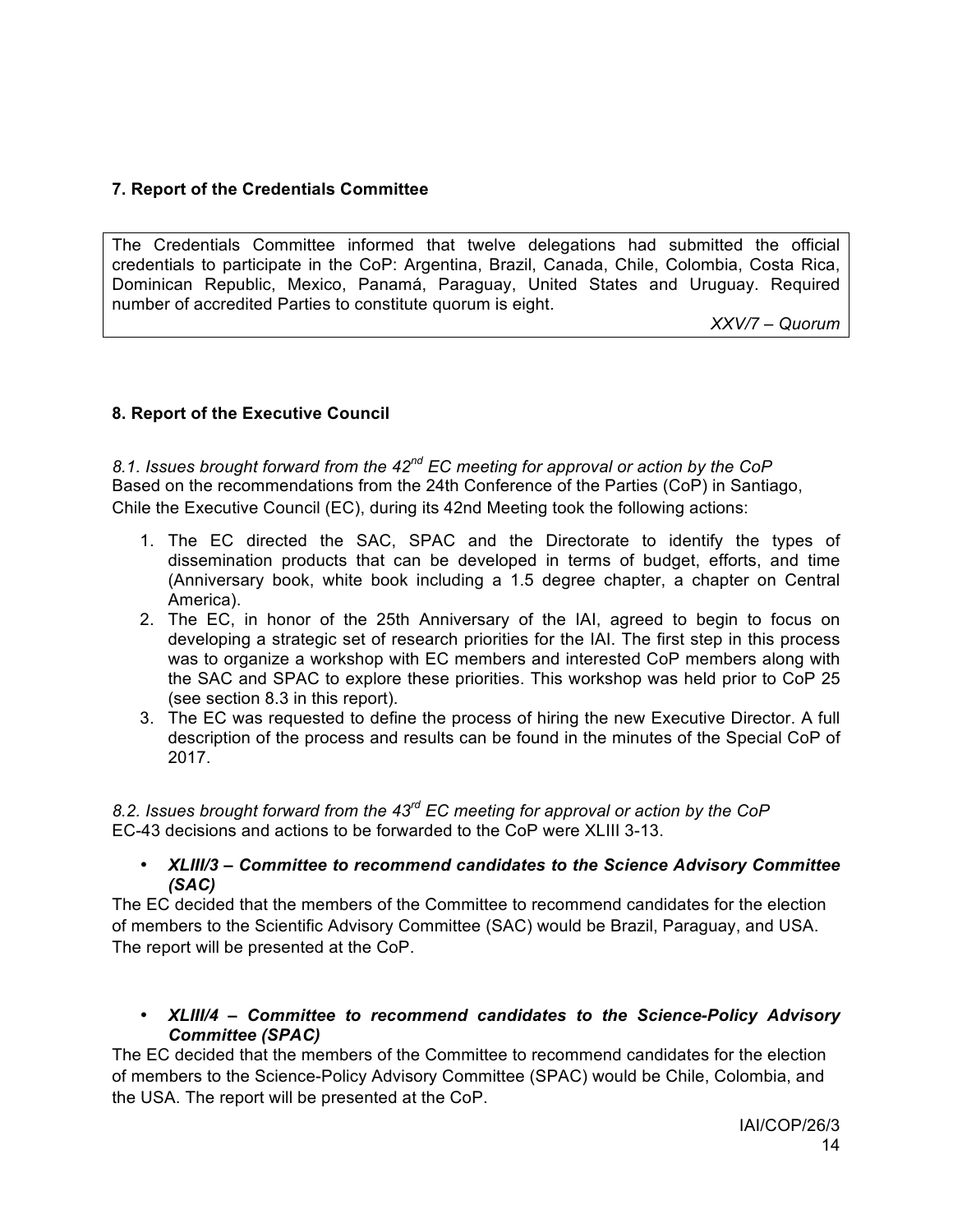## 7. Report of the Credentials Committee

The Credentials Committee informed that twelve delegations had submitted the official credentials to participate in the CoP: Argentina, Brazil, Canada, Chile, Colombia, Costa Rica, Dominican Republic, Mexico, Panamá, Paraguay, United States and Uruguay. Required number of accredited Parties to constitute quorum is eight.

*XXV/7 – Quorum*

## 8. Report of the Executive Council

*8.1. Issues brought forward from the 42nd EC meeting for approval or action by the CoP*

Based on the recommendations from the 24th Conference of the Parties (CoP) in Santiago, Chile the Executive Council (EC), during its 42nd Meeting took the following actions:

1. The EC directed the SAC, SPAC and the Directorate to identify the types of dissemination products that can be developed in terms of budget, efforts, and time (Anniversary book, white book including a 1.5 degree chapter, a chapter on Central America).
2. The EC, in honor of the 25th Anniversary of the IAI, agreed to begin to focus on developing a strategic set of research priorities for the IAI. The first step in this process was to organize a workshop with EC members and interested CoP members along with the SAC and SPAC to explore these priorities. This workshop was held prior to CoP 25 (see section 8.3 in this report).
3. The EC was requested to define the process of hiring the new Executive Director. A full description of the process and results can be found in the minutes of the Special CoP of 2017.

*8.2. Issues brought forward from the 43rd EC meeting for approval or action by the CoP*

EC-43 decisions and actions to be forwarded to the CoP were XLIII 3-13.

- ***XLIII/3 – Committee to recommend candidates to the Science Advisory Committee (SAC)***

The EC decided that the members of the Committee to recommend candidates for the election of members to the Scientific Advisory Committee (SAC) would be Brazil, Paraguay, and USA. The report will be presented at the CoP.

- ***XLIII/4 – Committee to recommend candidates to the Science-Policy Advisory Committee (SPAC)***

The EC decided that the members of the Committee to recommend candidates for the election of members to the Science-Policy Advisory Committee (SPAC) would be Chile, Colombia, and the USA. The report will be presented at the CoP.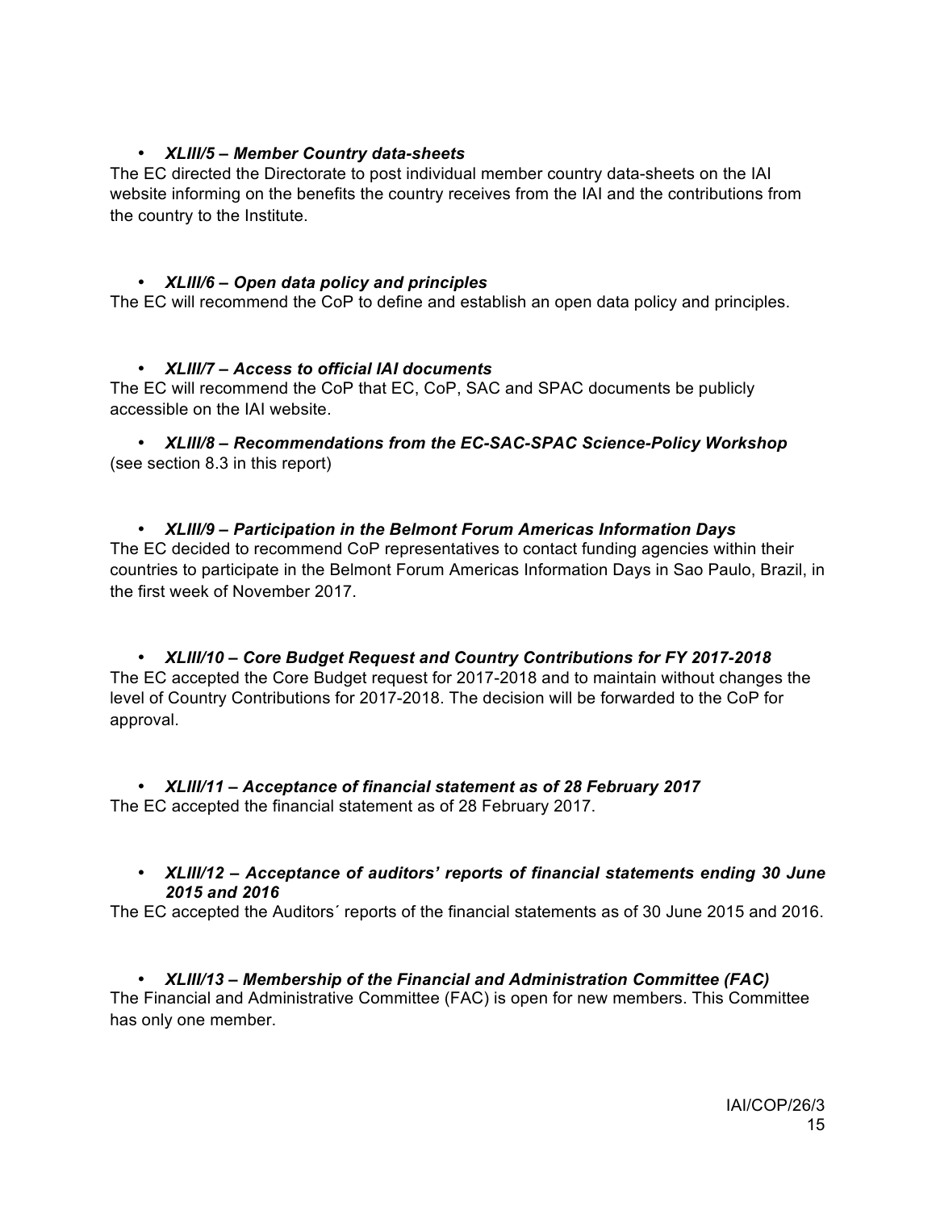- ***XLIII/5 – Member Country data-sheets***

The EC directed the Directorate to post individual member country data-sheets on the IAI website informing on the benefits the country receives from the IAI and the contributions from the country to the Institute.

- ***XLIII/6 – Open data policy and principles***

The EC will recommend the CoP to define and establish an open data policy and principles.

- ***XLIII/7 – Access to official IAI documents***

The EC will recommend the CoP that EC, CoP, SAC and SPAC documents be publicly accessible on the IAI website.

- ***XLIII/8 – Recommendations from the EC-SAC-SPAC Science-Policy Workshop***

(see section 8.3 in this report)

- ***XLIII/9 – Participation in the Belmont Forum Americas Information Days***

The EC decided to recommend CoP representatives to contact funding agencies within their countries to participate in the Belmont Forum Americas Information Days in Sao Paulo, Brazil, in the first week of November 2017.

- ***XLIII/10 – Core Budget Request and Country Contributions for FY 2017-2018***

The EC accepted the Core Budget request for 2017-2018 and to maintain without changes the level of Country Contributions for 2017-2018. The decision will be forwarded to the CoP for approval.

- ***XLIII/11 – Acceptance of financial statement as of 28 February 2017***

The EC accepted the financial statement as of 28 February 2017.

- ***XLIII/12 – Acceptance of auditors' reports of financial statements ending 30 June 2015 and 2016***

The EC accepted the Auditors´ reports of the financial statements as of 30 June 2015 and 2016.

- ***XLIII/13 – Membership of the Financial and Administration Committee (FAC)***

The Financial and Administrative Committee (FAC) is open for new members. This Committee has only one member.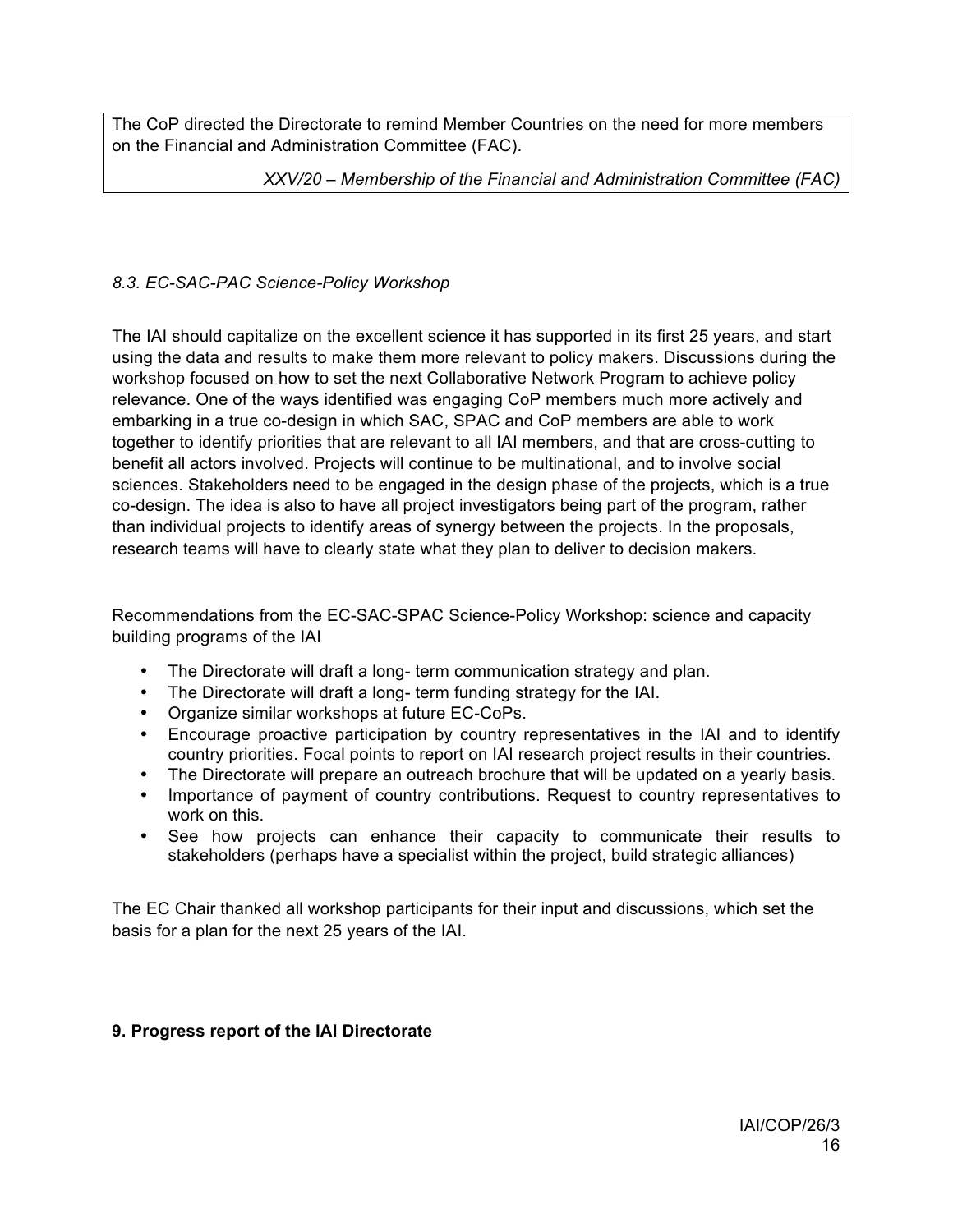The CoP directed the Directorate to remind Member Countries on the need for more members on the Financial and Administration Committee (FAC).

*XXV/20 – Membership of the Financial and Administration Committee (FAC)*

### *8.3. EC-SAC-PAC Science-Policy Workshop*

The IAI should capitalize on the excellent science it has supported in its first 25 years, and start using the data and results to make them more relevant to policy makers. Discussions during the workshop focused on how to set the next Collaborative Network Program to achieve policy relevance. One of the ways identified was engaging CoP members much more actively and embarking in a true co-design in which SAC, SPAC and CoP members are able to work together to identify priorities that are relevant to all IAI members, and that are cross-cutting to benefit all actors involved. Projects will continue to be multinational, and to involve social sciences. Stakeholders need to be engaged in the design phase of the projects, which is a true co-design. The idea is also to have all project investigators being part of the program, rather than individual projects to identify areas of synergy between the projects. In the proposals, research teams will have to clearly state what they plan to deliver to decision makers.

Recommendations from the EC-SAC-SPAC Science-Policy Workshop: science and capacity building programs of the IAI

- The Directorate will draft a long- term communication strategy and plan.
- The Directorate will draft a long- term funding strategy for the IAI.
- Organize similar workshops at future EC-CoPs.
- Encourage proactive participation by country representatives in the IAI and to identify country priorities. Focal points to report on IAI research project results in their countries.
- The Directorate will prepare an outreach brochure that will be updated on a yearly basis.
- Importance of payment of country contributions. Request to country representatives to work on this.
- See how projects can enhance their capacity to communicate their results to stakeholders (perhaps have a specialist within the project, build strategic alliances)

The EC Chair thanked all workshop participants for their input and discussions, which set the basis for a plan for the next 25 years of the IAI.

## 9. Progress report of the IAI Directorate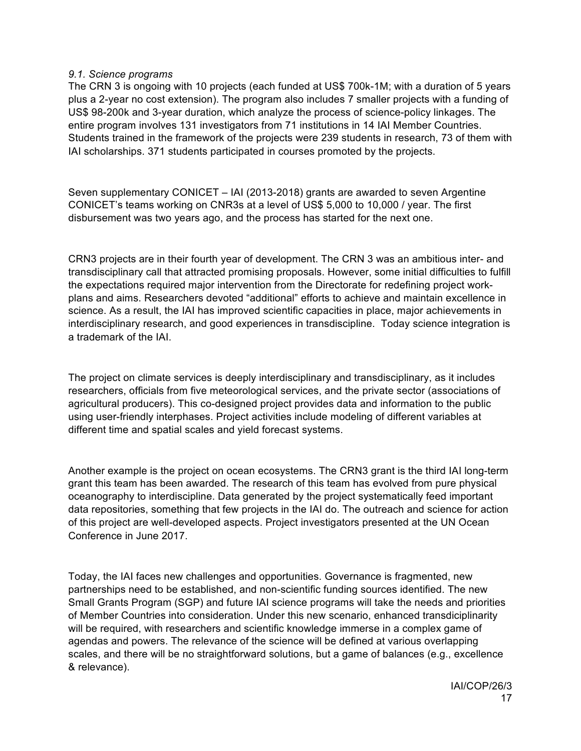*9.1. Science programs*

The CRN 3 is ongoing with 10 projects (each funded at US$ 700k-1M; with a duration of 5 years plus a 2-year no cost extension). The program also includes 7 smaller projects with a funding of US$ 98-200k and 3-year duration, which analyze the process of science-policy linkages. The entire program involves 131 investigators from 71 institutions in 14 IAI Member Countries. Students trained in the framework of the projects were 239 students in research, 73 of them with IAI scholarships. 371 students participated in courses promoted by the projects.

Seven supplementary CONICET – IAI (2013-2018) grants are awarded to seven Argentine CONICET's teams working on CNR3s at a level of US$ 5,000 to 10,000 / year. The first disbursement was two years ago, and the process has started for the next one.

CRN3 projects are in their fourth year of development. The CRN 3 was an ambitious inter- and transdisciplinary call that attracted promising proposals. However, some initial difficulties to fulfill the expectations required major intervention from the Directorate for redefining project work-plans and aims. Researchers devoted "additional" efforts to achieve and maintain excellence in science. As a result, the IAI has improved scientific capacities in place, major achievements in interdisciplinary research, and good experiences in transdiscipline. Today science integration is a trademark of the IAI.

The project on climate services is deeply interdisciplinary and transdisciplinary, as it includes researchers, officials from five meteorological services, and the private sector (associations of agricultural producers). This co-designed project provides data and information to the public using user-friendly interphases. Project activities include modeling of different variables at different time and spatial scales and yield forecast systems.

Another example is the project on ocean ecosystems. The CRN3 grant is the third IAI long-term grant this team has been awarded. The research of this team has evolved from pure physical oceanography to interdiscipline. Data generated by the project systematically feed important data repositories, something that few projects in the IAI do. The outreach and science for action of this project are well-developed aspects. Project investigators presented at the UN Ocean Conference in June 2017.

Today, the IAI faces new challenges and opportunities. Governance is fragmented, new partnerships need to be established, and non-scientific funding sources identified. The new Small Grants Program (SGP) and future IAI science programs will take the needs and priorities of Member Countries into consideration. Under this new scenario, enhanced transdiciplinarity will be required, with researchers and scientific knowledge immerse in a complex game of agendas and powers. The relevance of the science will be defined at various overlapping scales, and there will be no straightforward solutions, but a game of balances (e.g., excellence & relevance).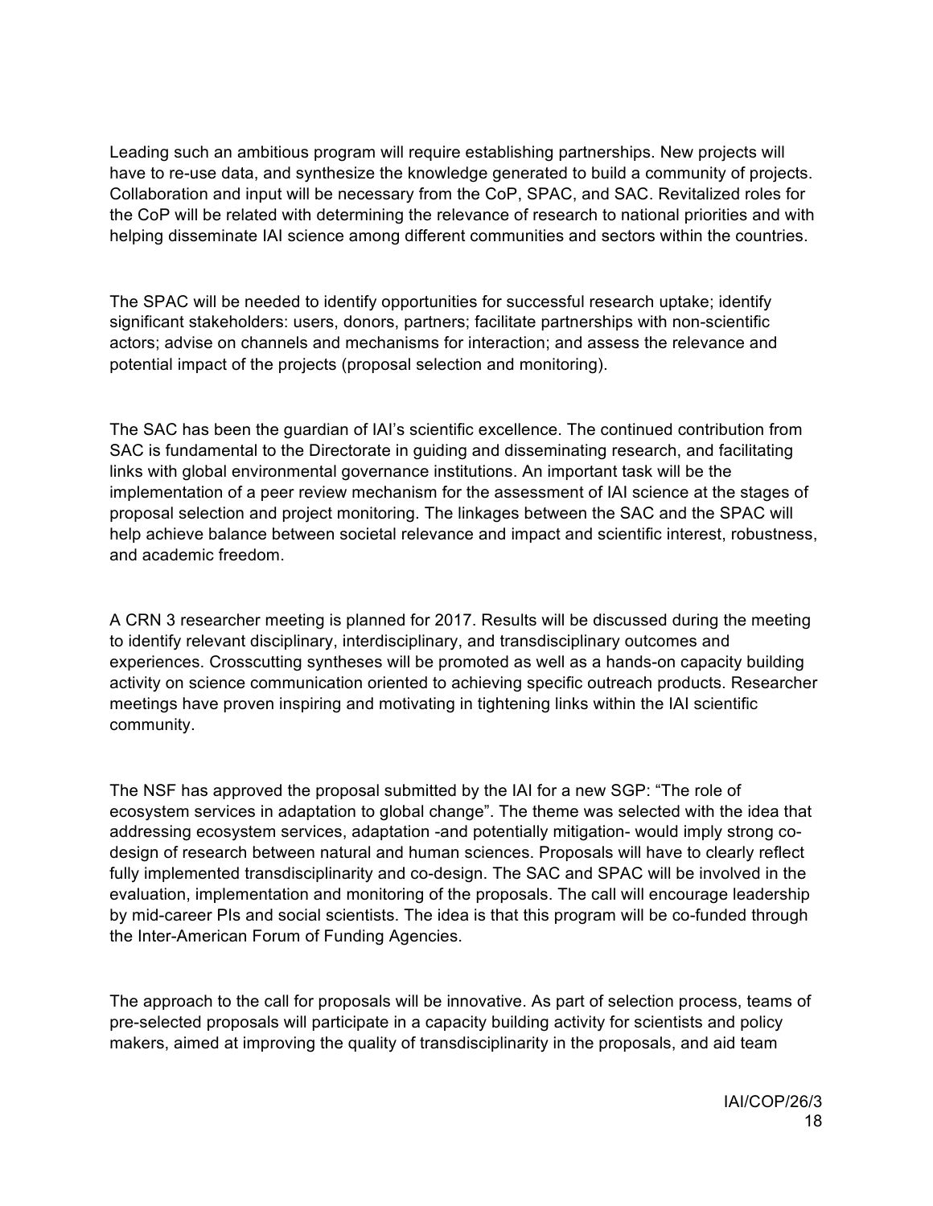Leading such an ambitious program will require establishing partnerships. New projects will have to re-use data, and synthesize the knowledge generated to build a community of projects. Collaboration and input will be necessary from the CoP, SPAC, and SAC. Revitalized roles for the CoP will be related with determining the relevance of research to national priorities and with helping disseminate IAI science among different communities and sectors within the countries.

The SPAC will be needed to identify opportunities for successful research uptake; identify significant stakeholders: users, donors, partners; facilitate partnerships with non-scientific actors; advise on channels and mechanisms for interaction; and assess the relevance and potential impact of the projects (proposal selection and monitoring).

The SAC has been the guardian of IAI's scientific excellence. The continued contribution from SAC is fundamental to the Directorate in guiding and disseminating research, and facilitating links with global environmental governance institutions. An important task will be the implementation of a peer review mechanism for the assessment of IAI science at the stages of proposal selection and project monitoring. The linkages between the SAC and the SPAC will help achieve balance between societal relevance and impact and scientific interest, robustness, and academic freedom.

A CRN 3 researcher meeting is planned for 2017. Results will be discussed during the meeting to identify relevant disciplinary, interdisciplinary, and transdisciplinary outcomes and experiences. Crosscutting syntheses will be promoted as well as a hands-on capacity building activity on science communication oriented to achieving specific outreach products. Researcher meetings have proven inspiring and motivating in tightening links within the IAI scientific community.

The NSF has approved the proposal submitted by the IAI for a new SGP: "The role of ecosystem services in adaptation to global change". The theme was selected with the idea that addressing ecosystem services, adaptation -and potentially mitigation- would imply strong co-design of research between natural and human sciences. Proposals will have to clearly reflect fully implemented transdisciplinarity and co-design. The SAC and SPAC will be involved in the evaluation, implementation and monitoring of the proposals. The call will encourage leadership by mid-career PIs and social scientists. The idea is that this program will be co-funded through the Inter-American Forum of Funding Agencies.

The approach to the call for proposals will be innovative. As part of selection process, teams of pre-selected proposals will participate in a capacity building activity for scientists and policy makers, aimed at improving the quality of transdisciplinarity in the proposals, and aid team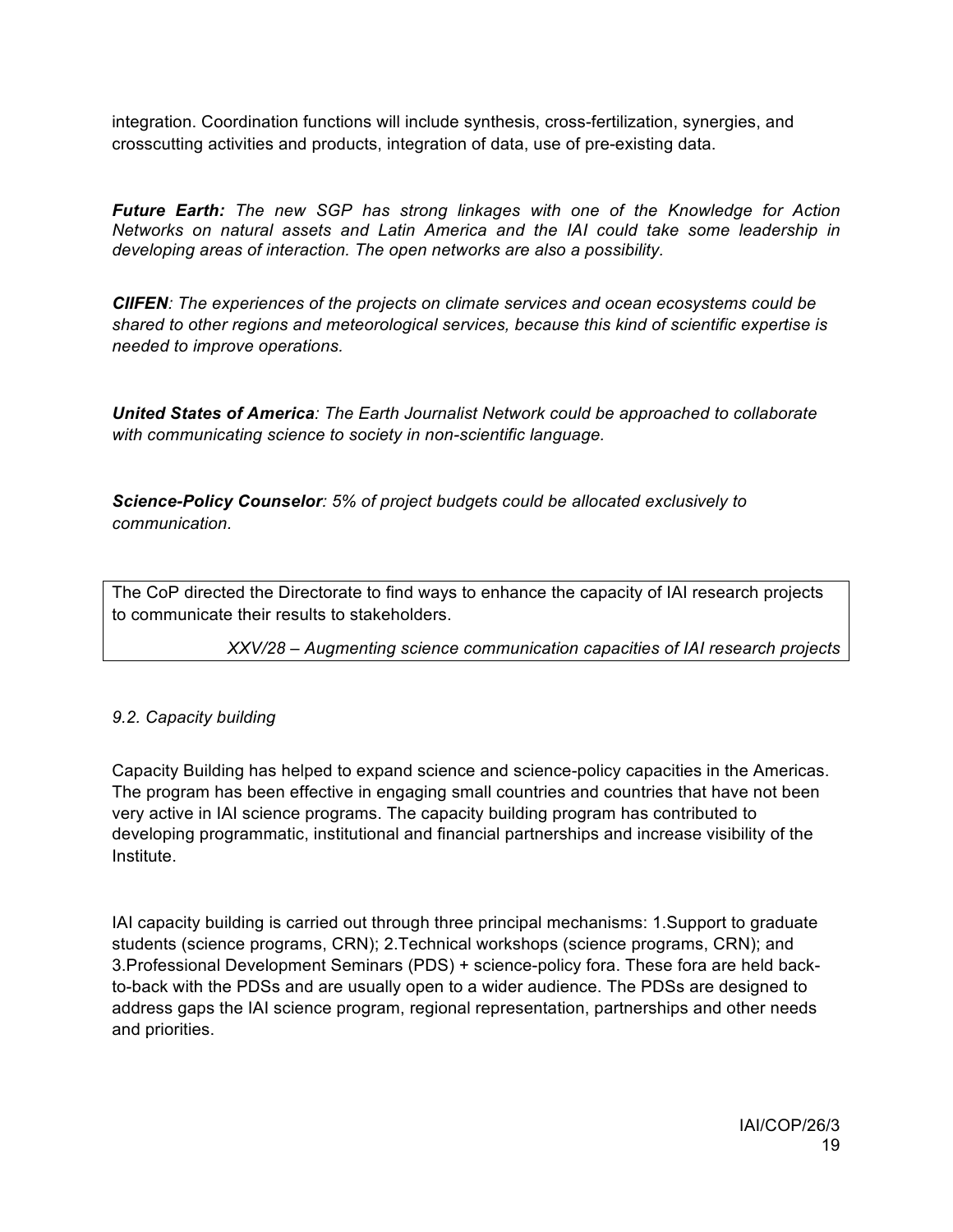integration. Coordination functions will include synthesis, cross-fertilization, synergies, and crosscutting activities and products, integration of data, use of pre-existing data.

***Future Earth:*** *The new SGP has strong linkages with one of the Knowledge for Action Networks on natural assets and Latin America and the IAI could take some leadership in developing areas of interaction. The open networks are also a possibility.*

***CIIFEN****: The experiences of the projects on climate services and ocean ecosystems could be shared to other regions and meteorological services, because this kind of scientific expertise is needed to improve operations.*

***United States of America****: The Earth Journalist Network could be approached to collaborate with communicating science to society in non-scientific language.*

***Science-Policy Counselor****: 5% of project budgets could be allocated exclusively to communication.*

> The CoP directed the Directorate to find ways to enhance the capacity of IAI research projects to communicate their results to stakeholders.
>
> *XXV/28 – Augmenting science communication capacities of IAI research projects*

*9.2. Capacity building*

Capacity Building has helped to expand science and science-policy capacities in the Americas. The program has been effective in engaging small countries and countries that have not been very active in IAI science programs. The capacity building program has contributed to developing programmatic, institutional and financial partnerships and increase visibility of the Institute.

IAI capacity building is carried out through three principal mechanisms: 1.Support to graduate students (science programs, CRN); 2.Technical workshops (science programs, CRN); and 3.Professional Development Seminars (PDS) + science-policy fora. These fora are held back-to-back with the PDSs and are usually open to a wider audience. The PDSs are designed to address gaps the IAI science program, regional representation, partnerships and other needs and priorities.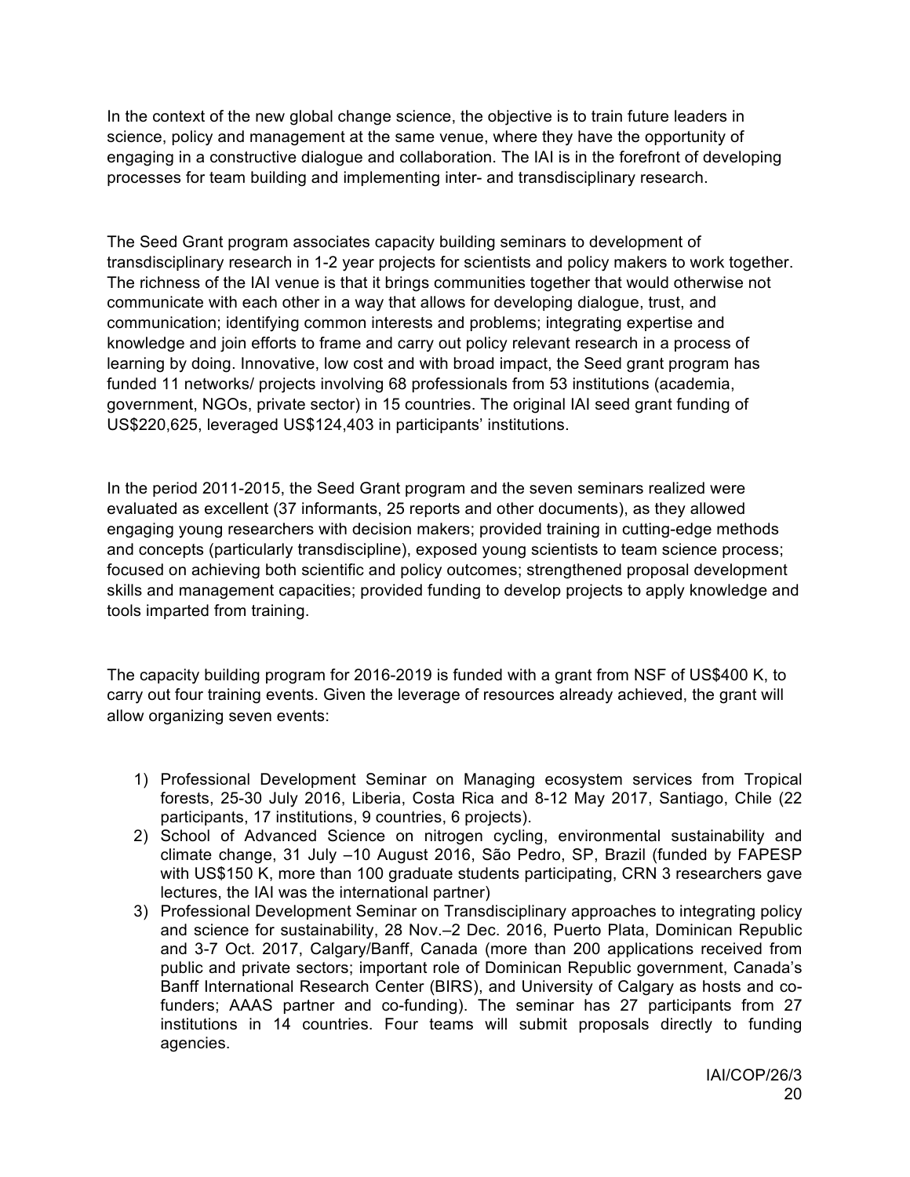In the context of the new global change science, the objective is to train future leaders in science, policy and management at the same venue, where they have the opportunity of engaging in a constructive dialogue and collaboration. The IAI is in the forefront of developing processes for team building and implementing inter- and transdisciplinary research.

The Seed Grant program associates capacity building seminars to development of transdisciplinary research in 1-2 year projects for scientists and policy makers to work together. The richness of the IAI venue is that it brings communities together that would otherwise not communicate with each other in a way that allows for developing dialogue, trust, and communication; identifying common interests and problems; integrating expertise and knowledge and join efforts to frame and carry out policy relevant research in a process of learning by doing. Innovative, low cost and with broad impact, the Seed grant program has funded 11 networks/ projects involving 68 professionals from 53 institutions (academia, government, NGOs, private sector) in 15 countries. The original IAI seed grant funding of US$220,625, leveraged US$124,403 in participants' institutions.

In the period 2011-2015, the Seed Grant program and the seven seminars realized were evaluated as excellent (37 informants, 25 reports and other documents), as they allowed engaging young researchers with decision makers; provided training in cutting-edge methods and concepts (particularly transdiscipline), exposed young scientists to team science process; focused on achieving both scientific and policy outcomes; strengthened proposal development skills and management capacities; provided funding to develop projects to apply knowledge and tools imparted from training.

The capacity building program for 2016-2019 is funded with a grant from NSF of US$400 K, to carry out four training events. Given the leverage of resources already achieved, the grant will allow organizing seven events:

1) Professional Development Seminar on Managing ecosystem services from Tropical forests, 25-30 July 2016, Liberia, Costa Rica and 8-12 May 2017, Santiago, Chile (22 participants, 17 institutions, 9 countries, 6 projects).
2) School of Advanced Science on nitrogen cycling, environmental sustainability and climate change, 31 July –10 August 2016, São Pedro, SP, Brazil (funded by FAPESP with US$150 K, more than 100 graduate students participating, CRN 3 researchers gave lectures, the IAI was the international partner)
3) Professional Development Seminar on Transdisciplinary approaches to integrating policy and science for sustainability, 28 Nov.–2 Dec. 2016, Puerto Plata, Dominican Republic and 3-7 Oct. 2017, Calgary/Banff, Canada (more than 200 applications received from public and private sectors; important role of Dominican Republic government, Canada's Banff International Research Center (BIRS), and University of Calgary as hosts and co-funders; AAAS partner and co-funding). The seminar has 27 participants from 27 institutions in 14 countries. Four teams will submit proposals directly to funding agencies.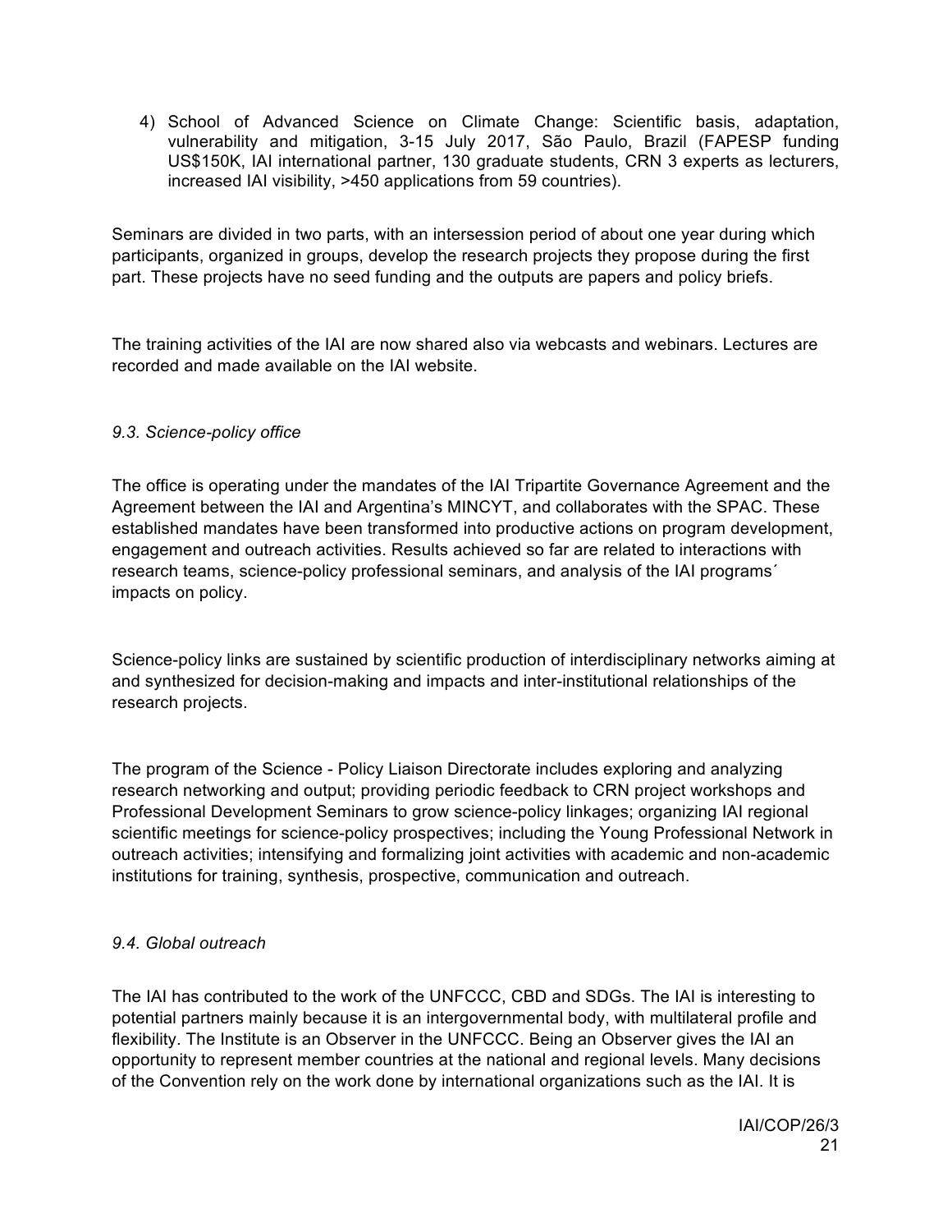4) School of Advanced Science on Climate Change: Scientific basis, adaptation, vulnerability and mitigation, 3-15 July 2017, São Paulo, Brazil (FAPESP funding US$150K, IAI international partner, 130 graduate students, CRN 3 experts as lecturers, increased IAI visibility, >450 applications from 59 countries).

Seminars are divided in two parts, with an intersession period of about one year during which participants, organized in groups, develop the research projects they propose during the first part. These projects have no seed funding and the outputs are papers and policy briefs.

The training activities of the IAI are now shared also via webcasts and webinars. Lectures are recorded and made available on the IAI website.

*9.3. Science-policy office*

The office is operating under the mandates of the IAI Tripartite Governance Agreement and the Agreement between the IAI and Argentina's MINCYT, and collaborates with the SPAC. These established mandates have been transformed into productive actions on program development, engagement and outreach activities. Results achieved so far are related to interactions with research teams, science-policy professional seminars, and analysis of the IAI programs´ impacts on policy.

Science-policy links are sustained by scientific production of interdisciplinary networks aiming at and synthesized for decision-making and impacts and inter-institutional relationships of the research projects.

The program of the Science - Policy Liaison Directorate includes exploring and analyzing research networking and output; providing periodic feedback to CRN project workshops and Professional Development Seminars to grow science-policy linkages; organizing IAI regional scientific meetings for science-policy prospectives; including the Young Professional Network in outreach activities; intensifying and formalizing joint activities with academic and non-academic institutions for training, synthesis, prospective, communication and outreach.

*9.4. Global outreach*

The IAI has contributed to the work of the UNFCCC, CBD and SDGs. The IAI is interesting to potential partners mainly because it is an intergovernmental body, with multilateral profile and flexibility. The Institute is an Observer in the UNFCCC. Being an Observer gives the IAI an opportunity to represent member countries at the national and regional levels. Many decisions of the Convention rely on the work done by international organizations such as the IAI. It is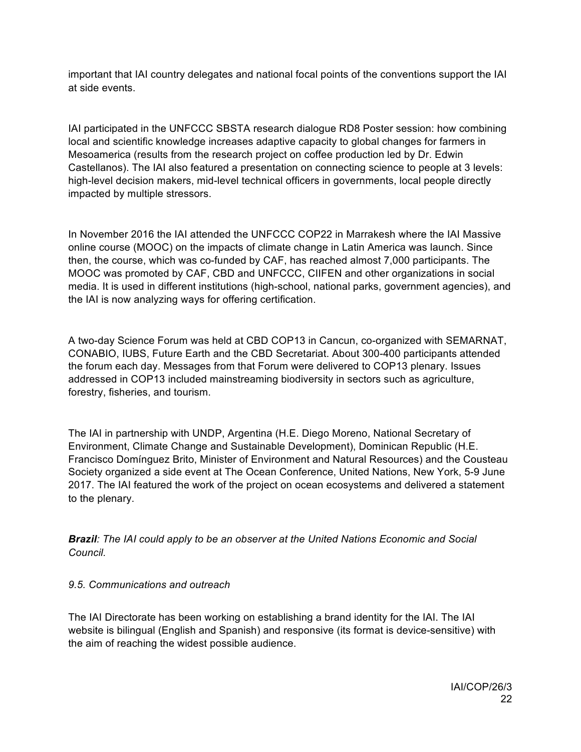important that IAI country delegates and national focal points of the conventions support the IAI at side events.

IAI participated in the UNFCCC SBSTA research dialogue RD8 Poster session: how combining local and scientific knowledge increases adaptive capacity to global changes for farmers in Mesoamerica (results from the research project on coffee production led by Dr. Edwin Castellanos). The IAI also featured a presentation on connecting science to people at 3 levels: high-level decision makers, mid-level technical officers in governments, local people directly impacted by multiple stressors.

In November 2016 the IAI attended the UNFCCC COP22 in Marrakesh where the IAI Massive online course (MOOC) on the impacts of climate change in Latin America was launch. Since then, the course, which was co-funded by CAF, has reached almost 7,000 participants. The MOOC was promoted by CAF, CBD and UNFCCC, CIIFEN and other organizations in social media. It is used in different institutions (high-school, national parks, government agencies), and the IAI is now analyzing ways for offering certification.

A two-day Science Forum was held at CBD COP13 in Cancun, co-organized with SEMARNAT, CONABIO, IUBS, Future Earth and the CBD Secretariat. About 300-400 participants attended the forum each day. Messages from that Forum were delivered to COP13 plenary. Issues addressed in COP13 included mainstreaming biodiversity in sectors such as agriculture, forestry, fisheries, and tourism.

The IAI in partnership with UNDP, Argentina (H.E. Diego Moreno, National Secretary of Environment, Climate Change and Sustainable Development), Dominican Republic (H.E. Francisco Domínguez Brito, Minister of Environment and Natural Resources) and the Cousteau Society organized a side event at The Ocean Conference, United Nations, New York, 5-9 June 2017. The IAI featured the work of the project on ocean ecosystems and delivered a statement to the plenary.

***Brazil****: The IAI could apply to be an observer at the United Nations Economic and Social Council.*

*9.5. Communications and outreach*

The IAI Directorate has been working on establishing a brand identity for the IAI. The IAI website is bilingual (English and Spanish) and responsive (its format is device-sensitive) with the aim of reaching the widest possible audience.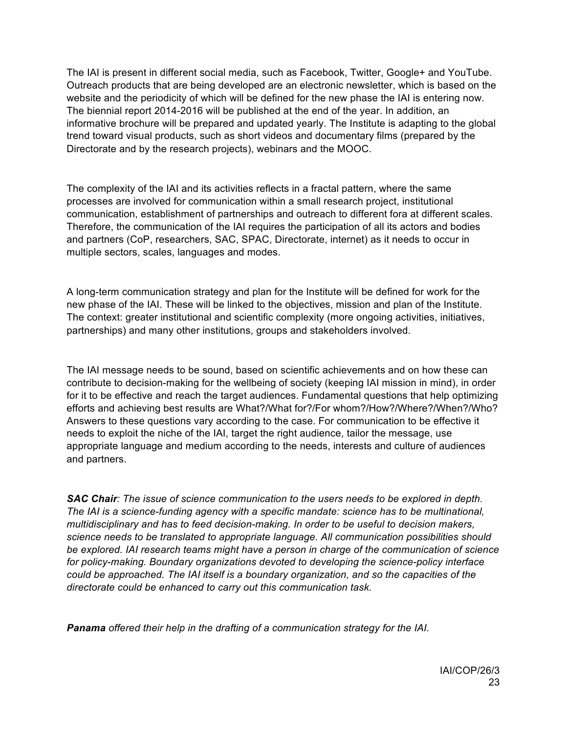The IAI is present in different social media, such as Facebook, Twitter, Google+ and YouTube. Outreach products that are being developed are an electronic newsletter, which is based on the website and the periodicity of which will be defined for the new phase the IAI is entering now. The biennial report 2014-2016 will be published at the end of the year. In addition, an informative brochure will be prepared and updated yearly. The Institute is adapting to the global trend toward visual products, such as short videos and documentary films (prepared by the Directorate and by the research projects), webinars and the MOOC.

The complexity of the IAI and its activities reflects in a fractal pattern, where the same processes are involved for communication within a small research project, institutional communication, establishment of partnerships and outreach to different fora at different scales. Therefore, the communication of the IAI requires the participation of all its actors and bodies and partners (CoP, researchers, SAC, SPAC, Directorate, internet) as it needs to occur in multiple sectors, scales, languages and modes.

A long-term communication strategy and plan for the Institute will be defined for work for the new phase of the IAI. These will be linked to the objectives, mission and plan of the Institute. The context: greater institutional and scientific complexity (more ongoing activities, initiatives, partnerships) and many other institutions, groups and stakeholders involved.

The IAI message needs to be sound, based on scientific achievements and on how these can contribute to decision-making for the wellbeing of society (keeping IAI mission in mind), in order for it to be effective and reach the target audiences. Fundamental questions that help optimizing efforts and achieving best results are What?/What for?/For whom?/How?/Where?/When?/Who? Answers to these questions vary according to the case. For communication to be effective it needs to exploit the niche of the IAI, target the right audience, tailor the message, use appropriate language and medium according to the needs, interests and culture of audiences and partners.

***SAC Chair****: The issue of science communication to the users needs to be explored in depth. The IAI is a science-funding agency with a specific mandate: science has to be multinational, multidisciplinary and has to feed decision-making. In order to be useful to decision makers, science needs to be translated to appropriate language. All communication possibilities should be explored. IAI research teams might have a person in charge of the communication of science for policy-making. Boundary organizations devoted to developing the science-policy interface could be approached. The IAI itself is a boundary organization, and so the capacities of the directorate could be enhanced to carry out this communication task.*

***Panama*** *offered their help in the drafting of a communication strategy for the IAI.*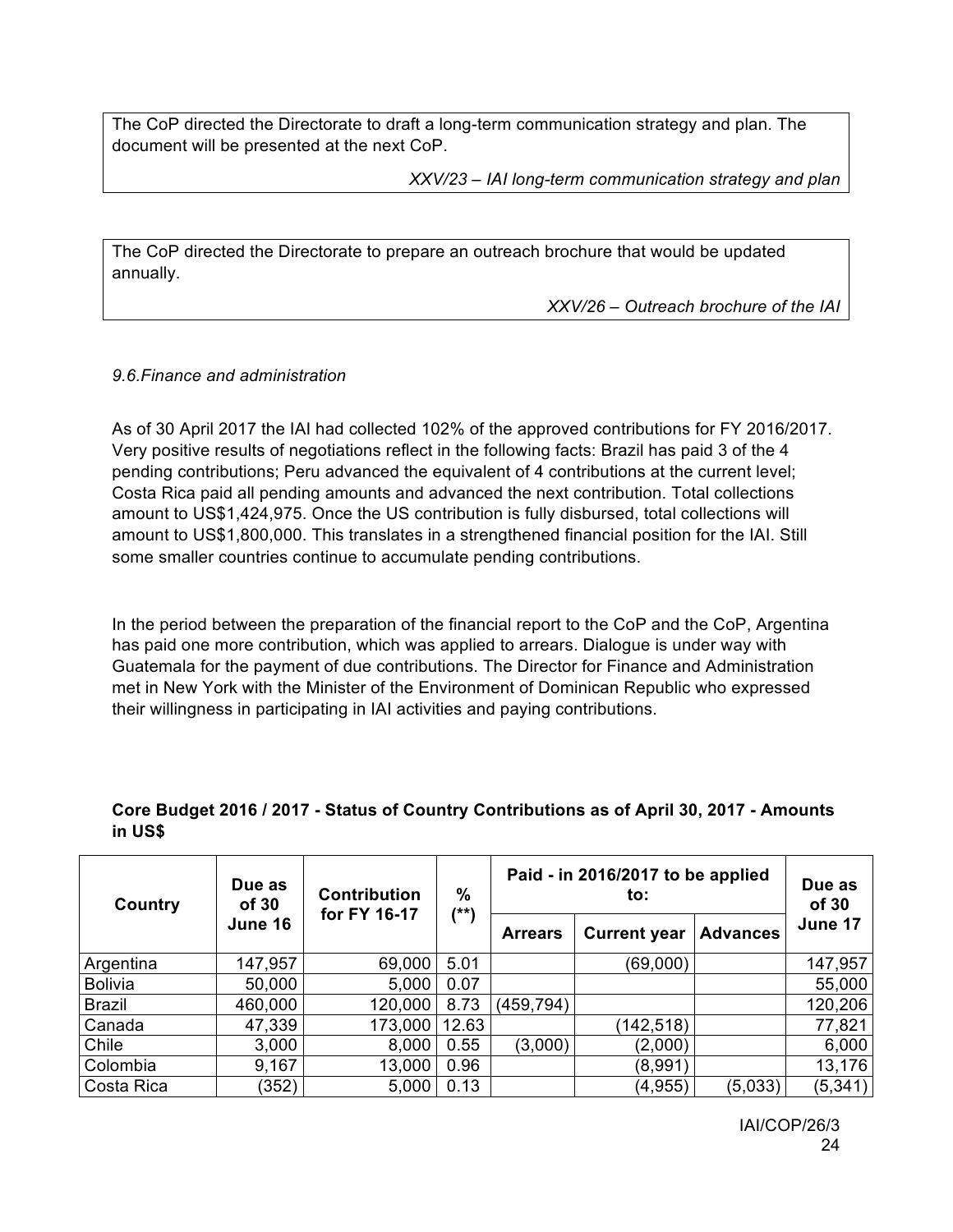The CoP directed the Directorate to draft a long-term communication strategy and plan. The document will be presented at the next CoP.

*XXV/23 – IAI long-term communication strategy and plan*

The CoP directed the Directorate to prepare an outreach brochure that would be updated annually.

*XXV/26 – Outreach brochure of the IAI*

*9.6.Finance and administration*

As of 30 April 2017 the IAI had collected 102% of the approved contributions for FY 2016/2017. Very positive results of negotiations reflect in the following facts: Brazil has paid 3 of the 4 pending contributions; Peru advanced the equivalent of 4 contributions at the current level; Costa Rica paid all pending amounts and advanced the next contribution. Total collections amount to US$1,424,975. Once the US contribution is fully disbursed, total collections will amount to US$1,800,000. This translates in a strengthened financial position for the IAI. Still some smaller countries continue to accumulate pending contributions.

In the period between the preparation of the financial report to the CoP and the CoP, Argentina has paid one more contribution, which was applied to arrears. Dialogue is under way with Guatemala for the payment of due contributions. The Director for Finance and Administration met in New York with the Minister of the Environment of Dominican Republic who expressed their willingness in participating in IAI activities and paying contributions.

**Core Budget 2016 / 2017 - Status of Country Contributions as of April 30, 2017 - Amounts in US$**

| Country | Due as of 30 June 16 | Contribution for FY 16-17 | % (**) | Paid - in 2016/2017 to be applied to: | | | Due as of 30 June 17 |
|---|---|---|---|---|---|---|---|
| | | | | Arrears | Current year | Advances | |
| Argentina | 147,957 | 69,000 | 5.01 | | (69,000) | | 147,957 |
| Bolivia | 50,000 | 5,000 | 0.07 | | | | 55,000 |
| Brazil | 460,000 | 120,000 | 8.73 | (459,794) | | | 120,206 |
| Canada | 47,339 | 173,000 | 12.63 | | (142,518) | | 77,821 |
| Chile | 3,000 | 8,000 | 0.55 | (3,000) | (2,000) | | 6,000 |
| Colombia | 9,167 | 13,000 | 0.96 | | (8,991) | | 13,176 |
| Costa Rica | (352) | 5,000 | 0.13 | | (4,955) | (5,033) | (5,341) |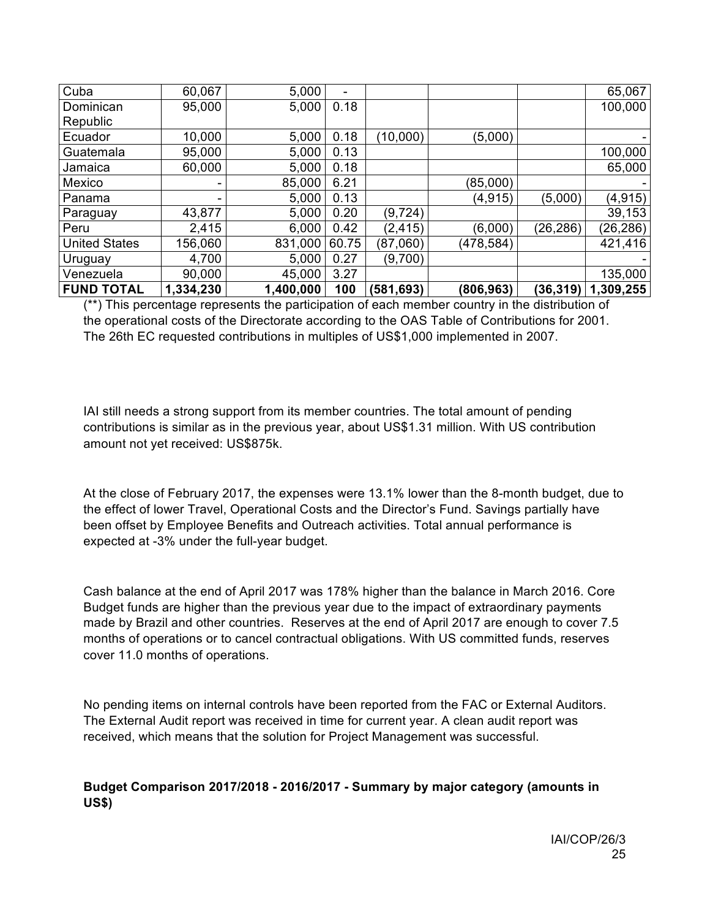| | | | | | | | |
|---|---|---|---|---|---|---|---|
| Cuba | 60,067 | 5,000 | - | | | | 65,067 |
| Dominican Republic | 95,000 | 5,000 | 0.18 | | | | 100,000 |
| Ecuador | 10,000 | 5,000 | 0.18 | (10,000) | (5,000) | | - |
| Guatemala | 95,000 | 5,000 | 0.13 | | | | 100,000 |
| Jamaica | 60,000 | 5,000 | 0.18 | | | | 65,000 |
| Mexico | - | 85,000 | 6.21 | | (85,000) | | - |
| Panama | - | 5,000 | 0.13 | | (4,915) | (5,000) | (4,915) |
| Paraguay | 43,877 | 5,000 | 0.20 | (9,724) | | | 39,153 |
| Peru | 2,415 | 6,000 | 0.42 | (2,415) | (6,000) | (26,286) | (26,286) |
| United States | 156,060 | 831,000 | 60.75 | (87,060) | (478,584) | | 421,416 |
| Uruguay | 4,700 | 5,000 | 0.27 | (9,700) | | | - |
| Venezuela | 90,000 | 45,000 | 3.27 | | | | 135,000 |
| **FUND TOTAL** | **1,334,230** | **1,400,000** | **100** | **(581,693)** | **(806,963)** | **(36,319)** | **1,309,255** |

(**) This percentage represents the participation of each member country in the distribution of the operational costs of the Directorate according to the OAS Table of Contributions for 2001. The 26th EC requested contributions in multiples of US$1,000 implemented in 2007.

IAI still needs a strong support from its member countries. The total amount of pending contributions is similar as in the previous year, about US$1.31 million. With US contribution amount not yet received: US$875k.

At the close of February 2017, the expenses were 13.1% lower than the 8-month budget, due to the effect of lower Travel, Operational Costs and the Director's Fund. Savings partially have been offset by Employee Benefits and Outreach activities. Total annual performance is expected at -3% under the full-year budget.

Cash balance at the end of April 2017 was 178% higher than the balance in March 2016. Core Budget funds are higher than the previous year due to the impact of extraordinary payments made by Brazil and other countries. Reserves at the end of April 2017 are enough to cover 7.5 months of operations or to cancel contractual obligations. With US committed funds, reserves cover 11.0 months of operations.

No pending items on internal controls have been reported from the FAC or External Auditors. The External Audit report was received in time for current year. A clean audit report was received, which means that the solution for Project Management was successful.

**Budget Comparison 2017/2018 - 2016/2017 - Summary by major category (amounts in US$)**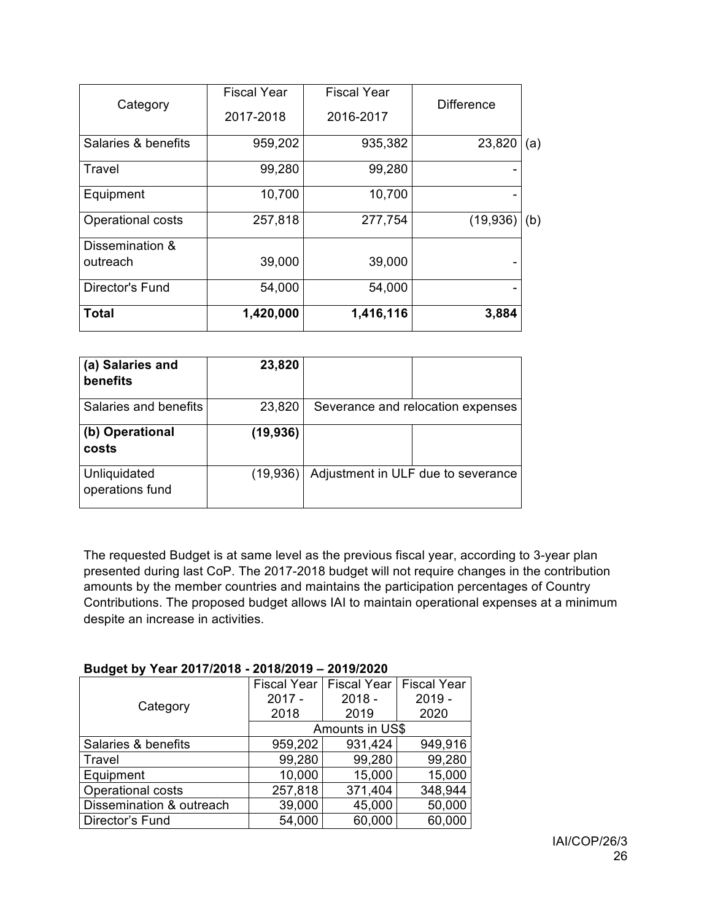| Category | Fiscal Year 2017-2018 | Fiscal Year 2016-2017 | Difference | |
|---|---|---|---|---|
| Salaries & benefits | 959,202 | 935,382 | 23,820 | (a) |
| Travel | 99,280 | 99,280 | - | |
| Equipment | 10,700 | 10,700 | - | |
| Operational costs | 257,818 | 277,754 | (19,936) | (b) |
| Dissemination & outreach | 39,000 | 39,000 | - | |
| Director's Fund | 54,000 | 54,000 | - | |
| **Total** | **1,420,000** | **1,416,116** | **3,884** | |

| **(a) Salaries and benefits** | **23,820** | | |
|---|---|---|---|
| Salaries and benefits | 23,820 | Severance and relocation expenses | |
| **(b) Operational costs** | **(19,936)** | | |
| Unliquidated operations fund | (19,936) | Adjustment in ULF due to severance | |

The requested Budget is at same level as the previous fiscal year, according to 3-year plan presented during last CoP. The 2017-2018 budget will not require changes in the contribution amounts by the member countries and maintains the participation percentages of Country Contributions. The proposed budget allows IAI to maintain operational expenses at a minimum despite an increase in activities.

**Budget by Year 2017/2018 - 2018/2019 – 2019/2020**

| Category | Fiscal Year 2017 - 2018 | Fiscal Year 2018 - 2019 | Fiscal Year 2019 - 2020 |
|---|---|---|---|
| | Amounts in US$ | | |
| Salaries & benefits | 959,202 | 931,424 | 949,916 |
| Travel | 99,280 | 99,280 | 99,280 |
| Equipment | 10,000 | 15,000 | 15,000 |
| Operational costs | 257,818 | 371,404 | 348,944 |
| Dissemination & outreach | 39,000 | 45,000 | 50,000 |
| Director's Fund | 54,000 | 60,000 | 60,000 |

IAI/COP/26/3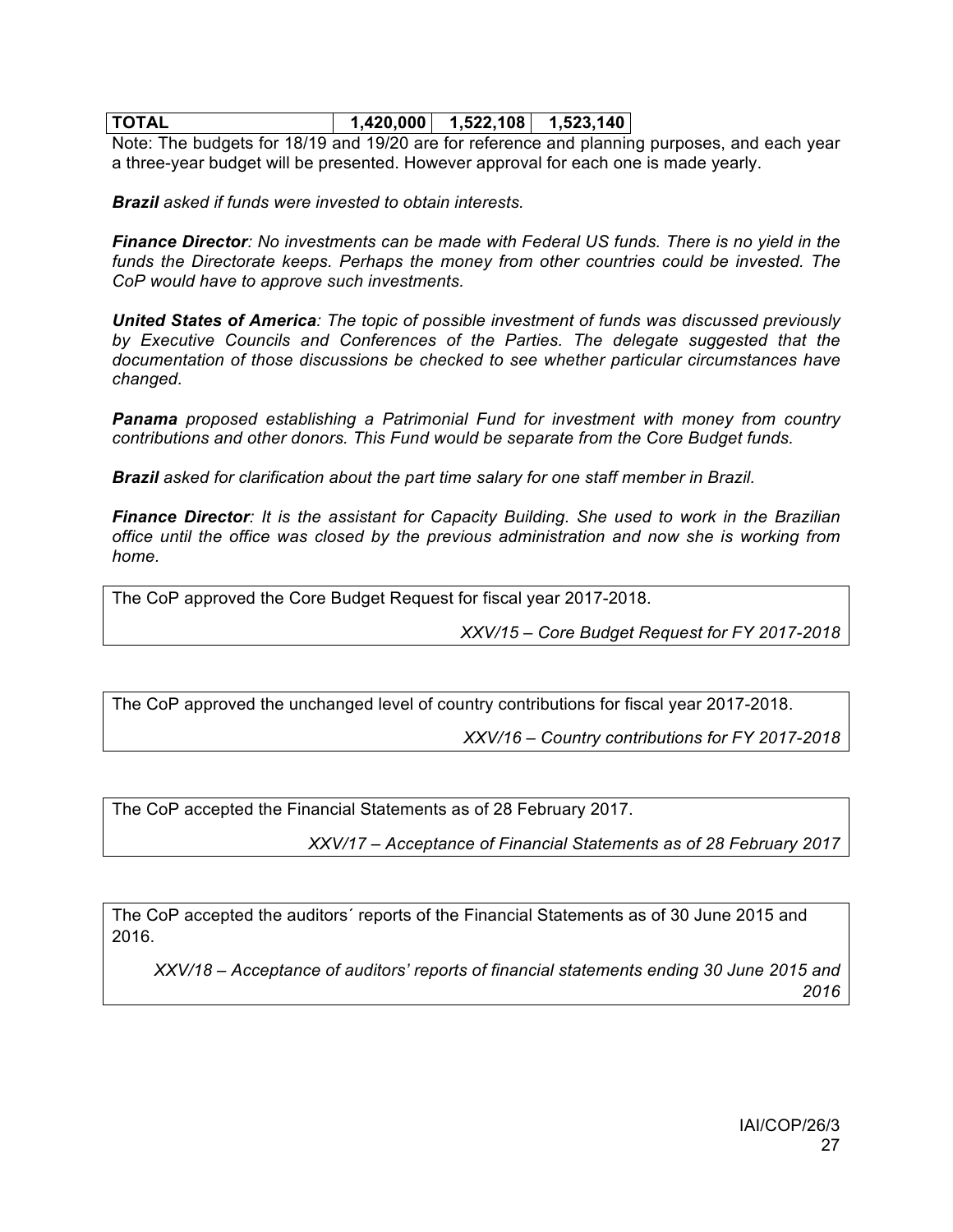| TOTAL | 1,420,000 | 1,522,108 | 1,523,140 |
|---|---|---|---|

Note: The budgets for 18/19 and 19/20 are for reference and planning purposes, and each year a three-year budget will be presented. However approval for each one is made yearly.

***Brazil*** *asked if funds were invested to obtain interests.*

***Finance Director****: No investments can be made with Federal US funds. There is no yield in the funds the Directorate keeps. Perhaps the money from other countries could be invested. The CoP would have to approve such investments.*

***United States of America****: The topic of possible investment of funds was discussed previously by Executive Councils and Conferences of the Parties. The delegate suggested that the documentation of those discussions be checked to see whether particular circumstances have changed.*

***Panama*** *proposed establishing a Patrimonial Fund for investment with money from country contributions and other donors. This Fund would be separate from the Core Budget funds.*

***Brazil*** *asked for clarification about the part time salary for one staff member in Brazil.*

***Finance Director****: It is the assistant for Capacity Building. She used to work in the Brazilian office until the office was closed by the previous administration and now she is working from home.*

The CoP approved the Core Budget Request for fiscal year 2017-2018.

*XXV/15 – Core Budget Request for FY 2017-2018*

The CoP approved the unchanged level of country contributions for fiscal year 2017-2018.

*XXV/16 – Country contributions for FY 2017-2018*

The CoP accepted the Financial Statements as of 28 February 2017.

*XXV/17 – Acceptance of Financial Statements as of 28 February 2017*

The CoP accepted the auditors´ reports of the Financial Statements as of 30 June 2015 and 2016.

*XXV/18 – Acceptance of auditors' reports of financial statements ending 30 June 2015 and 2016*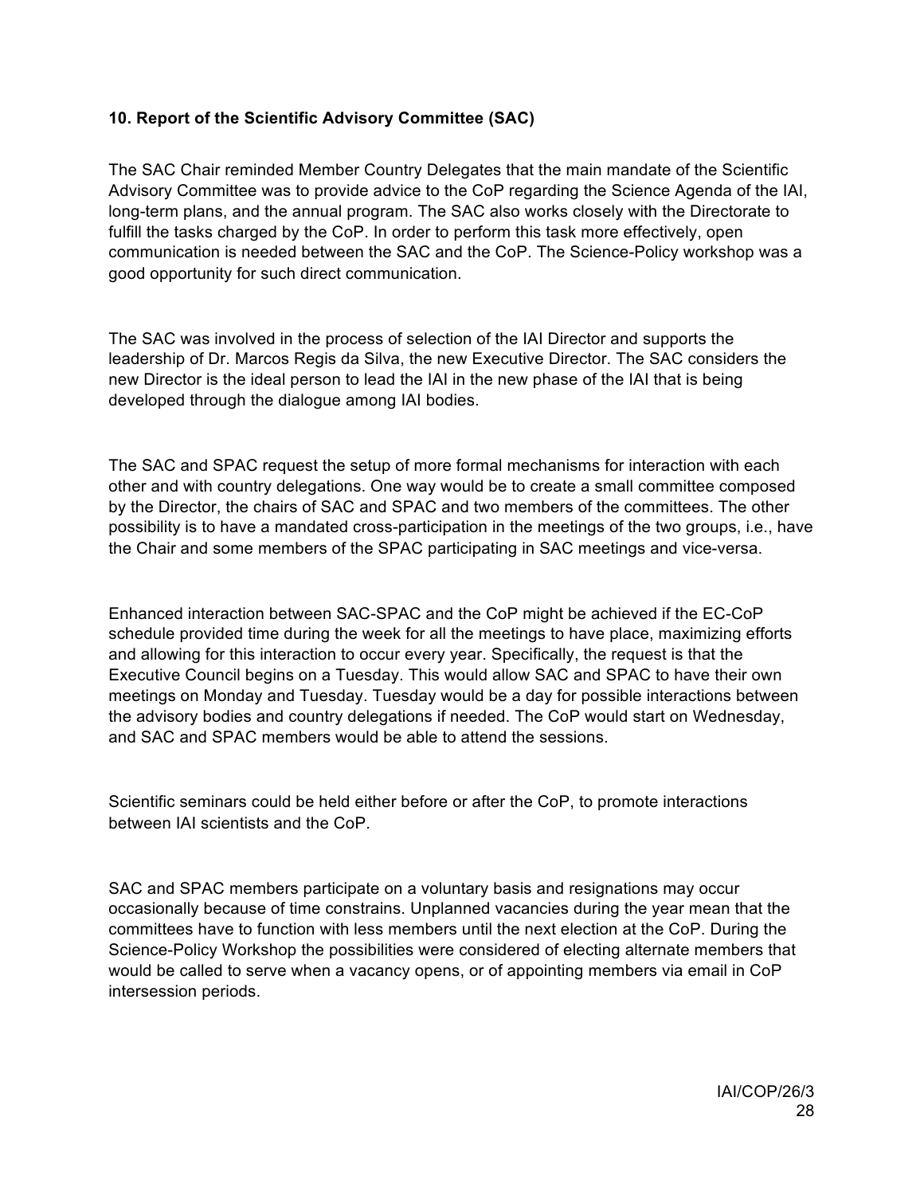### 10. Report of the Scientific Advisory Committee (SAC)

The SAC Chair reminded Member Country Delegates that the main mandate of the Scientific Advisory Committee was to provide advice to the CoP regarding the Science Agenda of the IAI, long-term plans, and the annual program. The SAC also works closely with the Directorate to fulfill the tasks charged by the CoP. In order to perform this task more effectively, open communication is needed between the SAC and the CoP. The Science-Policy workshop was a good opportunity for such direct communication.

The SAC was involved in the process of selection of the IAI Director and supports the leadership of Dr. Marcos Regis da Silva, the new Executive Director. The SAC considers the new Director is the ideal person to lead the IAI in the new phase of the IAI that is being developed through the dialogue among IAI bodies.

The SAC and SPAC request the setup of more formal mechanisms for interaction with each other and with country delegations. One way would be to create a small committee composed by the Director, the chairs of SAC and SPAC and two members of the committees. The other possibility is to have a mandated cross-participation in the meetings of the two groups, i.e., have the Chair and some members of the SPAC participating in SAC meetings and vice-versa.

Enhanced interaction between SAC-SPAC and the CoP might be achieved if the EC-CoP schedule provided time during the week for all the meetings to have place, maximizing efforts and allowing for this interaction to occur every year. Specifically, the request is that the Executive Council begins on a Tuesday. This would allow SAC and SPAC to have their own meetings on Monday and Tuesday. Tuesday would be a day for possible interactions between the advisory bodies and country delegations if needed. The CoP would start on Wednesday, and SAC and SPAC members would be able to attend the sessions.

Scientific seminars could be held either before or after the CoP, to promote interactions between IAI scientists and the CoP.

SAC and SPAC members participate on a voluntary basis and resignations may occur occasionally because of time constrains. Unplanned vacancies during the year mean that the committees have to function with less members until the next election at the CoP. During the Science-Policy Workshop the possibilities were considered of electing alternate members that would be called to serve when a vacancy opens, or of appointing members via email in CoP intersession periods.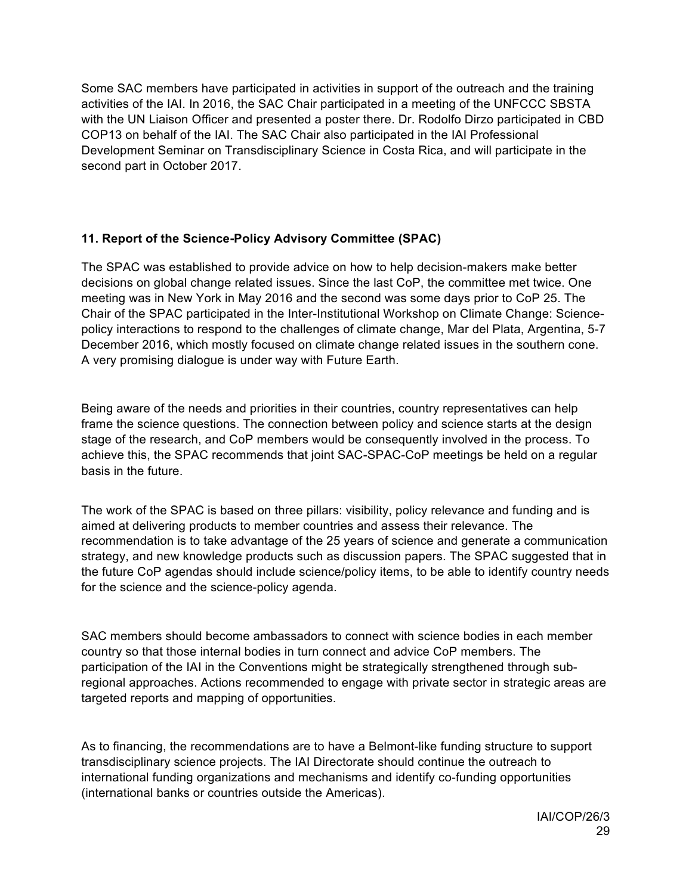Some SAC members have participated in activities in support of the outreach and the training activities of the IAI. In 2016, the SAC Chair participated in a meeting of the UNFCCC SBSTA with the UN Liaison Officer and presented a poster there. Dr. Rodolfo Dirzo participated in CBD COP13 on behalf of the IAI. The SAC Chair also participated in the IAI Professional Development Seminar on Transdisciplinary Science in Costa Rica, and will participate in the second part in October 2017.

### 11. Report of the Science-Policy Advisory Committee (SPAC)

The SPAC was established to provide advice on how to help decision-makers make better decisions on global change related issues. Since the last CoP, the committee met twice. One meeting was in New York in May 2016 and the second was some days prior to CoP 25. The Chair of the SPAC participated in the Inter-Institutional Workshop on Climate Change: Science-policy interactions to respond to the challenges of climate change, Mar del Plata, Argentina, 5-7 December 2016, which mostly focused on climate change related issues in the southern cone. A very promising dialogue is under way with Future Earth.

Being aware of the needs and priorities in their countries, country representatives can help frame the science questions. The connection between policy and science starts at the design stage of the research, and CoP members would be consequently involved in the process. To achieve this, the SPAC recommends that joint SAC-SPAC-CoP meetings be held on a regular basis in the future.

The work of the SPAC is based on three pillars: visibility, policy relevance and funding and is aimed at delivering products to member countries and assess their relevance. The recommendation is to take advantage of the 25 years of science and generate a communication strategy, and new knowledge products such as discussion papers. The SPAC suggested that in the future CoP agendas should include science/policy items, to be able to identify country needs for the science and the science-policy agenda.

SAC members should become ambassadors to connect with science bodies in each member country so that those internal bodies in turn connect and advice CoP members. The participation of the IAI in the Conventions might be strategically strengthened through sub-regional approaches. Actions recommended to engage with private sector in strategic areas are targeted reports and mapping of opportunities.

As to financing, the recommendations are to have a Belmont-like funding structure to support transdisciplinary science projects. The IAI Directorate should continue the outreach to international funding organizations and mechanisms and identify co-funding opportunities (international banks or countries outside the Americas).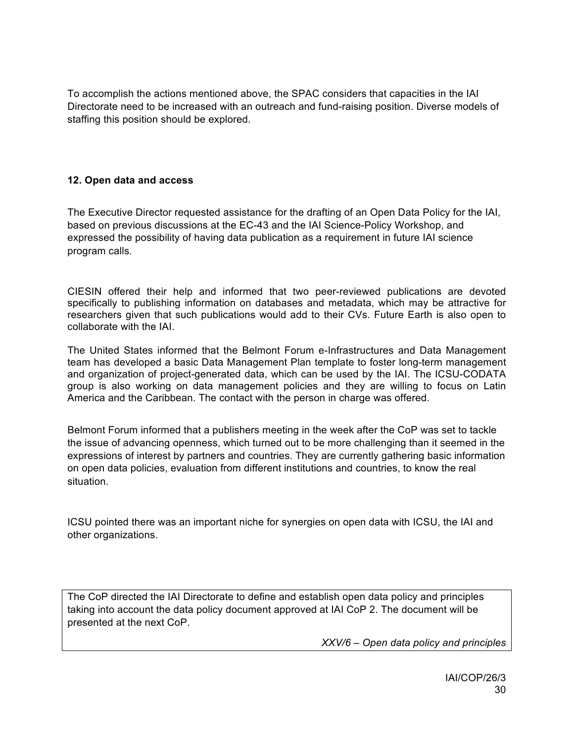To accomplish the actions mentioned above, the SPAC considers that capacities in the IAI Directorate need to be increased with an outreach and fund-raising position. Diverse models of staffing this position should be explored.

**12. Open data and access**

The Executive Director requested assistance for the drafting of an Open Data Policy for the IAI, based on previous discussions at the EC-43 and the IAI Science-Policy Workshop, and expressed the possibility of having data publication as a requirement in future IAI science program calls.

CIESIN offered their help and informed that two peer-reviewed publications are devoted specifically to publishing information on databases and metadata, which may be attractive for researchers given that such publications would add to their CVs. Future Earth is also open to collaborate with the IAI.

The United States informed that the Belmont Forum e-Infrastructures and Data Management team has developed a basic Data Management Plan template to foster long-term management and organization of project-generated data, which can be used by the IAI. The ICSU-CODATA group is also working on data management policies and they are willing to focus on Latin America and the Caribbean. The contact with the person in charge was offered.

Belmont Forum informed that a publishers meeting in the week after the CoP was set to tackle the issue of advancing openness, which turned out to be more challenging than it seemed in the expressions of interest by partners and countries. They are currently gathering basic information on open data policies, evaluation from different institutions and countries, to know the real situation.

ICSU pointed there was an important niche for synergies on open data with ICSU, the IAI and other organizations.

> The CoP directed the IAI Directorate to define and establish open data policy and principles taking into account the data policy document approved at IAI CoP 2. The document will be presented at the next CoP.
>
> *XXV/6 – Open data policy and principles*

IAI/COP/26/3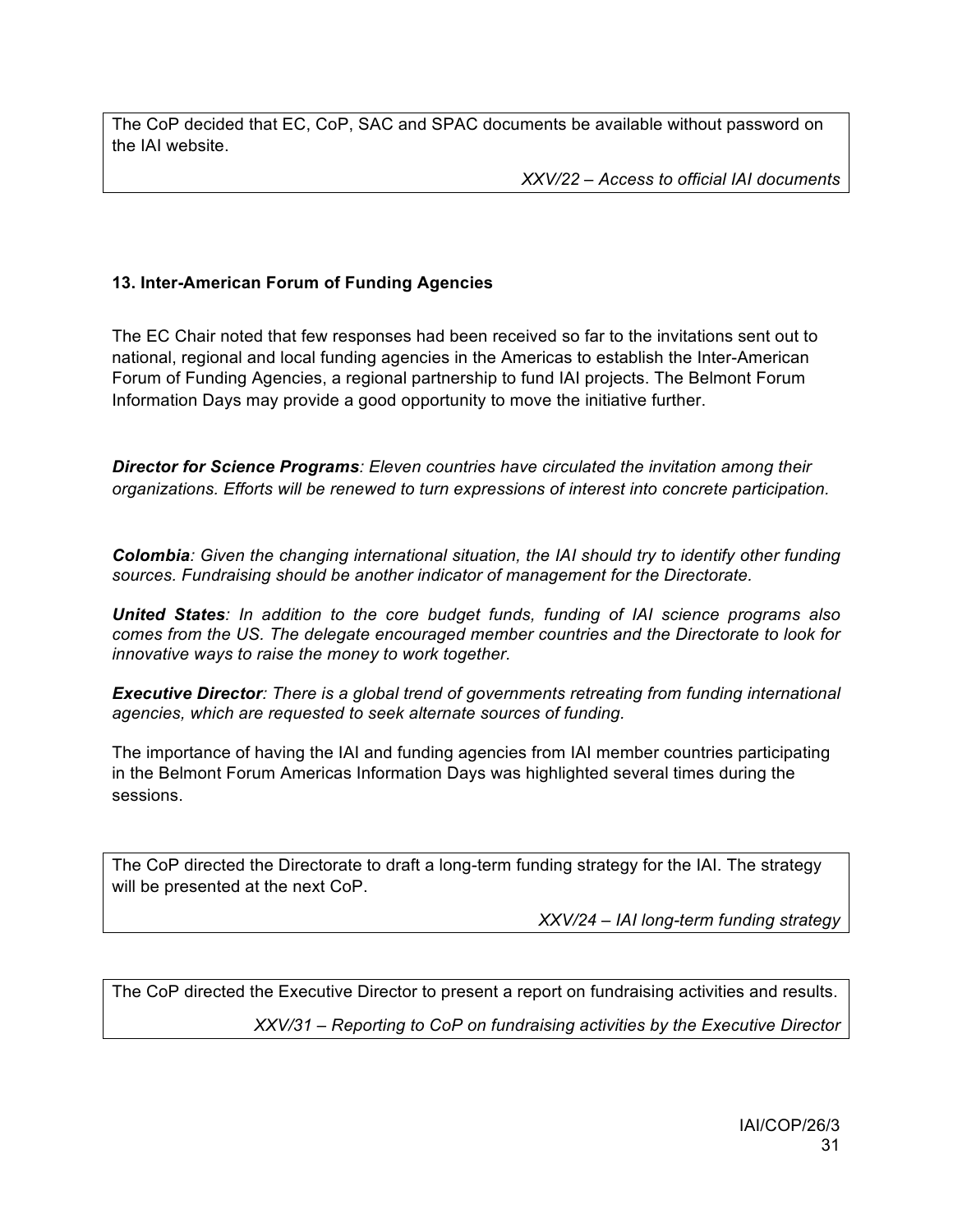> The CoP decided that EC, CoP, SAC and SPAC documents be available without password on the IAI website.
>
> *XXV/22 – Access to official IAI documents*

**13. Inter-American Forum of Funding Agencies**

The EC Chair noted that few responses had been received so far to the invitations sent out to national, regional and local funding agencies in the Americas to establish the Inter-American Forum of Funding Agencies, a regional partnership to fund IAI projects. The Belmont Forum Information Days may provide a good opportunity to move the initiative further.

***Director for Science Programs**: Eleven countries have circulated the invitation among their organizations. Efforts will be renewed to turn expressions of interest into concrete participation.*

***Colombia**: Given the changing international situation, the IAI should try to identify other funding sources. Fundraising should be another indicator of management for the Directorate.*

***United States**: In addition to the core budget funds, funding of IAI science programs also comes from the US. The delegate encouraged member countries and the Directorate to look for innovative ways to raise the money to work together.*

***Executive Director**: There is a global trend of governments retreating from funding international agencies, which are requested to seek alternate sources of funding.*

The importance of having the IAI and funding agencies from IAI member countries participating in the Belmont Forum Americas Information Days was highlighted several times during the sessions.

> The CoP directed the Directorate to draft a long-term funding strategy for the IAI. The strategy will be presented at the next CoP.
>
> *XXV/24 – IAI long-term funding strategy*

> The CoP directed the Executive Director to present a report on fundraising activities and results.
>
> *XXV/31 – Reporting to CoP on fundraising activities by the Executive Director*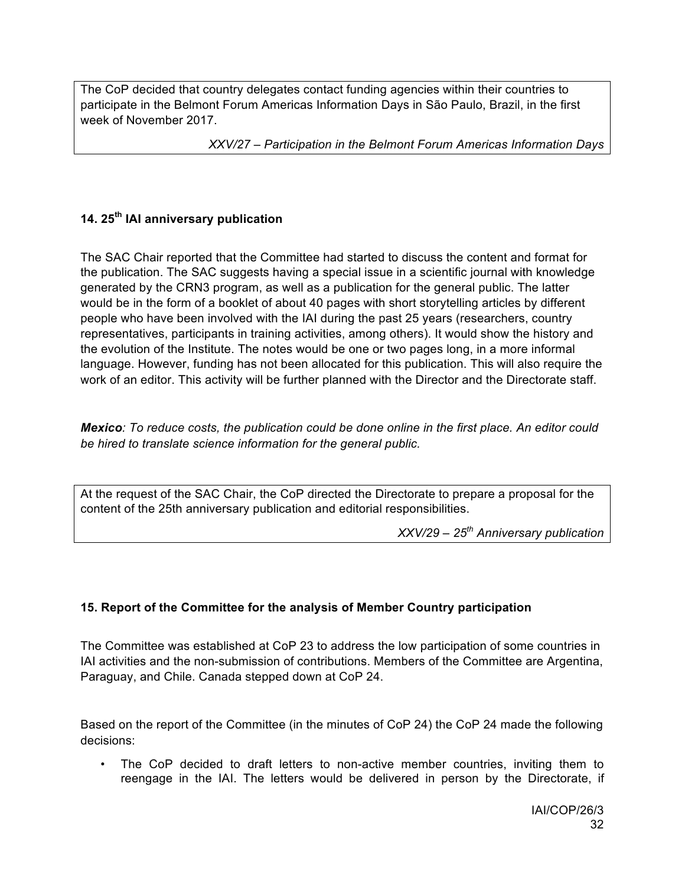The CoP decided that country delegates contact funding agencies within their countries to participate in the Belmont Forum Americas Information Days in São Paulo, Brazil, in the first week of November 2017.

*XXV/27 – Participation in the Belmont Forum Americas Information Days*

## 14. 25th IAI anniversary publication

The SAC Chair reported that the Committee had started to discuss the content and format for the publication. The SAC suggests having a special issue in a scientific journal with knowledge generated by the CRN3 program, as well as a publication for the general public. The latter would be in the form of a booklet of about 40 pages with short storytelling articles by different people who have been involved with the IAI during the past 25 years (researchers, country representatives, participants in training activities, among others). It would show the history and the evolution of the Institute. The notes would be one or two pages long, in a more informal language. However, funding has not been allocated for this publication. This will also require the work of an editor. This activity will be further planned with the Director and the Directorate staff.

***Mexico**: To reduce costs, the publication could be done online in the first place. An editor could be hired to translate science information for the general public.*

At the request of the SAC Chair, the CoP directed the Directorate to prepare a proposal for the content of the 25th anniversary publication and editorial responsibilities.

*XXV/29 – 25th Anniversary publication*

## 15. Report of the Committee for the analysis of Member Country participation

The Committee was established at CoP 23 to address the low participation of some countries in IAI activities and the non-submission of contributions. Members of the Committee are Argentina, Paraguay, and Chile. Canada stepped down at CoP 24.

Based on the report of the Committee (in the minutes of CoP 24) the CoP 24 made the following decisions:

- The CoP decided to draft letters to non-active member countries, inviting them to reengage in the IAI. The letters would be delivered in person by the Directorate, if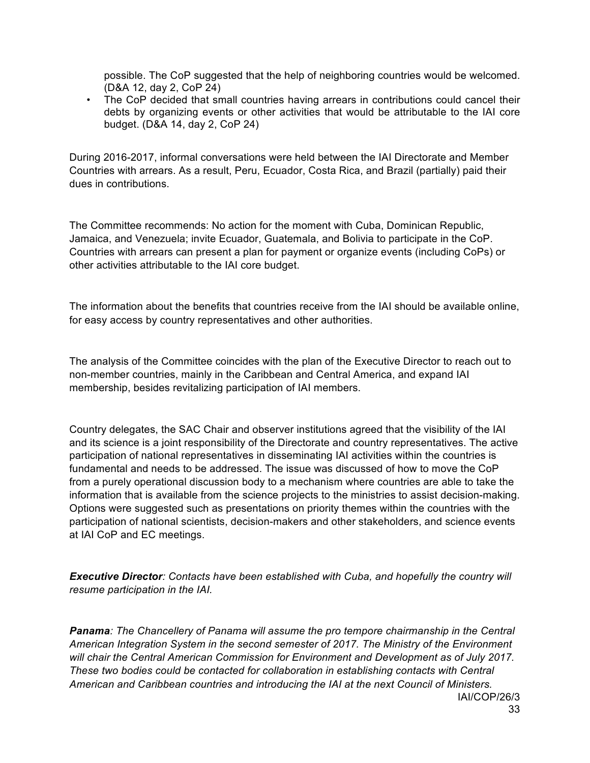possible. The CoP suggested that the help of neighboring countries would be welcomed. (D&A 12, day 2, CoP 24)

- The CoP decided that small countries having arrears in contributions could cancel their debts by organizing events or other activities that would be attributable to the IAI core budget. (D&A 14, day 2, CoP 24)

During 2016-2017, informal conversations were held between the IAI Directorate and Member Countries with arrears. As a result, Peru, Ecuador, Costa Rica, and Brazil (partially) paid their dues in contributions.

The Committee recommends: No action for the moment with Cuba, Dominican Republic, Jamaica, and Venezuela; invite Ecuador, Guatemala, and Bolivia to participate in the CoP. Countries with arrears can present a plan for payment or organize events (including CoPs) or other activities attributable to the IAI core budget.

The information about the benefits that countries receive from the IAI should be available online, for easy access by country representatives and other authorities.

The analysis of the Committee coincides with the plan of the Executive Director to reach out to non-member countries, mainly in the Caribbean and Central America, and expand IAI membership, besides revitalizing participation of IAI members.

Country delegates, the SAC Chair and observer institutions agreed that the visibility of the IAI and its science is a joint responsibility of the Directorate and country representatives. The active participation of national representatives in disseminating IAI activities within the countries is fundamental and needs to be addressed. The issue was discussed of how to move the CoP from a purely operational discussion body to a mechanism where countries are able to take the information that is available from the science projects to the ministries to assist decision-making. Options were suggested such as presentations on priority themes within the countries with the participation of national scientists, decision-makers and other stakeholders, and science events at IAI CoP and EC meetings.

***Executive Director****: Contacts have been established with Cuba, and hopefully the country will resume participation in the IAI.*

***Panama****: The Chancellery of Panama will assume the pro tempore chairmanship in the Central American Integration System in the second semester of 2017. The Ministry of the Environment will chair the Central American Commission for Environment and Development as of July 2017. These two bodies could be contacted for collaboration in establishing contacts with Central American and Caribbean countries and introducing the IAI at the next Council of Ministers.*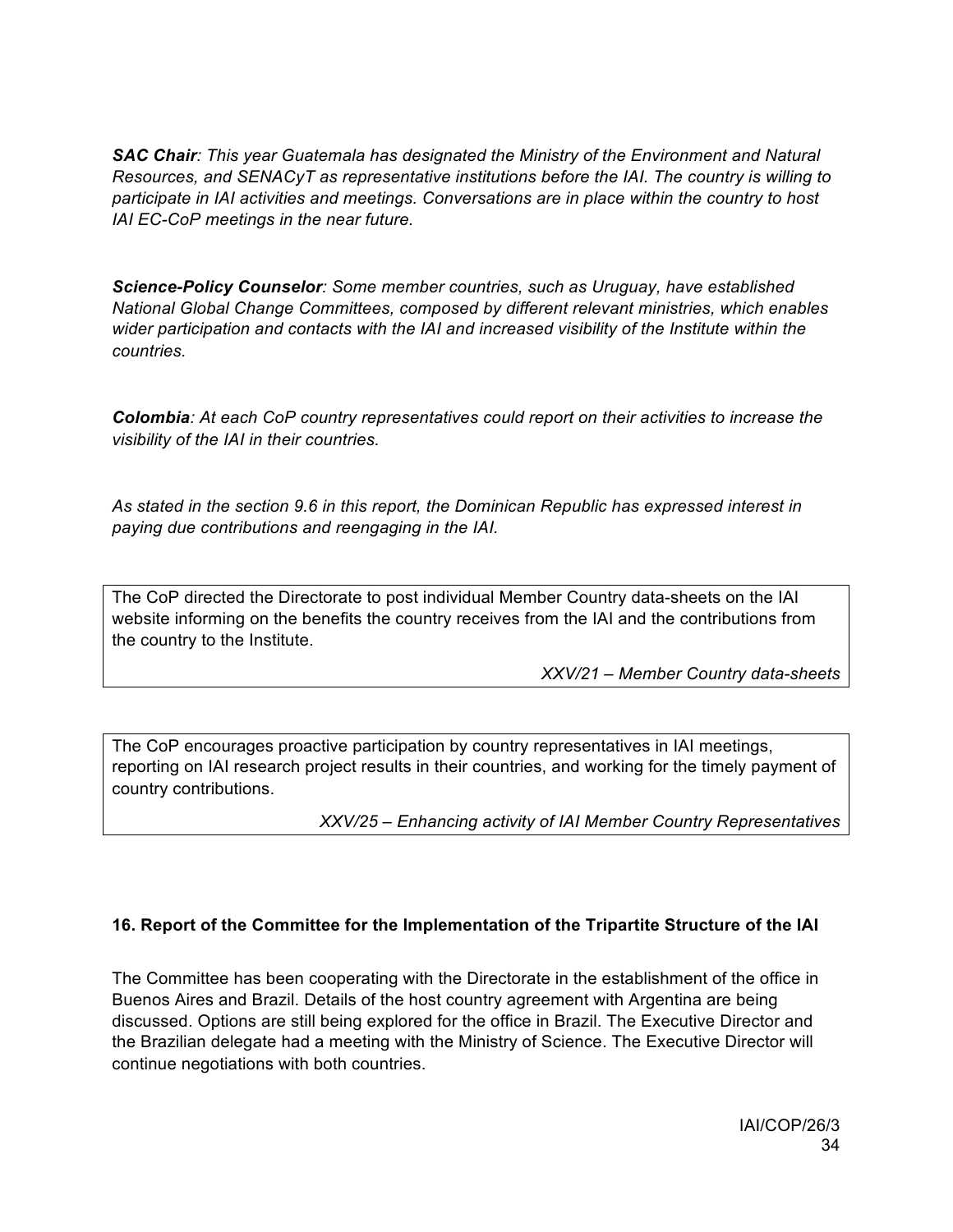***SAC Chair**: This year Guatemala has designated the Ministry of the Environment and Natural Resources, and SENACyT as representative institutions before the IAI. The country is willing to participate in IAI activities and meetings. Conversations are in place within the country to host IAI EC-CoP meetings in the near future.*

***Science-Policy Counselor**: Some member countries, such as Uruguay, have established National Global Change Committees, composed by different relevant ministries, which enables wider participation and contacts with the IAI and increased visibility of the Institute within the countries.*

***Colombia**: At each CoP country representatives could report on their activities to increase the visibility of the IAI in their countries.*

*As stated in the section 9.6 in this report, the Dominican Republic has expressed interest in paying due contributions and reengaging in the IAI.*

> The CoP directed the Directorate to post individual Member Country data-sheets on the IAI website informing on the benefits the country receives from the IAI and the contributions from the country to the Institute.
>
> *XXV/21 – Member Country data-sheets*

> The CoP encourages proactive participation by country representatives in IAI meetings, reporting on IAI research project results in their countries, and working for the timely payment of country contributions.
>
> *XXV/25 – Enhancing activity of IAI Member Country Representatives*

## 16. Report of the Committee for the Implementation of the Tripartite Structure of the IAI

The Committee has been cooperating with the Directorate in the establishment of the office in Buenos Aires and Brazil. Details of the host country agreement with Argentina are being discussed. Options are still being explored for the office in Brazil. The Executive Director and the Brazilian delegate had a meeting with the Ministry of Science. The Executive Director will continue negotiations with both countries.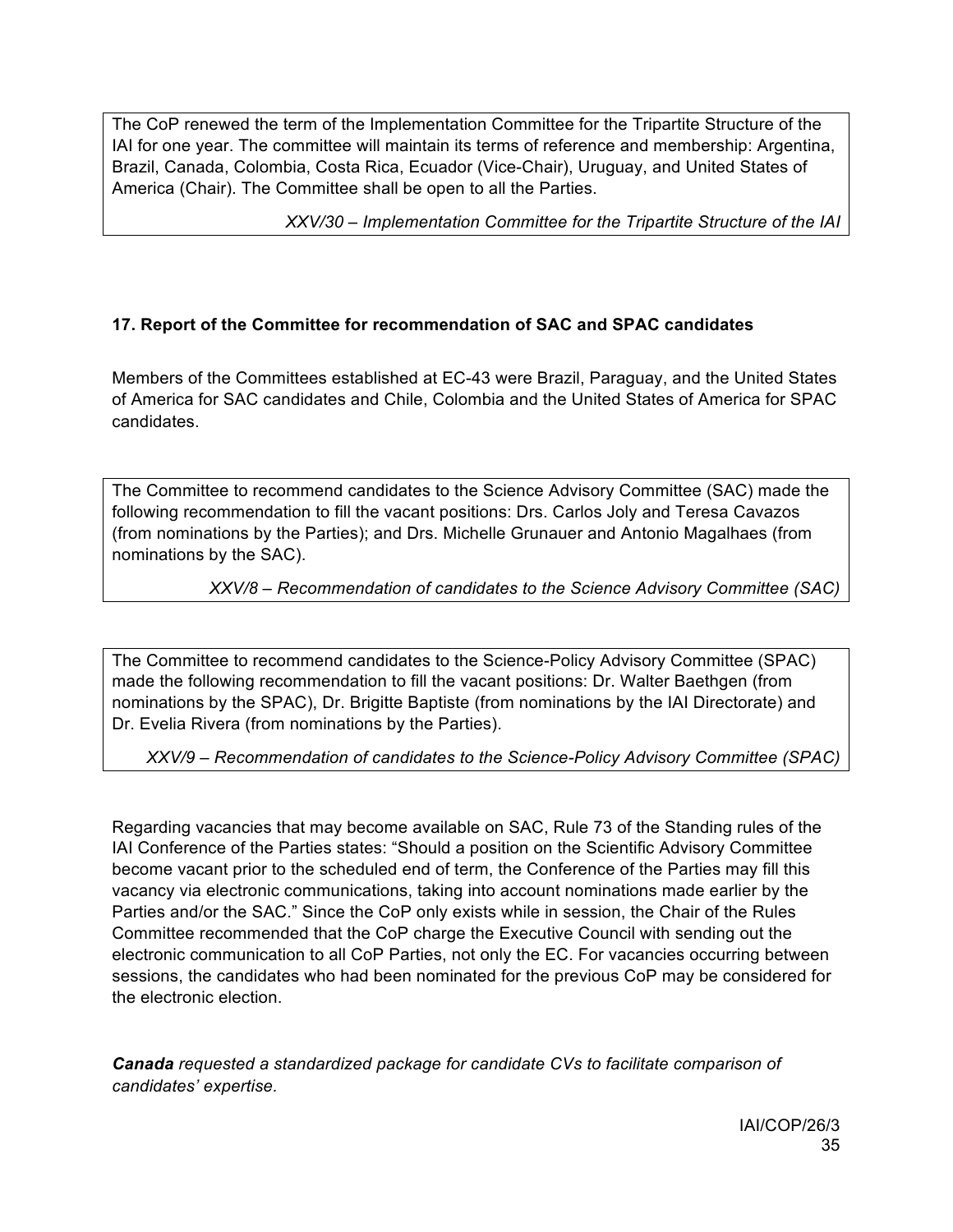The CoP renewed the term of the Implementation Committee for the Tripartite Structure of the IAI for one year. The committee will maintain its terms of reference and membership: Argentina, Brazil, Canada, Colombia, Costa Rica, Ecuador (Vice-Chair), Uruguay, and United States of America (Chair). The Committee shall be open to all the Parties.

*XXV/30 – Implementation Committee for the Tripartite Structure of the IAI*

**17. Report of the Committee for recommendation of SAC and SPAC candidates**

Members of the Committees established at EC-43 were Brazil, Paraguay, and the United States of America for SAC candidates and Chile, Colombia and the United States of America for SPAC candidates.

The Committee to recommend candidates to the Science Advisory Committee (SAC) made the following recommendation to fill the vacant positions: Drs. Carlos Joly and Teresa Cavazos (from nominations by the Parties); and Drs. Michelle Grunauer and Antonio Magalhaes (from nominations by the SAC).

*XXV/8 – Recommendation of candidates to the Science Advisory Committee (SAC)*

The Committee to recommend candidates to the Science-Policy Advisory Committee (SPAC) made the following recommendation to fill the vacant positions: Dr. Walter Baethgen (from nominations by the SPAC), Dr. Brigitte Baptiste (from nominations by the IAI Directorate) and Dr. Evelia Rivera (from nominations by the Parties).

*XXV/9 – Recommendation of candidates to the Science-Policy Advisory Committee (SPAC)*

Regarding vacancies that may become available on SAC, Rule 73 of the Standing rules of the IAI Conference of the Parties states: "Should a position on the Scientific Advisory Committee become vacant prior to the scheduled end of term, the Conference of the Parties may fill this vacancy via electronic communications, taking into account nominations made earlier by the Parties and/or the SAC." Since the CoP only exists while in session, the Chair of the Rules Committee recommended that the CoP charge the Executive Council with sending out the electronic communication to all CoP Parties, not only the EC. For vacancies occurring between sessions, the candidates who had been nominated for the previous CoP may be considered for the electronic election.

***Canada*** *requested a standardized package for candidate CVs to facilitate comparison of candidates' expertise.*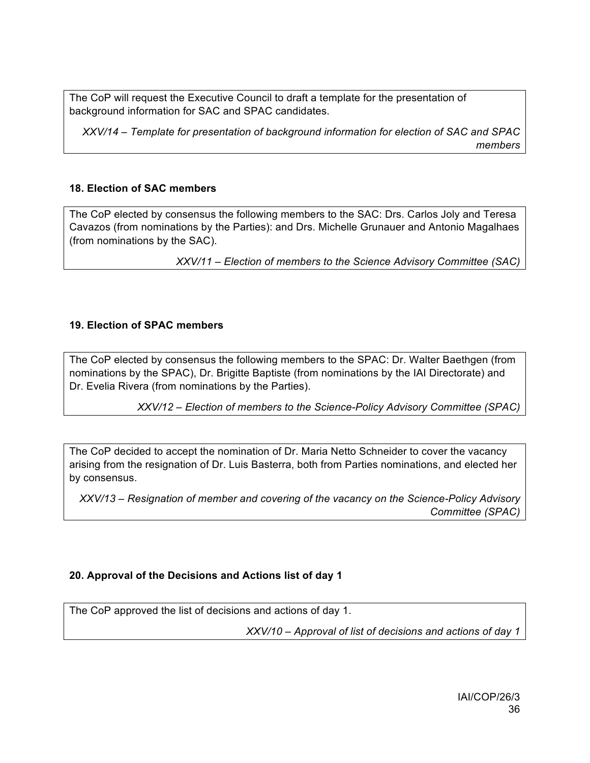The CoP will request the Executive Council to draft a template for the presentation of background information for SAC and SPAC candidates.

*XXV/14 – Template for presentation of background information for election of SAC and SPAC members*

**18. Election of SAC members**

The CoP elected by consensus the following members to the SAC: Drs. Carlos Joly and Teresa Cavazos (from nominations by the Parties): and Drs. Michelle Grunauer and Antonio Magalhaes (from nominations by the SAC).

*XXV/11 – Election of members to the Science Advisory Committee (SAC)*

**19. Election of SPAC members**

The CoP elected by consensus the following members to the SPAC: Dr. Walter Baethgen (from nominations by the SPAC), Dr. Brigitte Baptiste (from nominations by the IAI Directorate) and Dr. Evelia Rivera (from nominations by the Parties).

*XXV/12 – Election of members to the Science-Policy Advisory Committee (SPAC)*

The CoP decided to accept the nomination of Dr. Maria Netto Schneider to cover the vacancy arising from the resignation of Dr. Luis Basterra, both from Parties nominations, and elected her by consensus.

*XXV/13 – Resignation of member and covering of the vacancy on the Science-Policy Advisory Committee (SPAC)*

**20. Approval of the Decisions and Actions list of day 1**

The CoP approved the list of decisions and actions of day 1.

*XXV/10 – Approval of list of decisions and actions of day 1*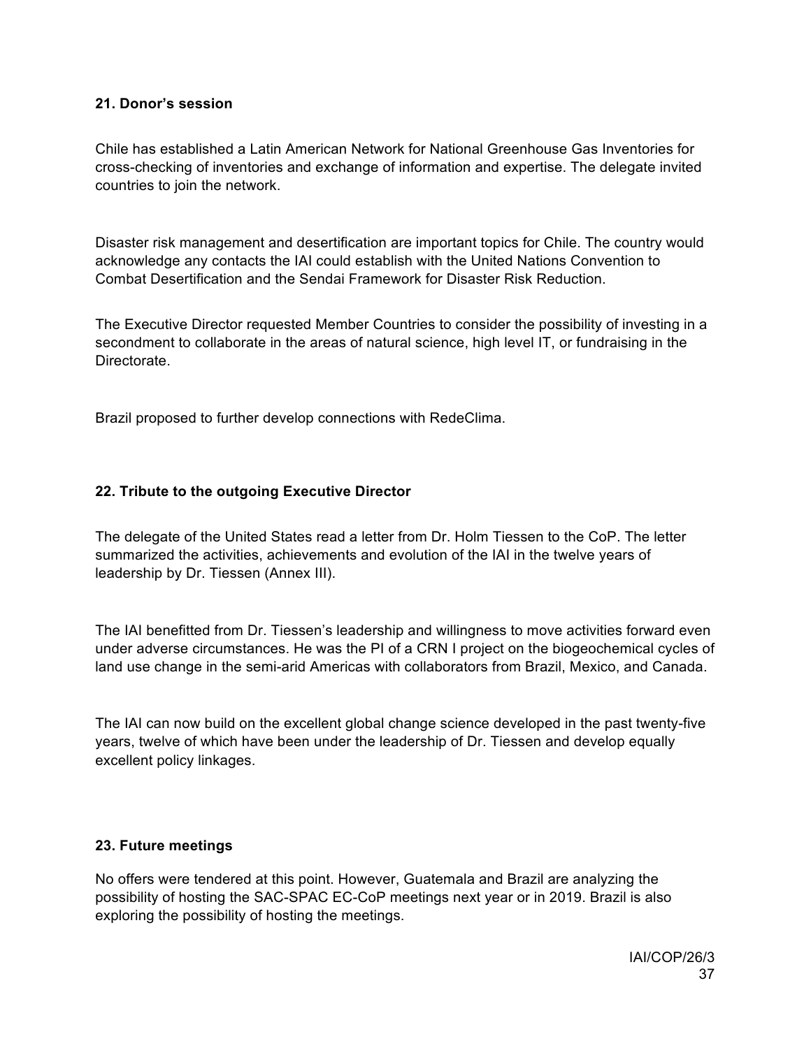**21. Donor's session**

Chile has established a Latin American Network for National Greenhouse Gas Inventories for cross-checking of inventories and exchange of information and expertise. The delegate invited countries to join the network.

Disaster risk management and desertification are important topics for Chile. The country would acknowledge any contacts the IAI could establish with the United Nations Convention to Combat Desertification and the Sendai Framework for Disaster Risk Reduction.

The Executive Director requested Member Countries to consider the possibility of investing in a secondment to collaborate in the areas of natural science, high level IT, or fundraising in the Directorate.

Brazil proposed to further develop connections with RedeClima.

**22. Tribute to the outgoing Executive Director**

The delegate of the United States read a letter from Dr. Holm Tiessen to the CoP. The letter summarized the activities, achievements and evolution of the IAI in the twelve years of leadership by Dr. Tiessen (Annex III).

The IAI benefitted from Dr. Tiessen's leadership and willingness to move activities forward even under adverse circumstances. He was the PI of a CRN I project on the biogeochemical cycles of land use change in the semi-arid Americas with collaborators from Brazil, Mexico, and Canada.

The IAI can now build on the excellent global change science developed in the past twenty-five years, twelve of which have been under the leadership of Dr. Tiessen and develop equally excellent policy linkages.

**23. Future meetings**

No offers were tendered at this point. However, Guatemala and Brazil are analyzing the possibility of hosting the SAC-SPAC EC-CoP meetings next year or in 2019. Brazil is also exploring the possibility of hosting the meetings.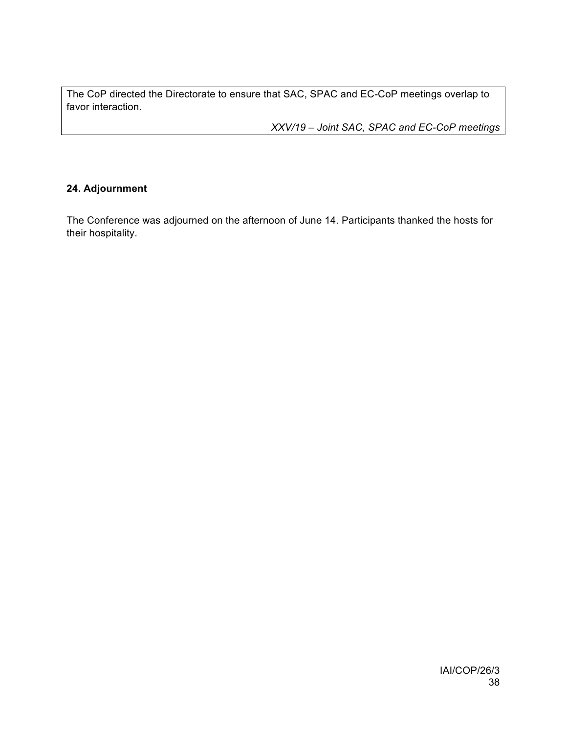> The CoP directed the Directorate to ensure that SAC, SPAC and EC-CoP meetings overlap to favor interaction.
>
> *XXV/19 – Joint SAC, SPAC and EC-CoP meetings*

**24. Adjournment**

The Conference was adjourned on the afternoon of June 14. Participants thanked the hosts for their hospitality.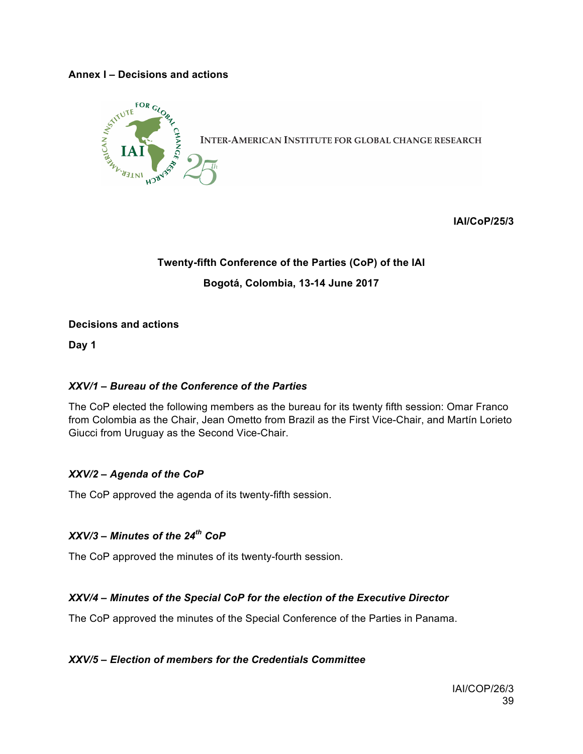**Annex I – Decisions and actions**

INTER-AMERICAN INSTITUTE FOR GLOBAL CHANGE RESEARCH

**IAI/CoP/25/3**

**Twenty-fifth Conference of the Parties (CoP) of the IAI**

**Bogotá, Colombia, 13-14 June 2017**

**Decisions and actions**

**Day 1**

***XXV/1 – Bureau of the Conference of the Parties***

The CoP elected the following members as the bureau for its twenty fifth session: Omar Franco from Colombia as the Chair, Jean Ometto from Brazil as the First Vice-Chair, and Martín Lorieto Giucci from Uruguay as the Second Vice-Chair.

***XXV/2 – Agenda of the CoP***

The CoP approved the agenda of its twenty-fifth session.

***XXV/3 – Minutes of the 24th CoP***

The CoP approved the minutes of its twenty-fourth session.

***XXV/4 – Minutes of the Special CoP for the election of the Executive Director***

The CoP approved the minutes of the Special Conference of the Parties in Panama.

***XXV/5 – Election of members for the Credentials Committee***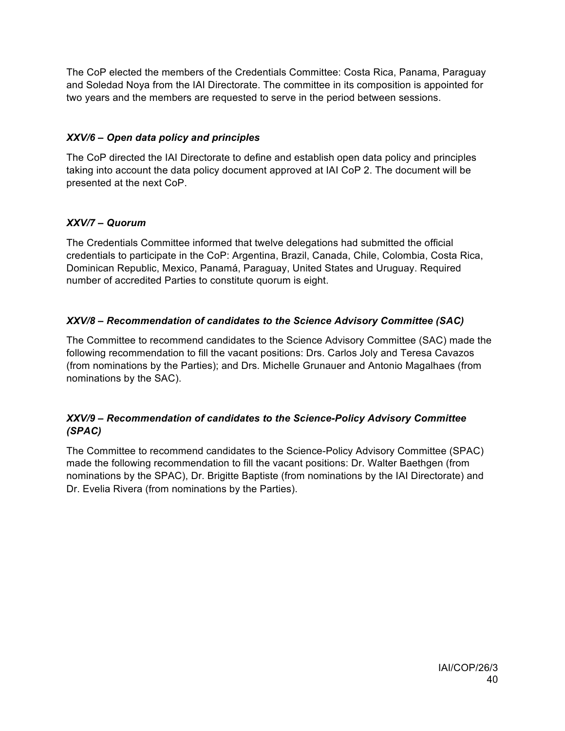The CoP elected the members of the Credentials Committee: Costa Rica, Panama, Paraguay and Soledad Noya from the IAI Directorate. The committee in its composition is appointed for two years and the members are requested to serve in the period between sessions.

### *XXV/6 – Open data policy and principles*

The CoP directed the IAI Directorate to define and establish open data policy and principles taking into account the data policy document approved at IAI CoP 2. The document will be presented at the next CoP.

### *XXV/7 – Quorum*

The Credentials Committee informed that twelve delegations had submitted the official credentials to participate in the CoP: Argentina, Brazil, Canada, Chile, Colombia, Costa Rica, Dominican Republic, Mexico, Panamá, Paraguay, United States and Uruguay. Required number of accredited Parties to constitute quorum is eight.

### *XXV/8 – Recommendation of candidates to the Science Advisory Committee (SAC)*

The Committee to recommend candidates to the Science Advisory Committee (SAC) made the following recommendation to fill the vacant positions: Drs. Carlos Joly and Teresa Cavazos (from nominations by the Parties); and Drs. Michelle Grunauer and Antonio Magalhaes (from nominations by the SAC).

### *XXV/9 – Recommendation of candidates to the Science-Policy Advisory Committee (SPAC)*

The Committee to recommend candidates to the Science-Policy Advisory Committee (SPAC) made the following recommendation to fill the vacant positions: Dr. Walter Baethgen (from nominations by the SPAC), Dr. Brigitte Baptiste (from nominations by the IAI Directorate) and Dr. Evelia Rivera (from nominations by the Parties).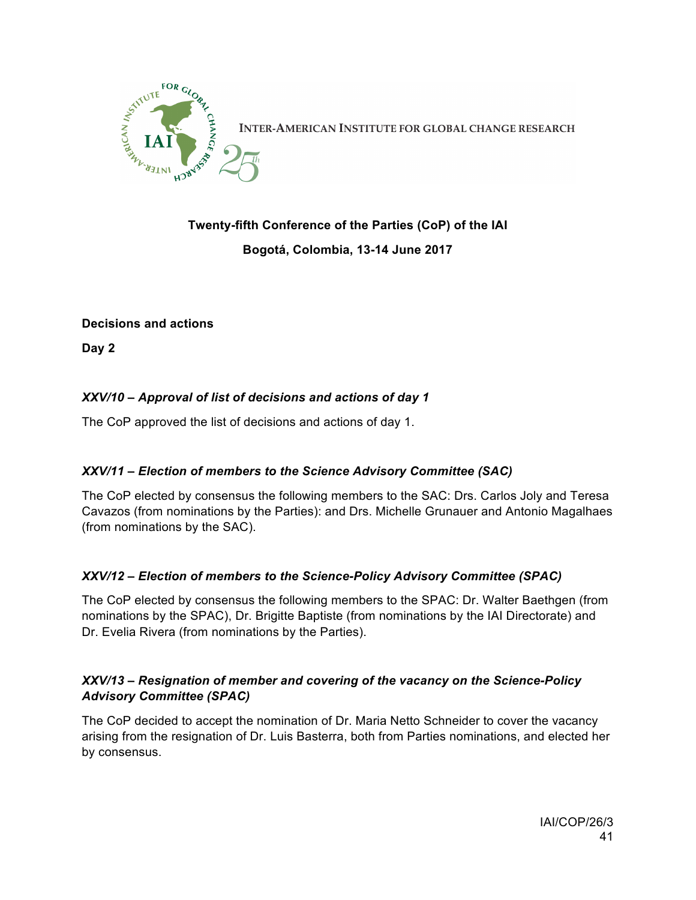INTER-AMERICAN INSTITUTE FOR GLOBAL CHANGE RESEARCH

**Twenty-fifth Conference of the Parties (CoP) of the IAI**

**Bogotá, Colombia, 13-14 June 2017**

**Decisions and actions**

**Day 2**

### *XXV/10 – Approval of list of decisions and actions of day 1*

The CoP approved the list of decisions and actions of day 1.

### *XXV/11 – Election of members to the Science Advisory Committee (SAC)*

The CoP elected by consensus the following members to the SAC: Drs. Carlos Joly and Teresa Cavazos (from nominations by the Parties): and Drs. Michelle Grunauer and Antonio Magalhaes (from nominations by the SAC).

### *XXV/12 – Election of members to the Science-Policy Advisory Committee (SPAC)*

The CoP elected by consensus the following members to the SPAC: Dr. Walter Baethgen (from nominations by the SPAC), Dr. Brigitte Baptiste (from nominations by the IAI Directorate) and Dr. Evelia Rivera (from nominations by the Parties).

### *XXV/13 – Resignation of member and covering of the vacancy on the Science-Policy Advisory Committee (SPAC)*

The CoP decided to accept the nomination of Dr. Maria Netto Schneider to cover the vacancy arising from the resignation of Dr. Luis Basterra, both from Parties nominations, and elected her by consensus.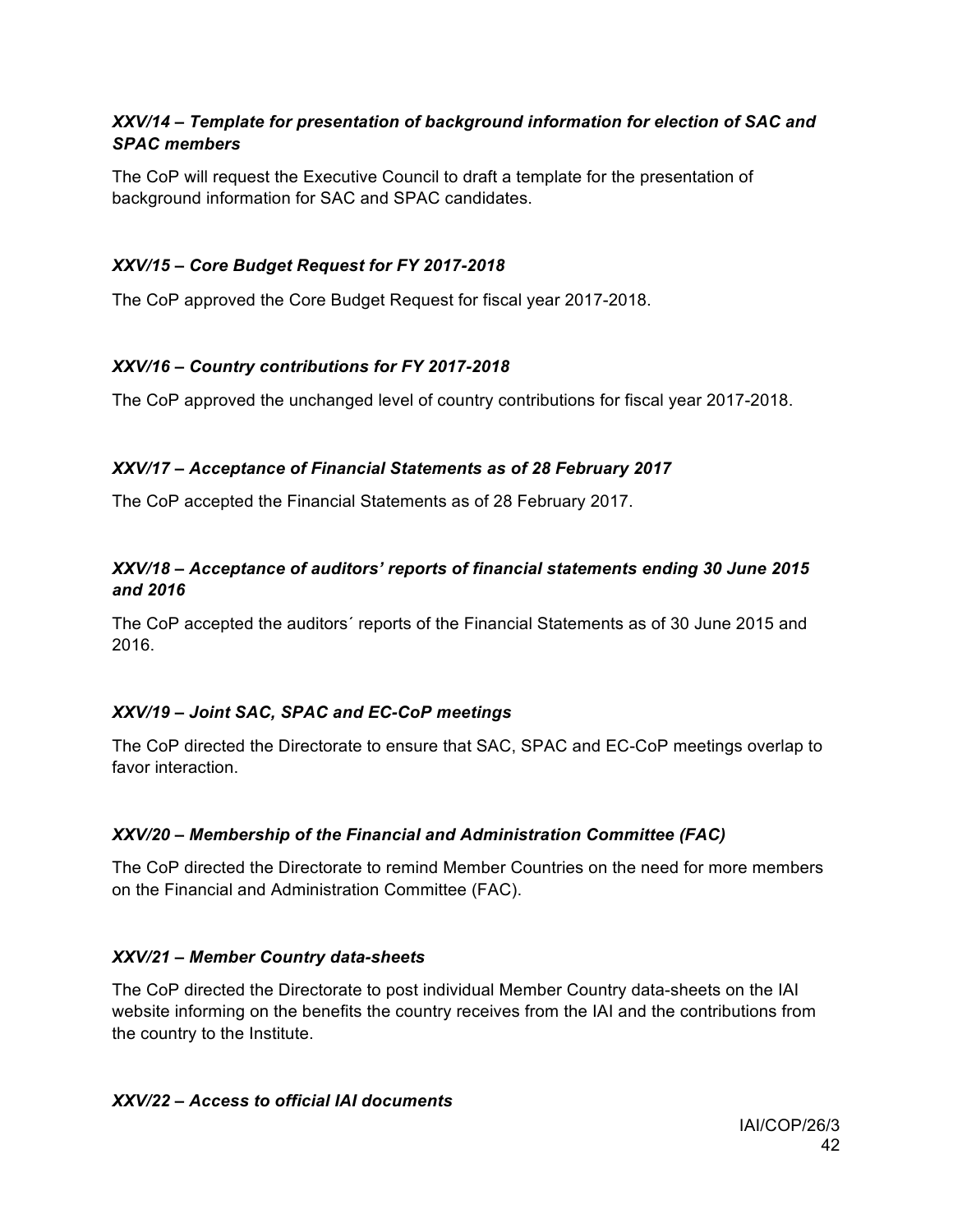***XXV/14 – Template for presentation of background information for election of SAC and SPAC members***

The CoP will request the Executive Council to draft a template for the presentation of background information for SAC and SPAC candidates.

***XXV/15 – Core Budget Request for FY 2017-2018***

The CoP approved the Core Budget Request for fiscal year 2017-2018.

***XXV/16 – Country contributions for FY 2017-2018***

The CoP approved the unchanged level of country contributions for fiscal year 2017-2018.

***XXV/17 – Acceptance of Financial Statements as of 28 February 2017***

The CoP accepted the Financial Statements as of 28 February 2017.

***XXV/18 – Acceptance of auditors' reports of financial statements ending 30 June 2015 and 2016***

The CoP accepted the auditors´ reports of the Financial Statements as of 30 June 2015 and 2016.

***XXV/19 – Joint SAC, SPAC and EC-CoP meetings***

The CoP directed the Directorate to ensure that SAC, SPAC and EC-CoP meetings overlap to favor interaction.

***XXV/20 – Membership of the Financial and Administration Committee (FAC)***

The CoP directed the Directorate to remind Member Countries on the need for more members on the Financial and Administration Committee (FAC).

***XXV/21 – Member Country data-sheets***

The CoP directed the Directorate to post individual Member Country data-sheets on the IAI website informing on the benefits the country receives from the IAI and the contributions from the country to the Institute.

***XXV/22 – Access to official IAI documents***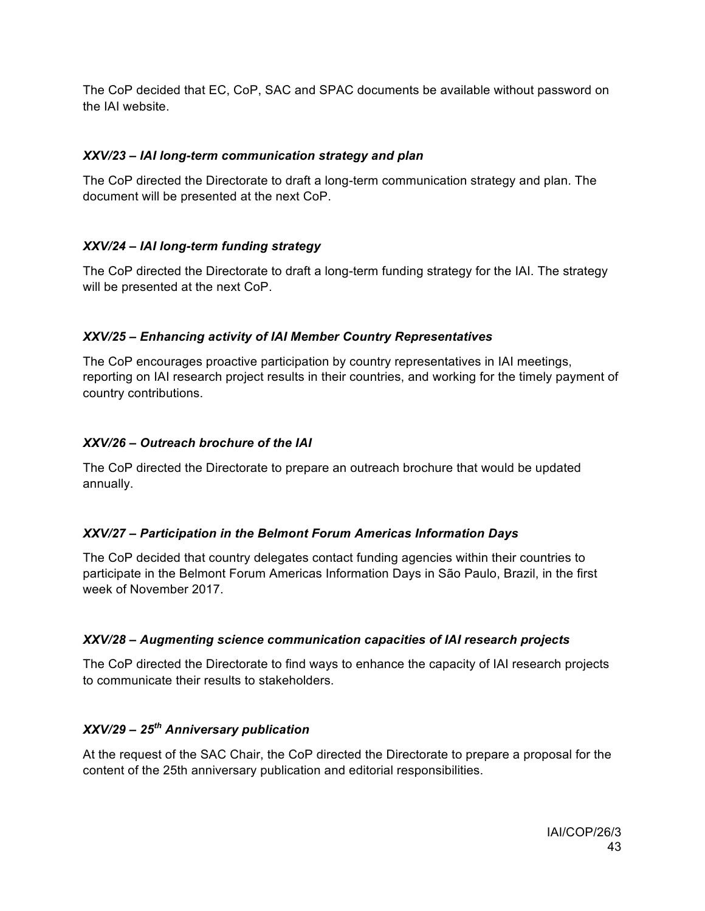The CoP decided that EC, CoP, SAC and SPAC documents be available without password on the IAI website.

### *XXV/23 – IAI long-term communication strategy and plan*

The CoP directed the Directorate to draft a long-term communication strategy and plan. The document will be presented at the next CoP.

### *XXV/24 – IAI long-term funding strategy*

The CoP directed the Directorate to draft a long-term funding strategy for the IAI. The strategy will be presented at the next CoP.

### *XXV/25 – Enhancing activity of IAI Member Country Representatives*

The CoP encourages proactive participation by country representatives in IAI meetings, reporting on IAI research project results in their countries, and working for the timely payment of country contributions.

### *XXV/26 – Outreach brochure of the IAI*

The CoP directed the Directorate to prepare an outreach brochure that would be updated annually.

### *XXV/27 – Participation in the Belmont Forum Americas Information Days*

The CoP decided that country delegates contact funding agencies within their countries to participate in the Belmont Forum Americas Information Days in São Paulo, Brazil, in the first week of November 2017.

### *XXV/28 – Augmenting science communication capacities of IAI research projects*

The CoP directed the Directorate to find ways to enhance the capacity of IAI research projects to communicate their results to stakeholders.

### *XXV/29 – 25th Anniversary publication*

At the request of the SAC Chair, the CoP directed the Directorate to prepare a proposal for the content of the 25th anniversary publication and editorial responsibilities.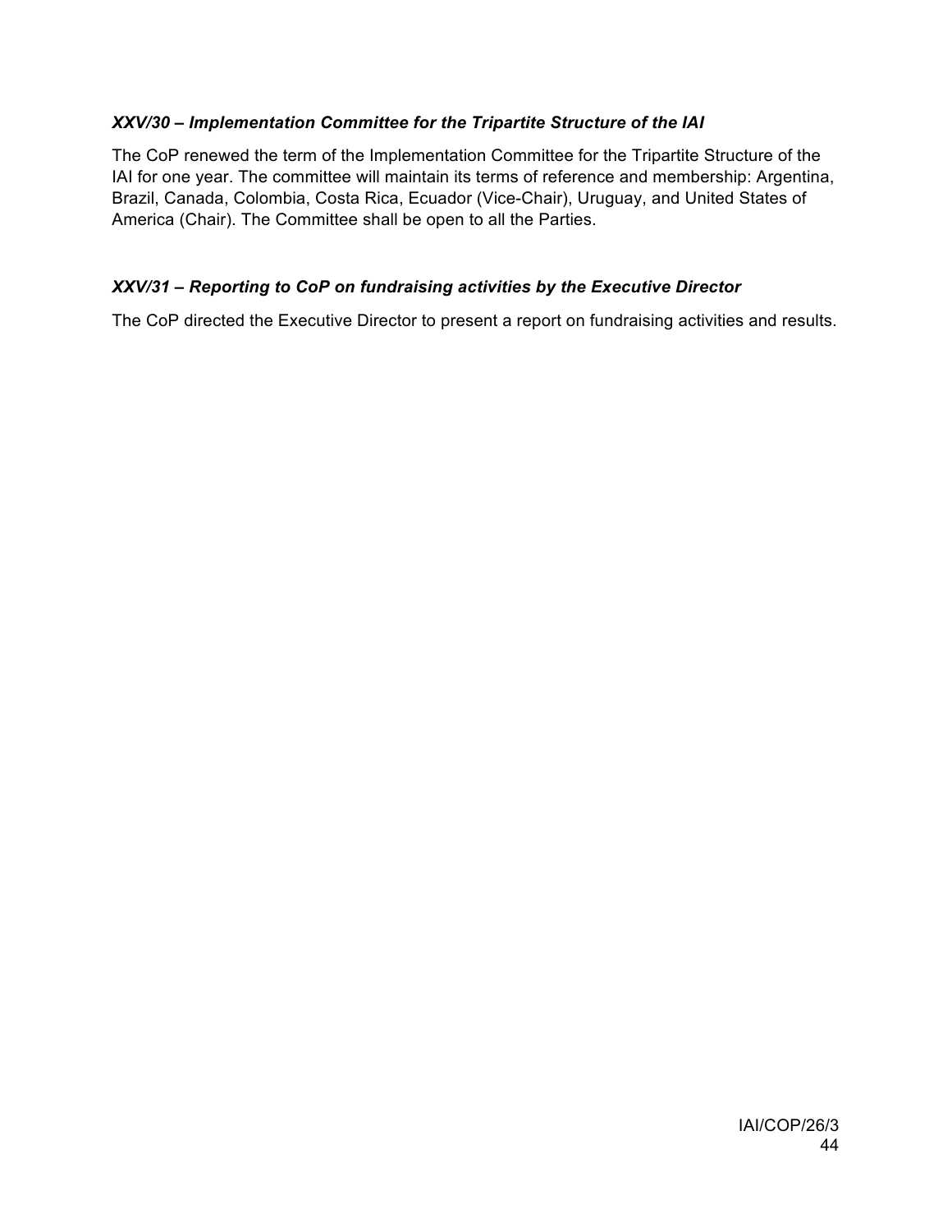### *XXV/30 – Implementation Committee for the Tripartite Structure of the IAI*

The CoP renewed the term of the Implementation Committee for the Tripartite Structure of the IAI for one year. The committee will maintain its terms of reference and membership: Argentina, Brazil, Canada, Colombia, Costa Rica, Ecuador (Vice-Chair), Uruguay, and United States of America (Chair). The Committee shall be open to all the Parties.

### *XXV/31 – Reporting to CoP on fundraising activities by the Executive Director*

The CoP directed the Executive Director to present a report on fundraising activities and results.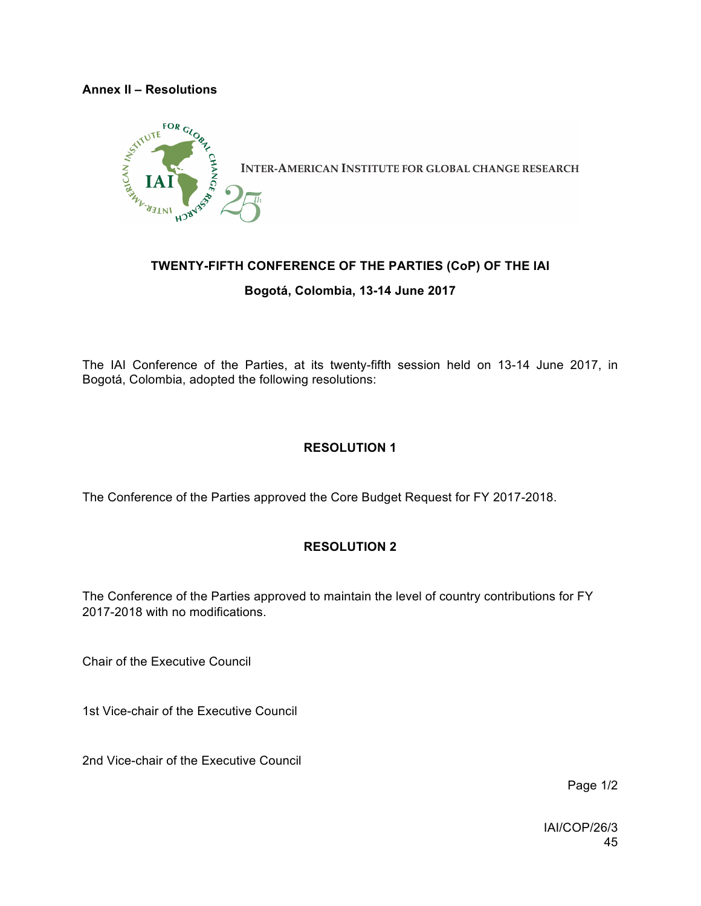**Annex II – Resolutions**

INTER-AMERICAN INSTITUTE FOR GLOBAL CHANGE RESEARCH

**TWENTY-FIFTH CONFERENCE OF THE PARTIES (CoP) OF THE IAI**

**Bogotá, Colombia, 13-14 June 2017**

The IAI Conference of the Parties, at its twenty-fifth session held on 13-14 June 2017, in Bogotá, Colombia, adopted the following resolutions:

**RESOLUTION 1**

The Conference of the Parties approved the Core Budget Request for FY 2017-2018.

**RESOLUTION 2**

The Conference of the Parties approved to maintain the level of country contributions for FY 2017-2018 with no modifications.

Chair of the Executive Council

1st Vice-chair of the Executive Council

2nd Vice-chair of the Executive Council

IAI/COP/26/3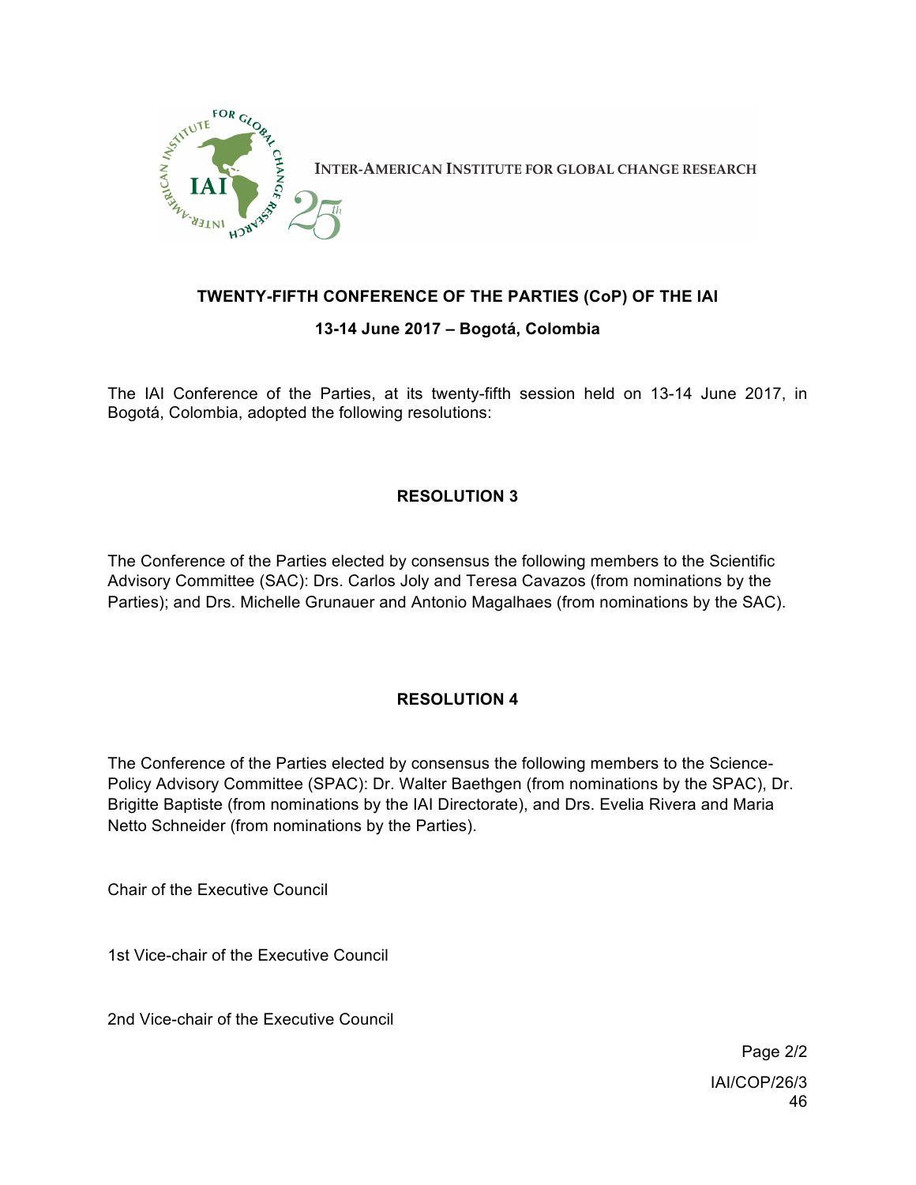INTER-AMERICAN INSTITUTE FOR GLOBAL CHANGE RESEARCH

**TWENTY-FIFTH CONFERENCE OF THE PARTIES (CoP) OF THE IAI**

**13-14 June 2017 – Bogotá, Colombia**

The IAI Conference of the Parties, at its twenty-fifth session held on 13-14 June 2017, in Bogotá, Colombia, adopted the following resolutions:

## RESOLUTION 3

The Conference of the Parties elected by consensus the following members to the Scientific Advisory Committee (SAC): Drs. Carlos Joly and Teresa Cavazos (from nominations by the Parties); and Drs. Michelle Grunauer and Antonio Magalhaes (from nominations by the SAC).

## RESOLUTION 4

The Conference of the Parties elected by consensus the following members to the Science-Policy Advisory Committee (SPAC): Dr. Walter Baethgen (from nominations by the SPAC), Dr. Brigitte Baptiste (from nominations by the IAI Directorate), and Drs. Evelia Rivera and Maria Netto Schneider (from nominations by the Parties).

Chair of the Executive Council

1st Vice-chair of the Executive Council

2nd Vice-chair of the Executive Council

IAI/COP/26/3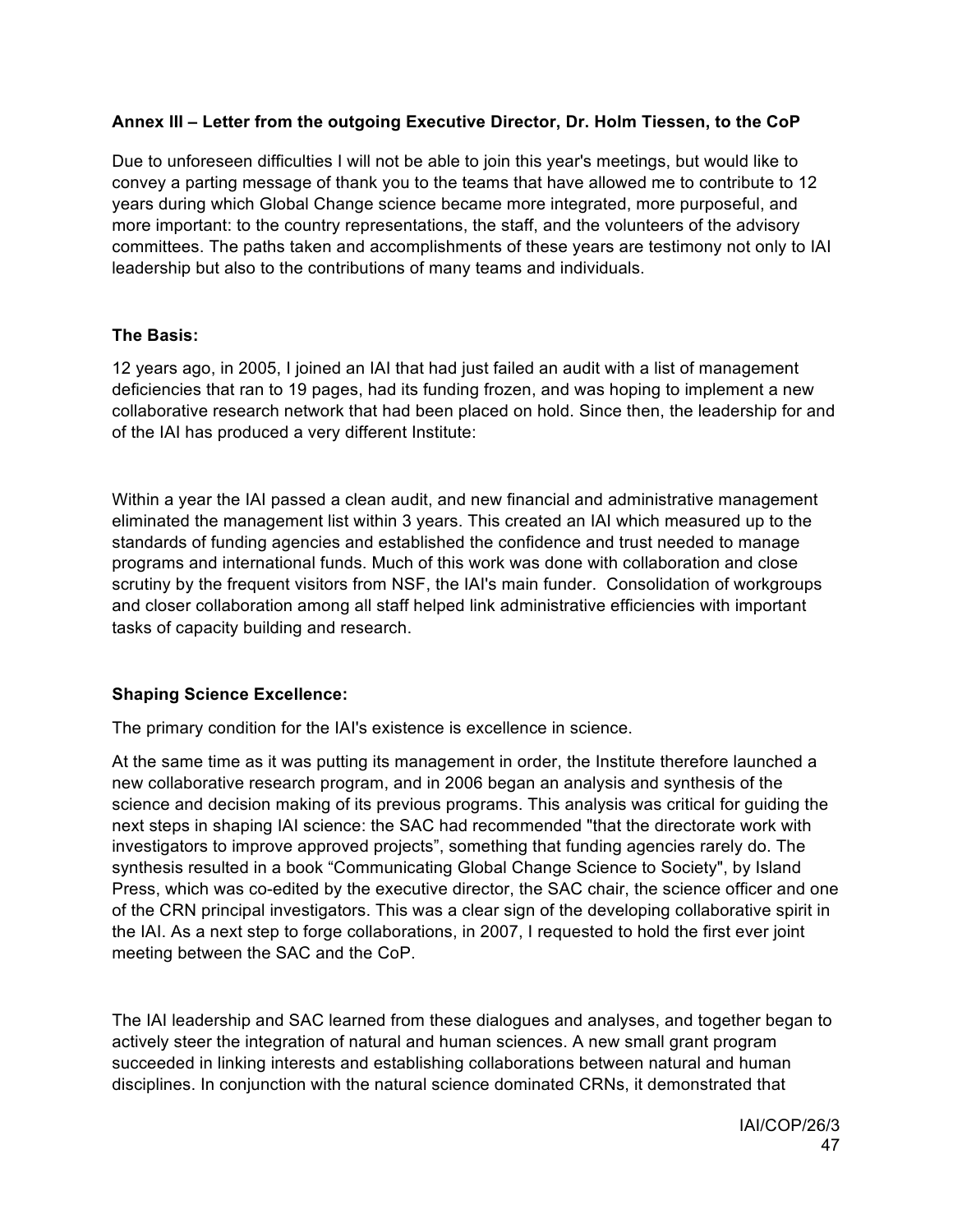**Annex III – Letter from the outgoing Executive Director, Dr. Holm Tiessen, to the CoP**

Due to unforeseen difficulties I will not be able to join this year's meetings, but would like to convey a parting message of thank you to the teams that have allowed me to contribute to 12 years during which Global Change science became more integrated, more purposeful, and more important: to the country representations, the staff, and the volunteers of the advisory committees. The paths taken and accomplishments of these years are testimony not only to IAI leadership but also to the contributions of many teams and individuals.

**The Basis:**

12 years ago, in 2005, I joined an IAI that had just failed an audit with a list of management deficiencies that ran to 19 pages, had its funding frozen, and was hoping to implement a new collaborative research network that had been placed on hold. Since then, the leadership for and of the IAI has produced a very different Institute:

Within a year the IAI passed a clean audit, and new financial and administrative management eliminated the management list within 3 years. This created an IAI which measured up to the standards of funding agencies and established the confidence and trust needed to manage programs and international funds. Much of this work was done with collaboration and close scrutiny by the frequent visitors from NSF, the IAI's main funder. Consolidation of workgroups and closer collaboration among all staff helped link administrative efficiencies with important tasks of capacity building and research.

**Shaping Science Excellence:**

The primary condition for the IAI's existence is excellence in science.

At the same time as it was putting its management in order, the Institute therefore launched a new collaborative research program, and in 2006 began an analysis and synthesis of the science and decision making of its previous programs. This analysis was critical for guiding the next steps in shaping IAI science: the SAC had recommended "that the directorate work with investigators to improve approved projects", something that funding agencies rarely do. The synthesis resulted in a book "Communicating Global Change Science to Society", by Island Press, which was co-edited by the executive director, the SAC chair, the science officer and one of the CRN principal investigators. This was a clear sign of the developing collaborative spirit in the IAI. As a next step to forge collaborations, in 2007, I requested to hold the first ever joint meeting between the SAC and the CoP.

The IAI leadership and SAC learned from these dialogues and analyses, and together began to actively steer the integration of natural and human sciences. A new small grant program succeeded in linking interests and establishing collaborations between natural and human disciplines. In conjunction with the natural science dominated CRNs, it demonstrated that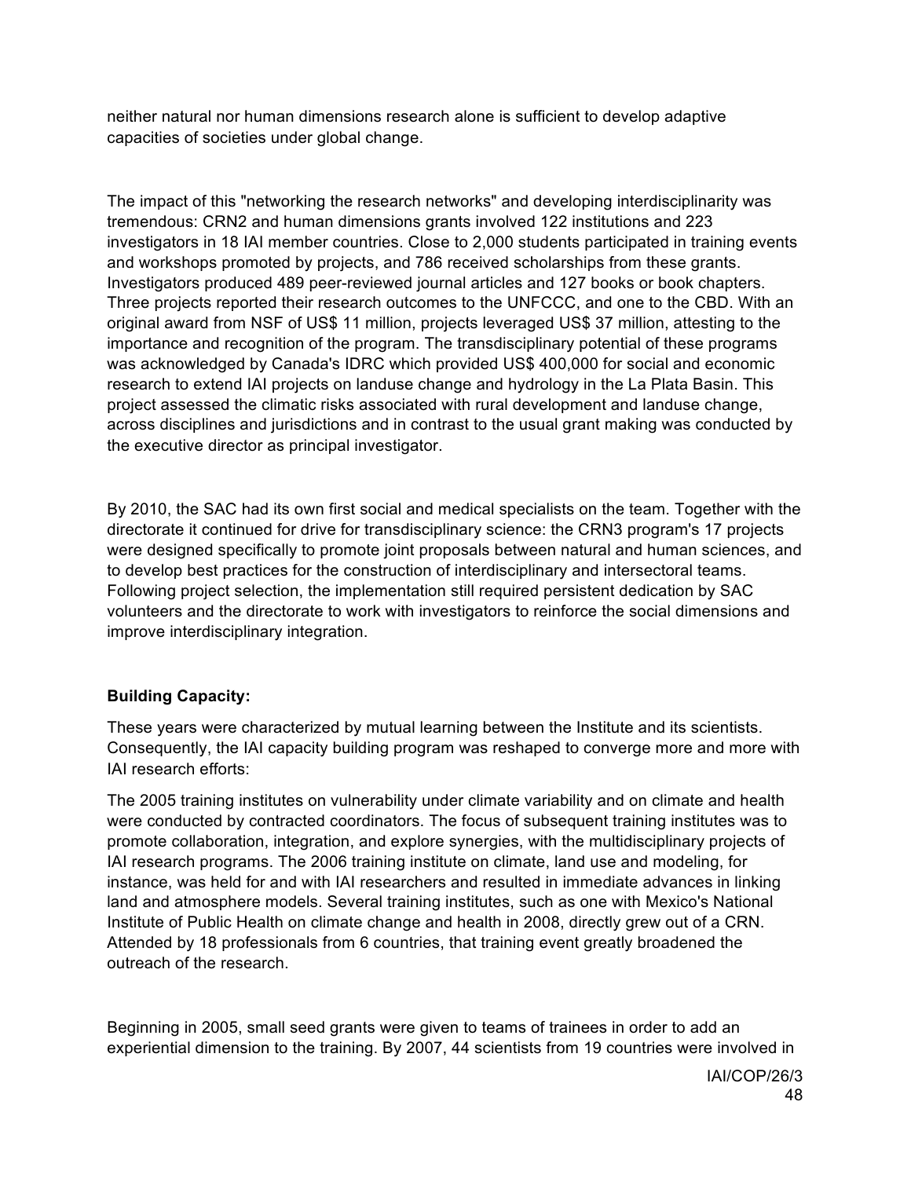neither natural nor human dimensions research alone is sufficient to develop adaptive capacities of societies under global change.

The impact of this "networking the research networks" and developing interdisciplinarity was tremendous: CRN2 and human dimensions grants involved 122 institutions and 223 investigators in 18 IAI member countries. Close to 2,000 students participated in training events and workshops promoted by projects, and 786 received scholarships from these grants. Investigators produced 489 peer-reviewed journal articles and 127 books or book chapters. Three projects reported their research outcomes to the UNFCCC, and one to the CBD. With an original award from NSF of US$ 11 million, projects leveraged US$ 37 million, attesting to the importance and recognition of the program. The transdisciplinary potential of these programs was acknowledged by Canada's IDRC which provided US$ 400,000 for social and economic research to extend IAI projects on landuse change and hydrology in the La Plata Basin. This project assessed the climatic risks associated with rural development and landuse change, across disciplines and jurisdictions and in contrast to the usual grant making was conducted by the executive director as principal investigator.

By 2010, the SAC had its own first social and medical specialists on the team. Together with the directorate it continued for drive for transdisciplinary science: the CRN3 program's 17 projects were designed specifically to promote joint proposals between natural and human sciences, and to develop best practices for the construction of interdisciplinary and intersectoral teams. Following project selection, the implementation still required persistent dedication by SAC volunteers and the directorate to work with investigators to reinforce the social dimensions and improve interdisciplinary integration.

**Building Capacity:**

These years were characterized by mutual learning between the Institute and its scientists. Consequently, the IAI capacity building program was reshaped to converge more and more with IAI research efforts:

The 2005 training institutes on vulnerability under climate variability and on climate and health were conducted by contracted coordinators. The focus of subsequent training institutes was to promote collaboration, integration, and explore synergies, with the multidisciplinary projects of IAI research programs. The 2006 training institute on climate, land use and modeling, for instance, was held for and with IAI researchers and resulted in immediate advances in linking land and atmosphere models. Several training institutes, such as one with Mexico's National Institute of Public Health on climate change and health in 2008, directly grew out of a CRN. Attended by 18 professionals from 6 countries, that training event greatly broadened the outreach of the research.

Beginning in 2005, small seed grants were given to teams of trainees in order to add an experiential dimension to the training. By 2007, 44 scientists from 19 countries were involved in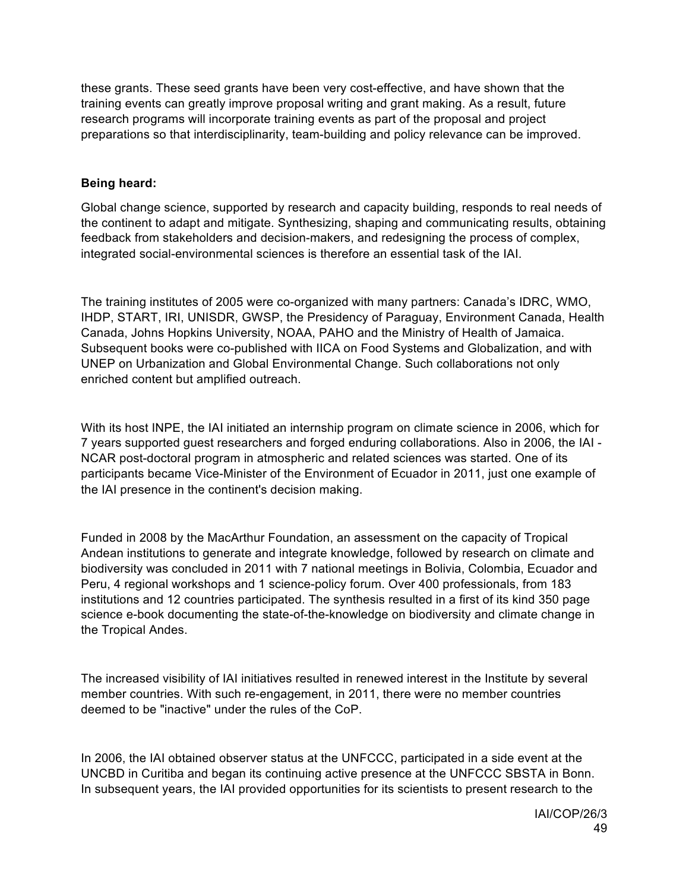these grants. These seed grants have been very cost-effective, and have shown that the training events can greatly improve proposal writing and grant making. As a result, future research programs will incorporate training events as part of the proposal and project preparations so that interdisciplinarity, team-building and policy relevance can be improved.

**Being heard:**

Global change science, supported by research and capacity building, responds to real needs of the continent to adapt and mitigate. Synthesizing, shaping and communicating results, obtaining feedback from stakeholders and decision-makers, and redesigning the process of complex, integrated social-environmental sciences is therefore an essential task of the IAI.

The training institutes of 2005 were co-organized with many partners: Canada's IDRC, WMO, IHDP, START, IRI, UNISDR, GWSP, the Presidency of Paraguay, Environment Canada, Health Canada, Johns Hopkins University, NOAA, PAHO and the Ministry of Health of Jamaica. Subsequent books were co-published with IICA on Food Systems and Globalization, and with UNEP on Urbanization and Global Environmental Change. Such collaborations not only enriched content but amplified outreach.

With its host INPE, the IAI initiated an internship program on climate science in 2006, which for 7 years supported guest researchers and forged enduring collaborations. Also in 2006, the IAI - NCAR post-doctoral program in atmospheric and related sciences was started. One of its participants became Vice-Minister of the Environment of Ecuador in 2011, just one example of the IAI presence in the continent's decision making.

Funded in 2008 by the MacArthur Foundation, an assessment on the capacity of Tropical Andean institutions to generate and integrate knowledge, followed by research on climate and biodiversity was concluded in 2011 with 7 national meetings in Bolivia, Colombia, Ecuador and Peru, 4 regional workshops and 1 science-policy forum. Over 400 professionals, from 183 institutions and 12 countries participated. The synthesis resulted in a first of its kind 350 page science e-book documenting the state-of-the-knowledge on biodiversity and climate change in the Tropical Andes.

The increased visibility of IAI initiatives resulted in renewed interest in the Institute by several member countries. With such re-engagement, in 2011, there were no member countries deemed to be "inactive" under the rules of the CoP.

In 2006, the IAI obtained observer status at the UNFCCC, participated in a side event at the UNCBD in Curitiba and began its continuing active presence at the UNFCCC SBSTA in Bonn. In subsequent years, the IAI provided opportunities for its scientists to present research to the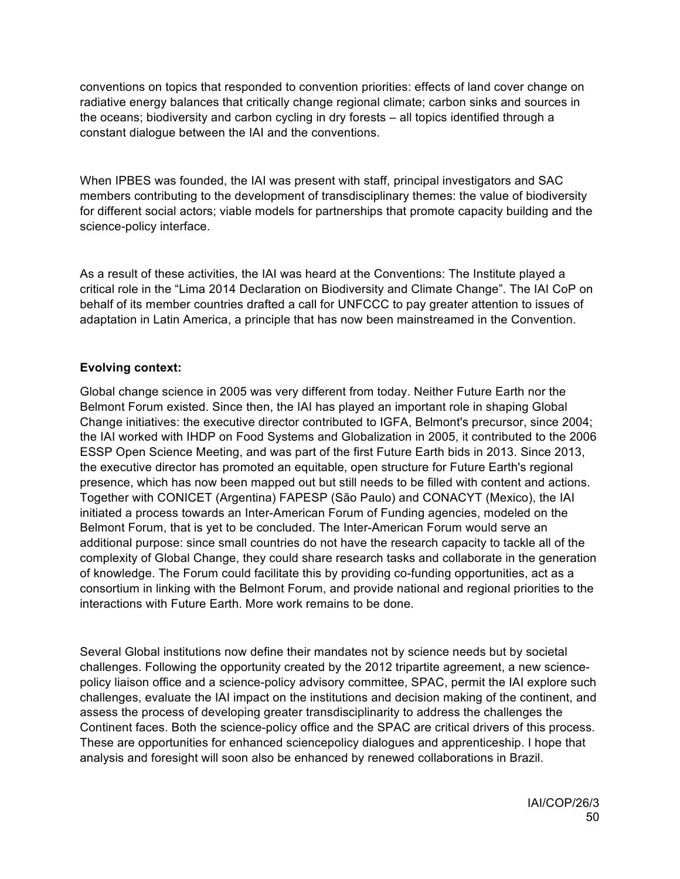conventions on topics that responded to convention priorities: effects of land cover change on radiative energy balances that critically change regional climate; carbon sinks and sources in the oceans; biodiversity and carbon cycling in dry forests – all topics identified through a constant dialogue between the IAI and the conventions.

When IPBES was founded, the IAI was present with staff, principal investigators and SAC members contributing to the development of transdisciplinary themes: the value of biodiversity for different social actors; viable models for partnerships that promote capacity building and the science-policy interface.

As a result of these activities, the IAI was heard at the Conventions: The Institute played a critical role in the "Lima 2014 Declaration on Biodiversity and Climate Change". The IAI CoP on behalf of its member countries drafted a call for UNFCCC to pay greater attention to issues of adaptation in Latin America, a principle that has now been mainstreamed in the Convention.

**Evolving context:**

Global change science in 2005 was very different from today. Neither Future Earth nor the Belmont Forum existed. Since then, the IAI has played an important role in shaping Global Change initiatives: the executive director contributed to IGFA, Belmont's precursor, since 2004; the IAI worked with IHDP on Food Systems and Globalization in 2005, it contributed to the 2006 ESSP Open Science Meeting, and was part of the first Future Earth bids in 2013. Since 2013, the executive director has promoted an equitable, open structure for Future Earth's regional presence, which has now been mapped out but still needs to be filled with content and actions. Together with CONICET (Argentina) FAPESP (São Paulo) and CONACYT (Mexico), the IAI initiated a process towards an Inter-American Forum of Funding agencies, modeled on the Belmont Forum, that is yet to be concluded. The Inter-American Forum would serve an additional purpose: since small countries do not have the research capacity to tackle all of the complexity of Global Change, they could share research tasks and collaborate in the generation of knowledge. The Forum could facilitate this by providing co-funding opportunities, act as a consortium in linking with the Belmont Forum, and provide national and regional priorities to the interactions with Future Earth. More work remains to be done.

Several Global institutions now define their mandates not by science needs but by societal challenges. Following the opportunity created by the 2012 tripartite agreement, a new science-policy liaison office and a science-policy advisory committee, SPAC, permit the IAI explore such challenges, evaluate the IAI impact on the institutions and decision making of the continent, and assess the process of developing greater transdisciplinarity to address the challenges the Continent faces. Both the science-policy office and the SPAC are critical drivers of this process. These are opportunities for enhanced sciencepolicy dialogues and apprenticeship. I hope that analysis and foresight will soon also be enhanced by renewed collaborations in Brazil.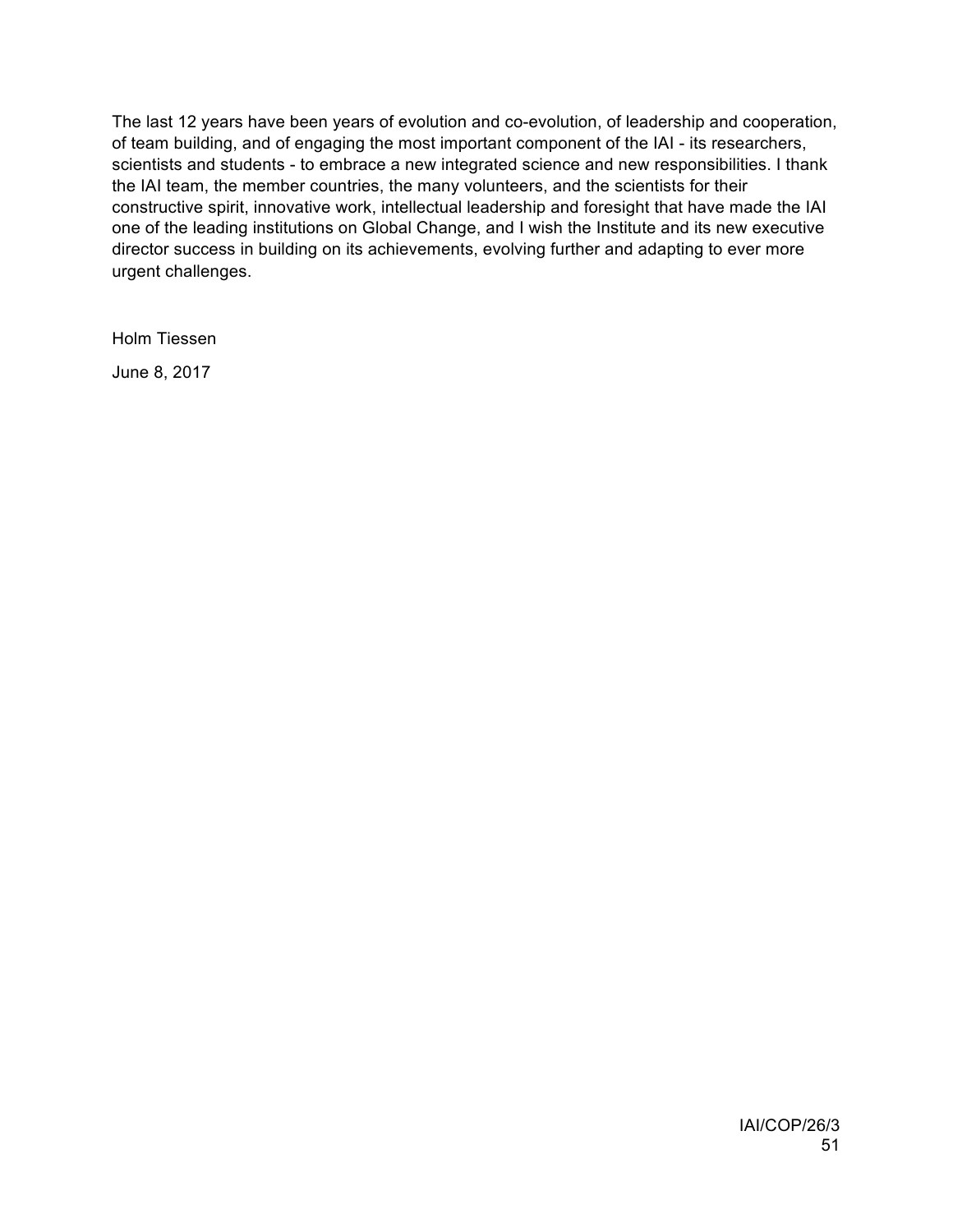The last 12 years have been years of evolution and co-evolution, of leadership and cooperation, of team building, and of engaging the most important component of the IAI - its researchers, scientists and students - to embrace a new integrated science and new responsibilities. I thank the IAI team, the member countries, the many volunteers, and the scientists for their constructive spirit, innovative work, intellectual leadership and foresight that have made the IAI one of the leading institutions on Global Change, and I wish the Institute and its new executive director success in building on its achievements, evolving further and adapting to ever more urgent challenges.

Holm Tiessen

June 8, 2017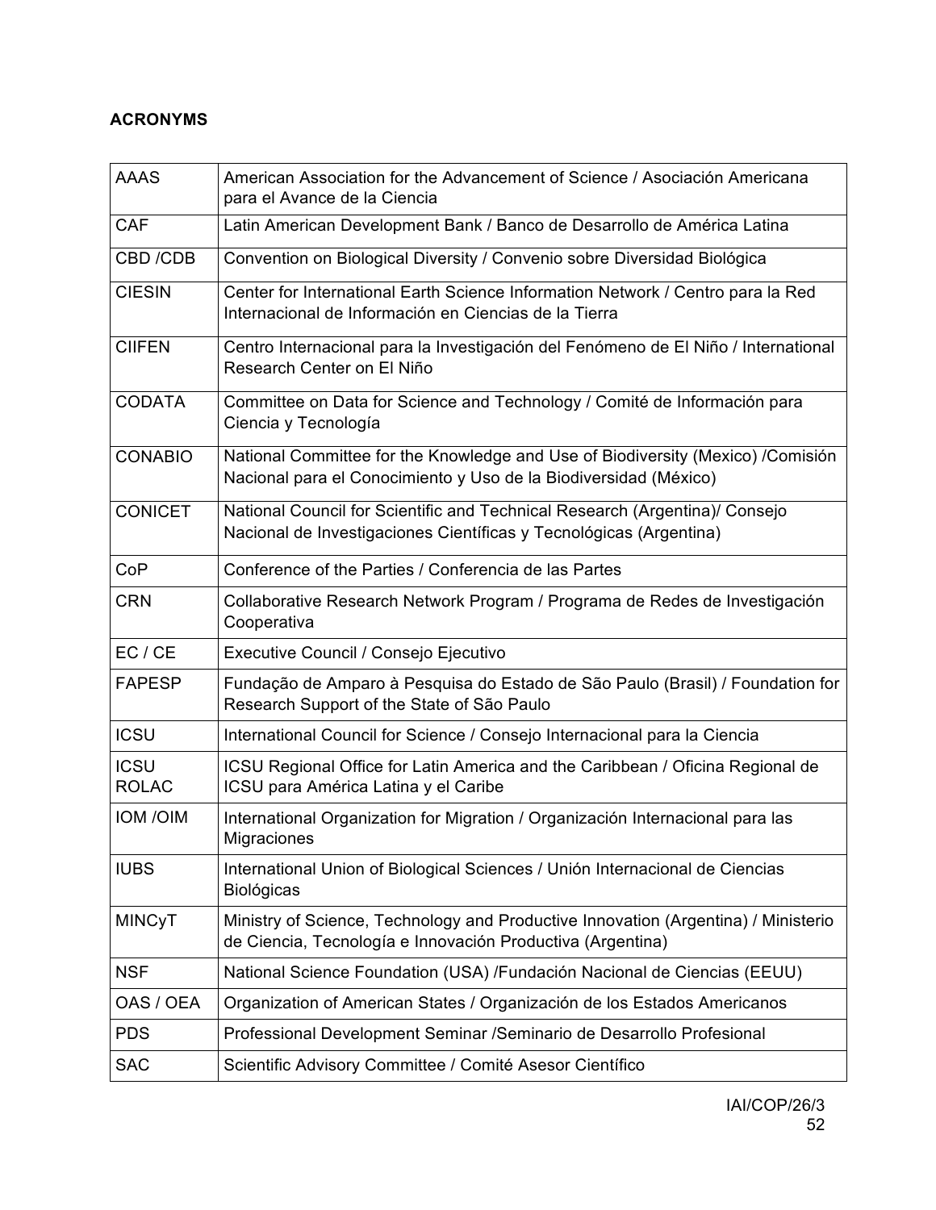**ACRONYMS**

| | |
|---|---|
| AAAS | American Association for the Advancement of Science / Asociación Americana para el Avance de la Ciencia |
| CAF | Latin American Development Bank / Banco de Desarrollo de América Latina |
| CBD /CDB | Convention on Biological Diversity / Convenio sobre Diversidad Biológica |
| CIESIN | Center for International Earth Science Information Network / Centro para la Red Internacional de Información en Ciencias de la Tierra |
| CIIFEN | Centro Internacional para la Investigación del Fenómeno de El Niño / International Research Center on El Niño |
| CODATA | Committee on Data for Science and Technology / Comité de Información para Ciencia y Tecnología |
| CONABIO | National Committee for the Knowledge and Use of Biodiversity (Mexico) /Comisión Nacional para el Conocimiento y Uso de la Biodiversidad (México) |
| CONICET | National Council for Scientific and Technical Research (Argentina)/ Consejo Nacional de Investigaciones Científicas y Tecnológicas (Argentina) |
| CoP | Conference of the Parties / Conferencia de las Partes |
| CRN | Collaborative Research Network Program / Programa de Redes de Investigación Cooperativa |
| EC / CE | Executive Council / Consejo Ejecutivo |
| FAPESP | Fundação de Amparo à Pesquisa do Estado de São Paulo (Brasil) / Foundation for Research Support of the State of São Paulo |
| ICSU | International Council for Science / Consejo Internacional para la Ciencia |
| ICSU ROLAC | ICSU Regional Office for Latin America and the Caribbean / Oficina Regional de ICSU para América Latina y el Caribe |
| IOM /OIM | International Organization for Migration / Organización Internacional para las Migraciones |
| IUBS | International Union of Biological Sciences / Unión Internacional de Ciencias Biológicas |
| MINCyT | Ministry of Science, Technology and Productive Innovation (Argentina) / Ministerio de Ciencia, Tecnología e Innovación Productiva (Argentina) |
| NSF | National Science Foundation (USA) /Fundación Nacional de Ciencias (EEUU) |
| OAS / OEA | Organization of American States / Organización de los Estados Americanos |
| PDS | Professional Development Seminar /Seminario de Desarrollo Profesional |
| SAC | Scientific Advisory Committee / Comité Asesor Científico |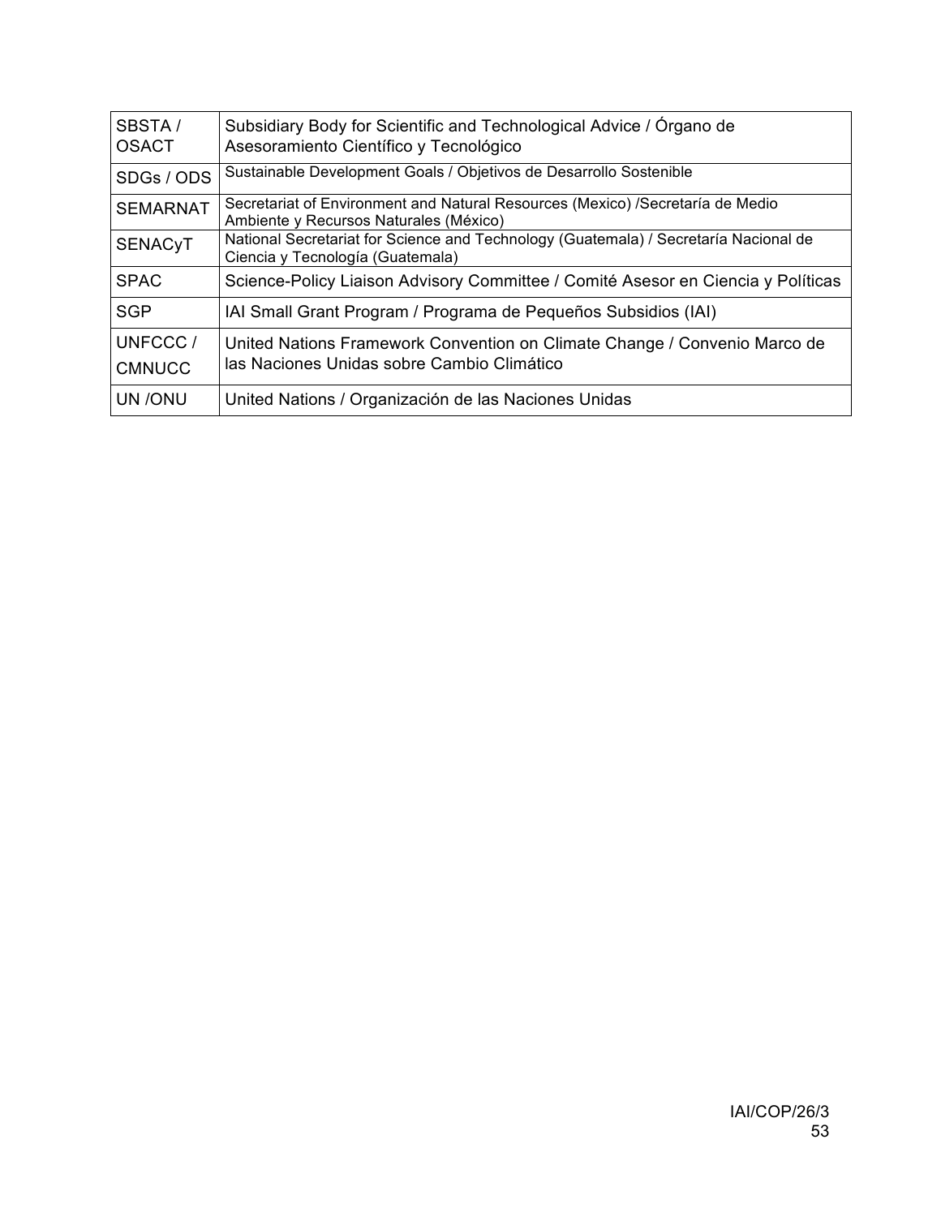| | |
|---|---|
| SBSTA / OSACT | Subsidiary Body for Scientific and Technological Advice / Órgano de Asesoramiento Científico y Tecnológico |
| SDGs / ODS | Sustainable Development Goals / Objetivos de Desarrollo Sostenible |
| SEMARNAT | Secretariat of Environment and Natural Resources (Mexico) /Secretaría de Medio Ambiente y Recursos Naturales (México) |
| SENACyT | National Secretariat for Science and Technology (Guatemala) / Secretaría Nacional de Ciencia y Tecnología (Guatemala) |
| SPAC | Science-Policy Liaison Advisory Committee / Comité Asesor en Ciencia y Políticas |
| SGP | IAI Small Grant Program / Programa de Pequeños Subsidios (IAI) |
| UNFCCC / CMNUCC | United Nations Framework Convention on Climate Change / Convenio Marco de las Naciones Unidas sobre Cambio Climático |
| UN /ONU | United Nations / Organización de las Naciones Unidas |